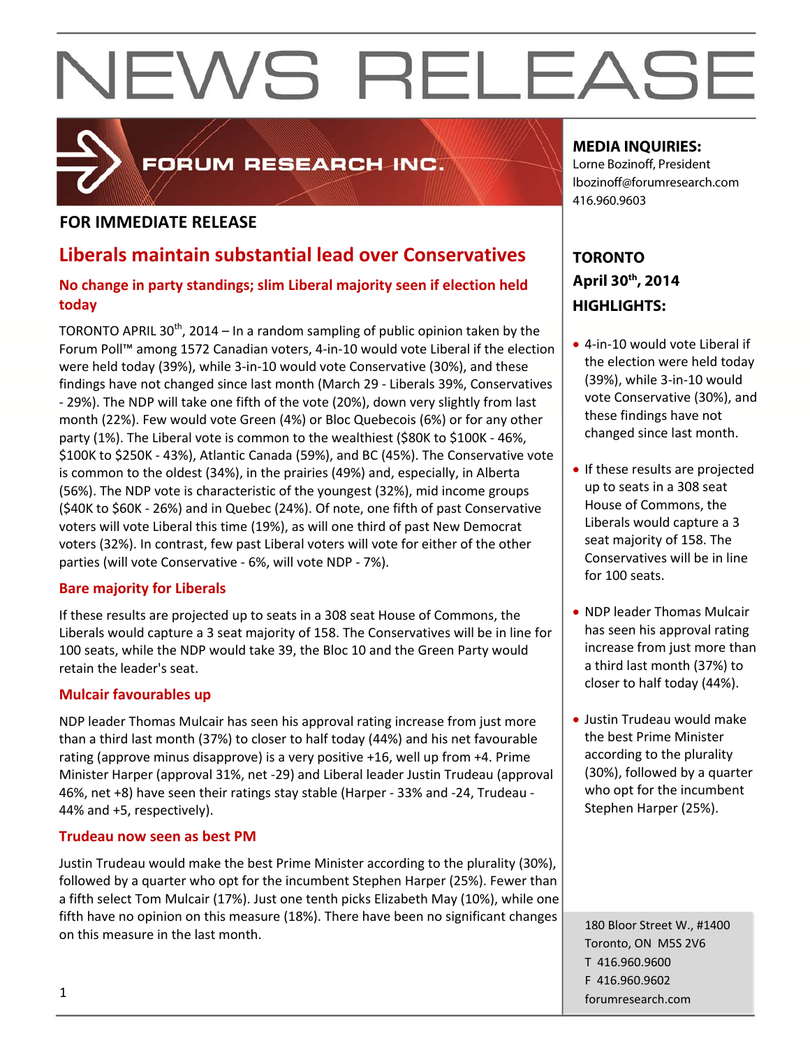# NEWS RELEASE

FORUM RESEARCH INC.

**FOR IMMEDIATE RELEASE**

## Liberals maintain substantial lead over Conservatives

### No change in party standings; slim Liberal majority seen if election held today

TORONTO APRIL 30th, 2014 – In a random sampling of public opinion taken by the Forum Poll™ among 1572 Canadian voters, 4-in-10 would vote Liberal if the election were held today (39%), while 3-in-10 would vote Conservative (30%), and these findings have not changed since last month (March 29 - Liberals 39%, Conservatives - 29%). The NDP will take one fifth of the vote (20%), down very slightly from last month (22%). Few would vote Green (4%) or Bloc Quebecois (6%) or for any other party (1%). The Liberal vote is common to the wealthiest ($80K to $100K - 46%, $100K to $250K - 43%), Atlantic Canada (59%), and BC (45%). The Conservative vote is common to the oldest (34%), in the prairies (49%) and, especially, in Alberta (56%). The NDP vote is characteristic of the youngest (32%), mid income groups ($40K to $60K - 26%) and in Quebec (24%). Of note, one fifth of past Conservative voters will vote Liberal this time (19%), as will one third of past New Democrat voters (32%). In contrast, few past Liberal voters will vote for either of the other parties (will vote Conservative - 6%, will vote NDP - 7%).

### Bare majority for Liberals

If these results are projected up to seats in a 308 seat House of Commons, the Liberals would capture a 3 seat majority of 158. The Conservatives will be in line for 100 seats, while the NDP would take 39, the Bloc 10 and the Green Party would retain the leader's seat.

### Mulcair favourables up

NDP leader Thomas Mulcair has seen his approval rating increase from just more than a third last month (37%) to closer to half today (44%) and his net favourable rating (approve minus disapprove) is a very positive +16, well up from +4. Prime Minister Harper (approval 31%, net -29) and Liberal leader Justin Trudeau (approval 46%, net +8) have seen their ratings stay stable (Harper - 33% and -24, Trudeau - 44% and +5, respectively).

### Trudeau now seen as best PM

Justin Trudeau would make the best Prime Minister according to the plurality (30%), followed by a quarter who opt for the incumbent Stephen Harper (25%). Fewer than a fifth select Tom Mulcair (17%). Just one tenth picks Elizabeth May (10%), while one fifth have no opinion on this measure (18%). There have been no significant changes on this measure in the last month.

**MEDIA INQUIRIES:**
Lorne Bozinoff, President
lbozinoff@forumresearch.com
416.960.9603

**TORONTO**
**April 30th, 2014**
**HIGHLIGHTS:**

- 4-in-10 would vote Liberal if the election were held today (39%), while 3-in-10 would vote Conservative (30%), and these findings have not changed since last month.
- If these results are projected up to seats in a 308 seat House of Commons, the Liberals would capture a 3 seat majority of 158. The Conservatives will be in line for 100 seats.
- NDP leader Thomas Mulcair has seen his approval rating increase from just more than a third last month (37%) to closer to half today (44%).
- Justin Trudeau would make the best Prime Minister according to the plurality (30%), followed by a quarter who opt for the incumbent Stephen Harper (25%).

180 Bloor Street W., #1400
Toronto, ON M5S 2V6
T 416.960.9600
F 416.960.9602
forumresearch.com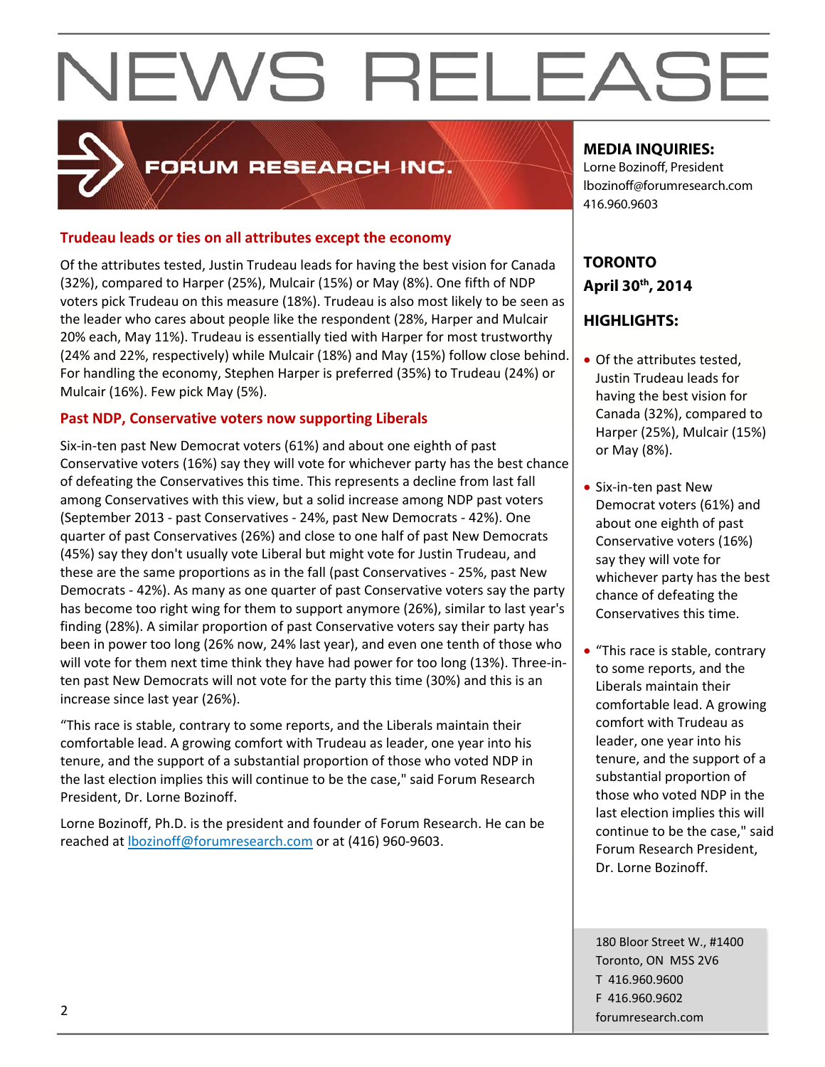# NEWS RELEASE

FORUM RESEARCH INC.

## Trudeau leads or ties on all attributes except the economy

Of the attributes tested, Justin Trudeau leads for having the best vision for Canada (32%), compared to Harper (25%), Mulcair (15%) or May (8%). One fifth of NDP voters pick Trudeau on this measure (18%). Trudeau is also most likely to be seen as the leader who cares about people like the respondent (28%, Harper and Mulcair 20% each, May 11%). Trudeau is essentially tied with Harper for most trustworthy (24% and 22%, respectively) while Mulcair (18%) and May (15%) follow close behind. For handling the economy, Stephen Harper is preferred (35%) to Trudeau (24%) or Mulcair (16%). Few pick May (5%).

## Past NDP, Conservative voters now supporting Liberals

Six-in-ten past New Democrat voters (61%) and about one eighth of past Conservative voters (16%) say they will vote for whichever party has the best chance of defeating the Conservatives this time. This represents a decline from last fall among Conservatives with this view, but a solid increase among NDP past voters (September 2013 - past Conservatives - 24%, past New Democrats - 42%). One quarter of past Conservatives (26%) and close to one half of past New Democrats (45%) say they don't usually vote Liberal but might vote for Justin Trudeau, and these are the same proportions as in the fall (past Conservatives - 25%, past New Democrats - 42%). As many as one quarter of past Conservative voters say the party has become too right wing for them to support anymore (26%), similar to last year's finding (28%). A similar proportion of past Conservative voters say their party has been in power too long (26% now, 24% last year), and even one tenth of those who will vote for them next time think they have had power for too long (13%). Three-in-ten past New Democrats will not vote for the party this time (30%) and this is an increase since last year (26%).

“This race is stable, contrary to some reports, and the Liberals maintain their comfortable lead. A growing comfort with Trudeau as leader, one year into his tenure, and the support of a substantial proportion of those who voted NDP in the last election implies this will continue to be the case," said Forum Research President, Dr. Lorne Bozinoff.

Lorne Bozinoff, Ph.D. is the president and founder of Forum Research. He can be reached at lbozinoff@forumresearch.com or at (416) 960-9603.

**MEDIA INQUIRIES:**

Lorne Bozinoff, President
lbozinoff@forumresearch.com
416.960.9603

**TORONTO**
**April 30th, 2014**

**HIGHLIGHTS:**

- Of the attributes tested, Justin Trudeau leads for having the best vision for Canada (32%), compared to Harper (25%), Mulcair (15%) or May (8%).
- Six-in-ten past New Democrat voters (61%) and about one eighth of past Conservative voters (16%) say they will vote for whichever party has the best chance of defeating the Conservatives this time.
- “This race is stable, contrary to some reports, and the Liberals maintain their comfortable lead. A growing comfort with Trudeau as leader, one year into his tenure, and the support of a substantial proportion of those who voted NDP in the last election implies this will continue to be the case," said Forum Research President, Dr. Lorne Bozinoff.

180 Bloor Street W., #1400
Toronto, ON M5S 2V6
T 416.960.9600
F 416.960.9602
forumresearch.com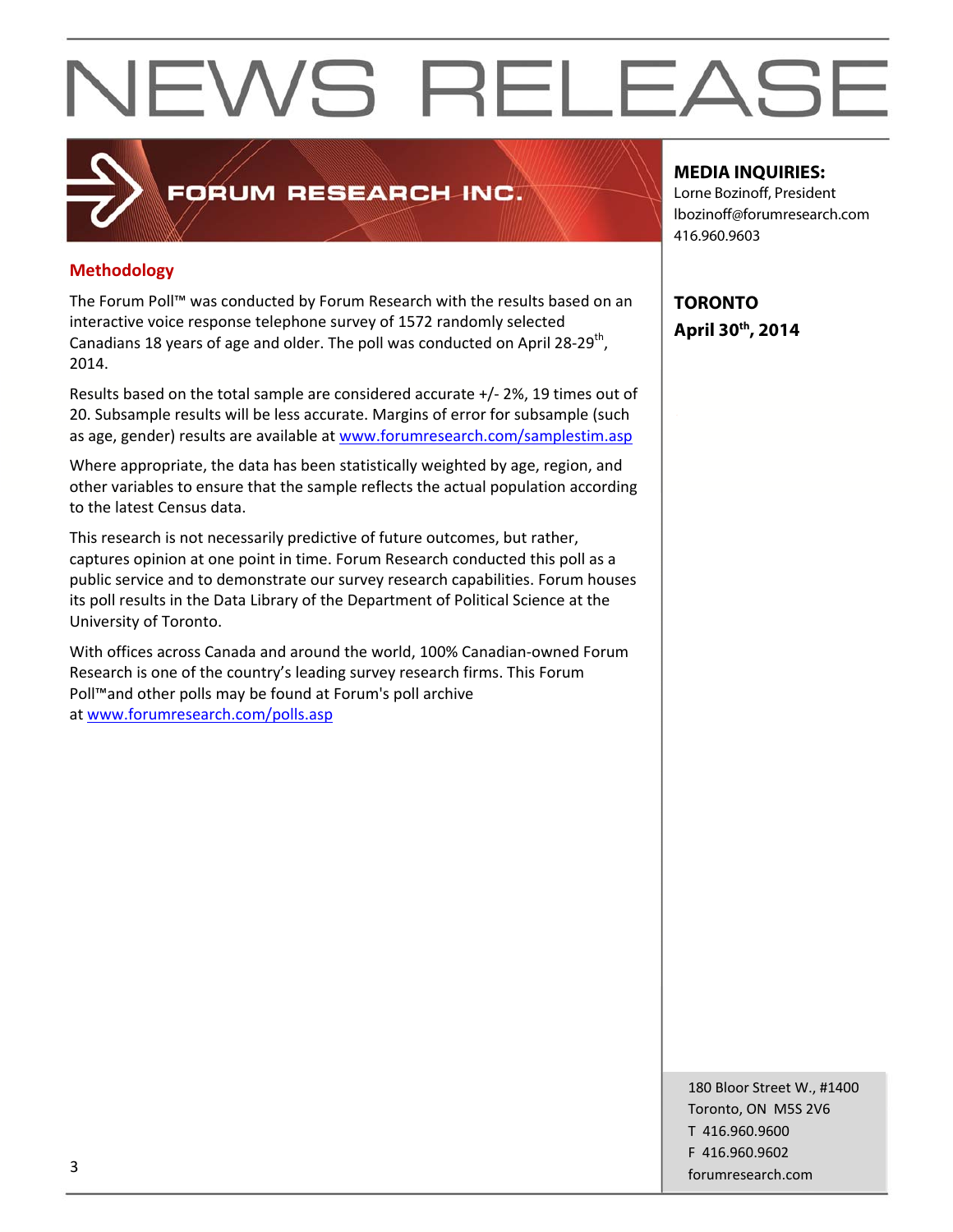# NEWS RELEASE

FORUM RESEARCH INC.

**MEDIA INQUIRIES:**
Lorne Bozinoff, President
lbozinoff@forumresearch.com
416.960.9603

**TORONTO**
**April 30th, 2014**

## Methodology

The Forum Poll™ was conducted by Forum Research with the results based on an interactive voice response telephone survey of 1572 randomly selected Canadians 18 years of age and older. The poll was conducted on April 28-29th, 2014.

Results based on the total sample are considered accurate +/- 2%, 19 times out of 20. Subsample results will be less accurate. Margins of error for subsample (such as age, gender) results are available at www.forumresearch.com/samplestim.asp

Where appropriate, the data has been statistically weighted by age, region, and other variables to ensure that the sample reflects the actual population according to the latest Census data.

This research is not necessarily predictive of future outcomes, but rather, captures opinion at one point in time. Forum Research conducted this poll as a public service and to demonstrate our survey research capabilities. Forum houses its poll results in the Data Library of the Department of Political Science at the University of Toronto.

With offices across Canada and around the world, 100% Canadian-owned Forum Research is one of the country's leading survey research firms. This Forum Poll™and other polls may be found at Forum's poll archive at www.forumresearch.com/polls.asp

180 Bloor Street W., #1400
Toronto, ON M5S 2V6
T 416.960.9600
F 416.960.9602
forumresearch.com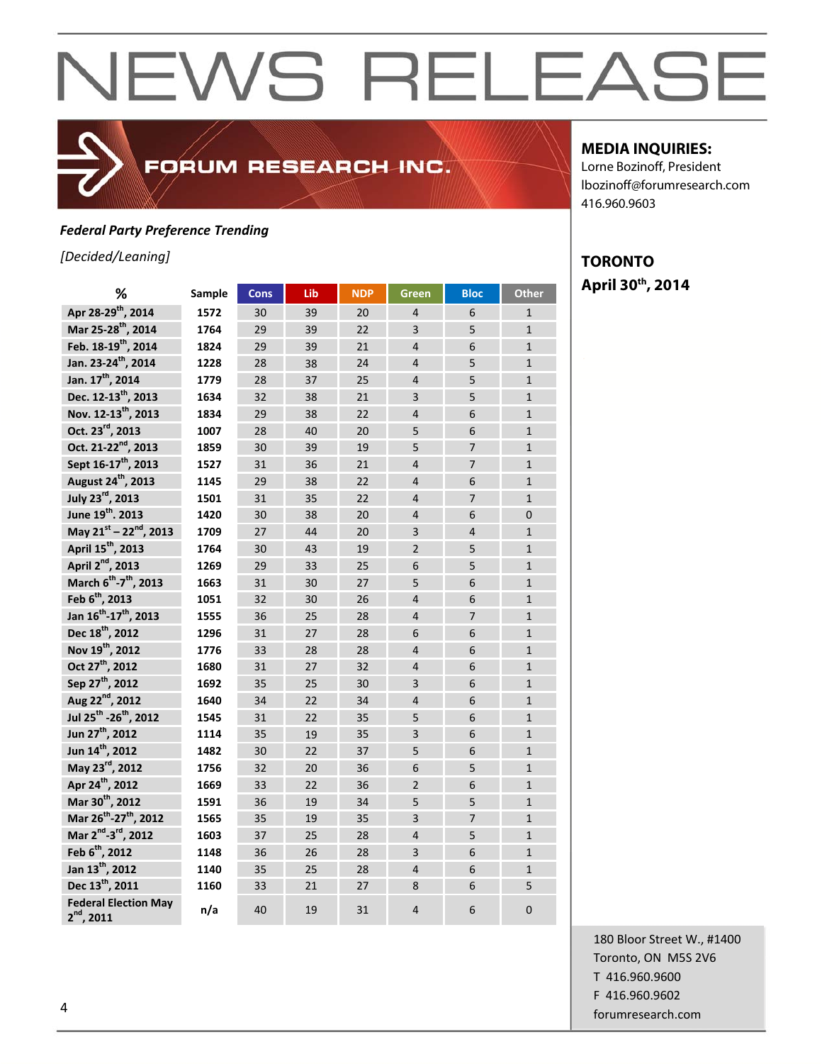# NEWS RELEASE

FORUM RESEARCH INC.

**MEDIA INQUIRIES:**
Lorne Bozinoff, President
lbozinoff@forumresearch.com
416.960.9603

**TORONTO**
**April 30th, 2014**

***Federal Party Preference Trending***

*[Decided/Leaning]*

| % | Sample | Cons | Lib | NDP | Green | Bloc | Other |
|---|---|---|---|---|---|---|---|
| Apr 28-29th, 2014 | 1572 | 30 | 39 | 20 | 4 | 6 | 1 |
| Mar 25-28th, 2014 | 1764 | 29 | 39 | 22 | 3 | 5 | 1 |
| Feb. 18-19th, 2014 | 1824 | 29 | 39 | 21 | 4 | 6 | 1 |
| Jan. 23-24th, 2014 | 1228 | 28 | 38 | 24 | 4 | 5 | 1 |
| Jan. 17th, 2014 | 1779 | 28 | 37 | 25 | 4 | 5 | 1 |
| Dec. 12-13th, 2013 | 1634 | 32 | 38 | 21 | 3 | 5 | 1 |
| Nov. 12-13th, 2013 | 1834 | 29 | 38 | 22 | 4 | 6 | 1 |
| Oct. 23rd, 2013 | 1007 | 28 | 40 | 20 | 5 | 6 | 1 |
| Oct. 21-22nd, 2013 | 1859 | 30 | 39 | 19 | 5 | 7 | 1 |
| Sept 16-17th, 2013 | 1527 | 31 | 36 | 21 | 4 | 7 | 1 |
| August 24th, 2013 | 1145 | 29 | 38 | 22 | 4 | 6 | 1 |
| July 23rd, 2013 | 1501 | 31 | 35 | 22 | 4 | 7 | 1 |
| June 19th. 2013 | 1420 | 30 | 38 | 20 | 4 | 6 | 0 |
| May 21st – 22nd, 2013 | 1709 | 27 | 44 | 20 | 3 | 4 | 1 |
| April 15th, 2013 | 1764 | 30 | 43 | 19 | 2 | 5 | 1 |
| April 2nd, 2013 | 1269 | 29 | 33 | 25 | 6 | 5 | 1 |
| March 6th-7th, 2013 | 1663 | 31 | 30 | 27 | 5 | 6 | 1 |
| Feb 6th, 2013 | 1051 | 32 | 30 | 26 | 4 | 6 | 1 |
| Jan 16th-17th, 2013 | 1555 | 36 | 25 | 28 | 4 | 7 | 1 |
| Dec 18th, 2012 | 1296 | 31 | 27 | 28 | 6 | 6 | 1 |
| Nov 19th, 2012 | 1776 | 33 | 28 | 28 | 4 | 6 | 1 |
| Oct 27th, 2012 | 1680 | 31 | 27 | 32 | 4 | 6 | 1 |
| Sep 27th, 2012 | 1692 | 35 | 25 | 30 | 3 | 6 | 1 |
| Aug 22nd, 2012 | 1640 | 34 | 22 | 34 | 4 | 6 | 1 |
| Jul 25th -26th, 2012 | 1545 | 31 | 22 | 35 | 5 | 6 | 1 |
| Jun 27th, 2012 | 1114 | 35 | 19 | 35 | 3 | 6 | 1 |
| Jun 14th, 2012 | 1482 | 30 | 22 | 37 | 5 | 6 | 1 |
| May 23rd, 2012 | 1756 | 32 | 20 | 36 | 6 | 5 | 1 |
| Apr 24th, 2012 | 1669 | 33 | 22 | 36 | 2 | 6 | 1 |
| Mar 30th, 2012 | 1591 | 36 | 19 | 34 | 5 | 5 | 1 |
| Mar 26th-27th, 2012 | 1565 | 35 | 19 | 35 | 3 | 7 | 1 |
| Mar 2nd-3rd, 2012 | 1603 | 37 | 25 | 28 | 4 | 5 | 1 |
| Feb 6th, 2012 | 1148 | 36 | 26 | 28 | 3 | 6 | 1 |
| Jan 13th, 2012 | 1140 | 35 | 25 | 28 | 4 | 6 | 1 |
| Dec 13th, 2011 | 1160 | 33 | 21 | 27 | 8 | 6 | 5 |
| Federal Election May 2nd, 2011 | n/a | 40 | 19 | 31 | 4 | 6 | 0 |

180 Bloor Street W., #1400
Toronto, ON M5S 2V6
T 416.960.9600
F 416.960.9602
forumresearch.com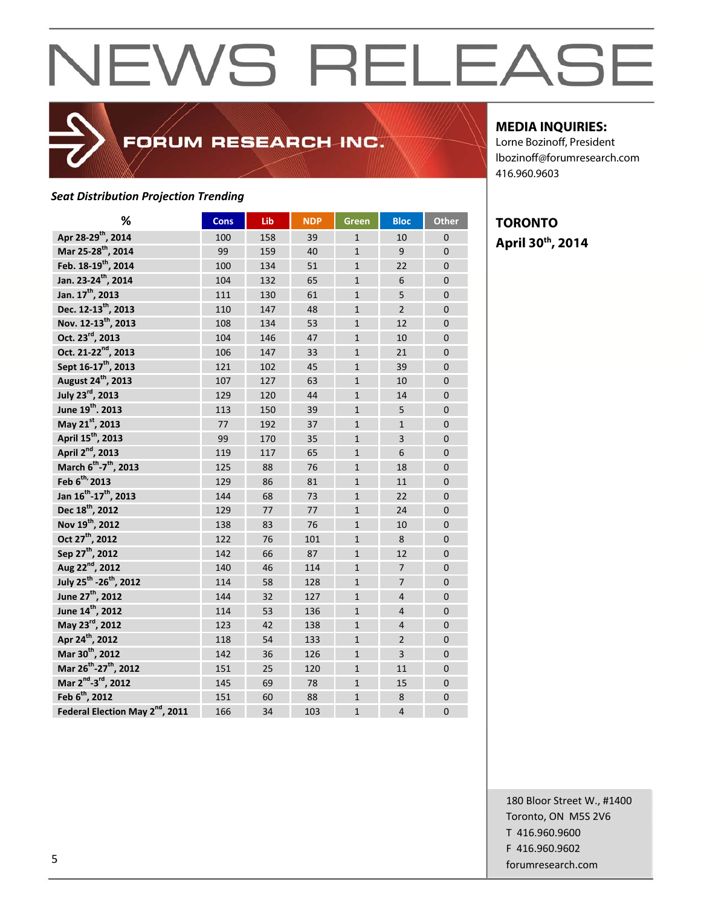# NEWS RELEASE

FORUM RESEARCH INC.

**MEDIA INQUIRIES:**
Lorne Bozinoff, President
lbozinoff@forumresearch.com
416.960.9603

**TORONTO**
**April 30th, 2014**

***Seat Distribution Projection Trending***

| % | Cons | Lib | NDP | Green | Bloc | Other |
|---|---|---|---|---|---|---|
| Apr 28-29th, 2014 | 100 | 158 | 39 | 1 | 10 | 0 |
| Mar 25-28th, 2014 | 99 | 159 | 40 | 1 | 9 | 0 |
| Feb. 18-19th, 2014 | 100 | 134 | 51 | 1 | 22 | 0 |
| Jan. 23-24th, 2014 | 104 | 132 | 65 | 1 | 6 | 0 |
| Jan. 17th, 2013 | 111 | 130 | 61 | 1 | 5 | 0 |
| Dec. 12-13th, 2013 | 110 | 147 | 48 | 1 | 2 | 0 |
| Nov. 12-13th, 2013 | 108 | 134 | 53 | 1 | 12 | 0 |
| Oct. 23rd, 2013 | 104 | 146 | 47 | 1 | 10 | 0 |
| Oct. 21-22nd, 2013 | 106 | 147 | 33 | 1 | 21 | 0 |
| Sept 16-17th, 2013 | 121 | 102 | 45 | 1 | 39 | 0 |
| August 24th, 2013 | 107 | 127 | 63 | 1 | 10 | 0 |
| July 23rd, 2013 | 129 | 120 | 44 | 1 | 14 | 0 |
| June 19th. 2013 | 113 | 150 | 39 | 1 | 5 | 0 |
| May 21st, 2013 | 77 | 192 | 37 | 1 | 1 | 0 |
| April 15th, 2013 | 99 | 170 | 35 | 1 | 3 | 0 |
| April 2nd, 2013 | 119 | 117 | 65 | 1 | 6 | 0 |
| March 6th-7th, 2013 | 125 | 88 | 76 | 1 | 18 | 0 |
| Feb 6th, 2013 | 129 | 86 | 81 | 1 | 11 | 0 |
| Jan 16th-17th, 2013 | 144 | 68 | 73 | 1 | 22 | 0 |
| Dec 18th, 2012 | 129 | 77 | 77 | 1 | 24 | 0 |
| Nov 19th, 2012 | 138 | 83 | 76 | 1 | 10 | 0 |
| Oct 27th, 2012 | 122 | 76 | 101 | 1 | 8 | 0 |
| Sep 27th, 2012 | 142 | 66 | 87 | 1 | 12 | 0 |
| Aug 22nd, 2012 | 140 | 46 | 114 | 1 | 7 | 0 |
| July 25th -26th, 2012 | 114 | 58 | 128 | 1 | 7 | 0 |
| June 27th, 2012 | 144 | 32 | 127 | 1 | 4 | 0 |
| June 14th, 2012 | 114 | 53 | 136 | 1 | 4 | 0 |
| May 23rd, 2012 | 123 | 42 | 138 | 1 | 4 | 0 |
| Apr 24th, 2012 | 118 | 54 | 133 | 1 | 2 | 0 |
| Mar 30th, 2012 | 142 | 36 | 126 | 1 | 3 | 0 |
| Mar 26th-27th, 2012 | 151 | 25 | 120 | 1 | 11 | 0 |
| Mar 2nd-3rd, 2012 | 145 | 69 | 78 | 1 | 15 | 0 |
| Feb 6th, 2012 | 151 | 60 | 88 | 1 | 8 | 0 |
| Federal Election May 2nd, 2011 | 166 | 34 | 103 | 1 | 4 | 0 |

180 Bloor Street W., #1400
Toronto, ON M5S 2V6
T 416.960.9600
F 416.960.9602
forumresearch.com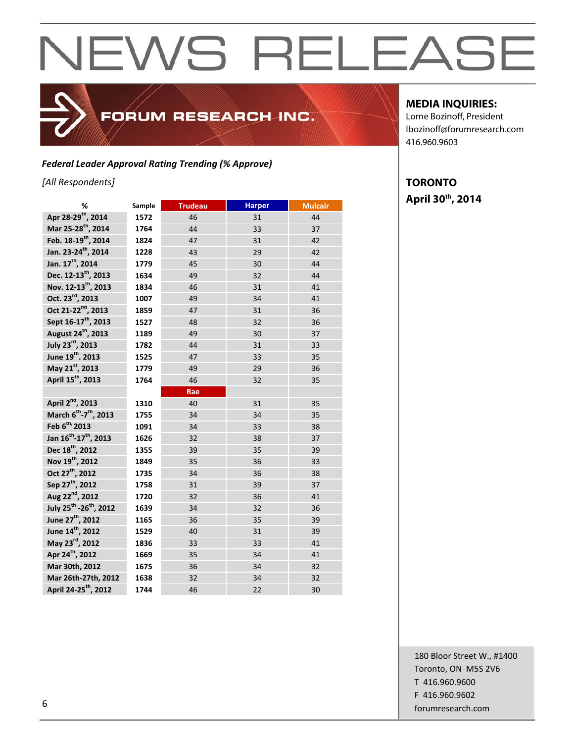# NEWS RELEASE

FORUM RESEARCH INC.

**MEDIA INQUIRIES:**
Lorne Bozinoff, President
lbozinoff@forumresearch.com
416.960.9603

**TORONTO**
**April 30th, 2014**

***Federal Leader Approval Rating Trending (% Approve)***

*[All Respondents]*

| % | Sample | Trudeau | Harper | Mulcair |
|---|---|---|---|---|
| Apr 28-29th, 2014 | 1572 | 46 | 31 | 44 |
| Mar 25-28th, 2014 | 1764 | 44 | 33 | 37 |
| Feb. 18-19th, 2014 | 1824 | 47 | 31 | 42 |
| Jan. 23-24th, 2014 | 1228 | 43 | 29 | 42 |
| Jan. 17th, 2014 | 1779 | 45 | 30 | 44 |
| Dec. 12-13th, 2013 | 1634 | 49 | 32 | 44 |
| Nov. 12-13th, 2013 | 1834 | 46 | 31 | 41 |
| Oct. 23rd, 2013 | 1007 | 49 | 34 | 41 |
| Oct 21-22nd, 2013 | 1859 | 47 | 31 | 36 |
| Sept 16-17th, 2013 | 1527 | 48 | 32 | 36 |
| August 24th, 2013 | 1189 | 49 | 30 | 37 |
| July 23rd, 2013 | 1782 | 44 | 31 | 33 |
| June 19th. 2013 | 1525 | 47 | 33 | 35 |
| May 21st, 2013 | 1779 | 49 | 29 | 36 |
| April 15th, 2013 | 1764 | 46 | 32 | 35 |
| | | Rae | | |
| April 2nd, 2013 | 1310 | 40 | 31 | 35 |
| March 6th-7th, 2013 | 1755 | 34 | 34 | 35 |
| Feb 6th, 2013 | 1091 | 34 | 33 | 38 |
| Jan 16th-17th, 2013 | 1626 | 32 | 38 | 37 |
| Dec 18th, 2012 | 1355 | 39 | 35 | 39 |
| Nov 19th, 2012 | 1849 | 35 | 36 | 33 |
| Oct 27th, 2012 | 1735 | 34 | 36 | 38 |
| Sep 27th, 2012 | 1758 | 31 | 39 | 37 |
| Aug 22nd, 2012 | 1720 | 32 | 36 | 41 |
| July 25th -26th, 2012 | 1639 | 34 | 32 | 36 |
| June 27th, 2012 | 1165 | 36 | 35 | 39 |
| June 14th, 2012 | 1529 | 40 | 31 | 39 |
| May 23rd, 2012 | 1836 | 33 | 33 | 41 |
| Apr 24th, 2012 | 1669 | 35 | 34 | 41 |
| Mar 30th, 2012 | 1675 | 36 | 34 | 32 |
| Mar 26th-27th, 2012 | 1638 | 32 | 34 | 32 |
| April 24-25th, 2012 | 1744 | 46 | 22 | 30 |

180 Bloor Street W., #1400
Toronto, ON M5S 2V6
T 416.960.9600
F 416.960.9602
forumresearch.com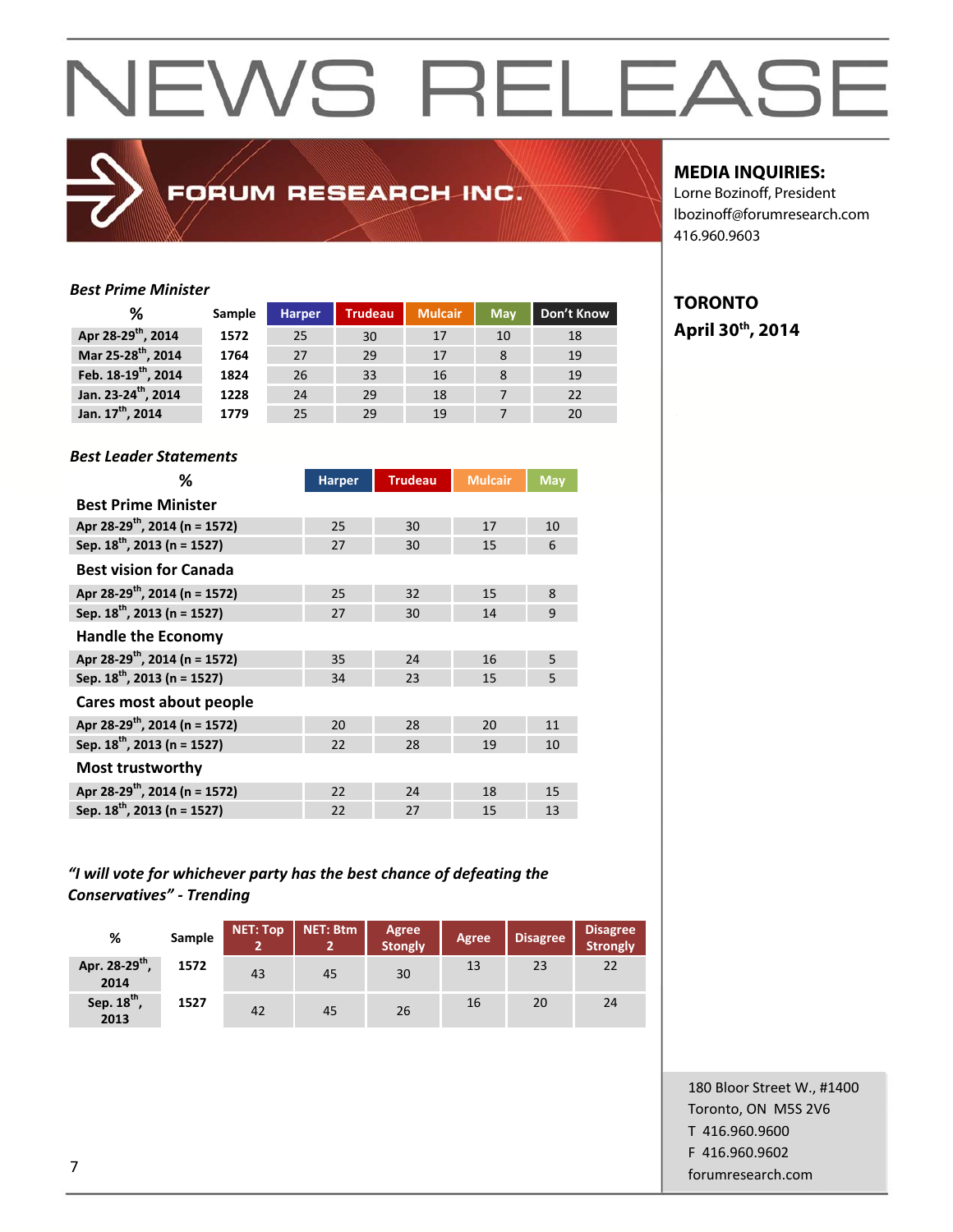# NEWS RELEASE

FORUM RESEARCH INC.

**MEDIA INQUIRIES:**
Lorne Bozinoff, President
lbozinoff@forumresearch.com
416.960.9603

**TORONTO**
**April 30th, 2014**

***Best Prime Minister***

| % | Sample | Harper | Trudeau | Mulcair | May | Don't Know |
|---|---|---|---|---|---|---|
| Apr 28-29th, 2014 | 1572 | 25 | 30 | 17 | 10 | 18 |
| Mar 25-28th, 2014 | 1764 | 27 | 29 | 17 | 8 | 19 |
| Feb. 18-19th, 2014 | 1824 | 26 | 33 | 16 | 8 | 19 |
| Jan. 23-24th, 2014 | 1228 | 24 | 29 | 18 | 7 | 22 |
| Jan. 17th, 2014 | 1779 | 25 | 29 | 19 | 7 | 20 |

***Best Leader Statements***

| % | Harper | Trudeau | Mulcair | May |
|---|---|---|---|---|
| **Best Prime Minister** | | | | |
| Apr 28-29th, 2014 (n = 1572) | 25 | 30 | 17 | 10 |
| Sep. 18th, 2013 (n = 1527) | 27 | 30 | 15 | 6 |
| **Best vision for Canada** | | | | |
| Apr 28-29th, 2014 (n = 1572) | 25 | 32 | 15 | 8 |
| Sep. 18th, 2013 (n = 1527) | 27 | 30 | 14 | 9 |
| **Handle the Economy** | | | | |
| Apr 28-29th, 2014 (n = 1572) | 35 | 24 | 16 | 5 |
| Sep. 18th, 2013 (n = 1527) | 34 | 23 | 15 | 5 |
| **Cares most about people** | | | | |
| Apr 28-29th, 2014 (n = 1572) | 20 | 28 | 20 | 11 |
| Sep. 18th, 2013 (n = 1527) | 22 | 28 | 19 | 10 |
| **Most trustworthy** | | | | |
| Apr 28-29th, 2014 (n = 1572) | 22 | 24 | 18 | 15 |
| Sep. 18th, 2013 (n = 1527) | 22 | 27 | 15 | 13 |

***"I will vote for whichever party has the best chance of defeating the Conservatives" - Trending***

| % | Sample | NET: Top 2 | NET: Btm 2 | Agree Stongly | Agree | Disagree | Disagree Strongly |
|---|---|---|---|---|---|---|---|
| Apr. 28-29th, 2014 | 1572 | 43 | 45 | 30 | 13 | 23 | 22 |
| Sep. 18th, 2013 | 1527 | 42 | 45 | 26 | 16 | 20 | 24 |

180 Bloor Street W., #1400
Toronto, ON M5S 2V6
T 416.960.9600
F 416.960.9602
forumresearch.com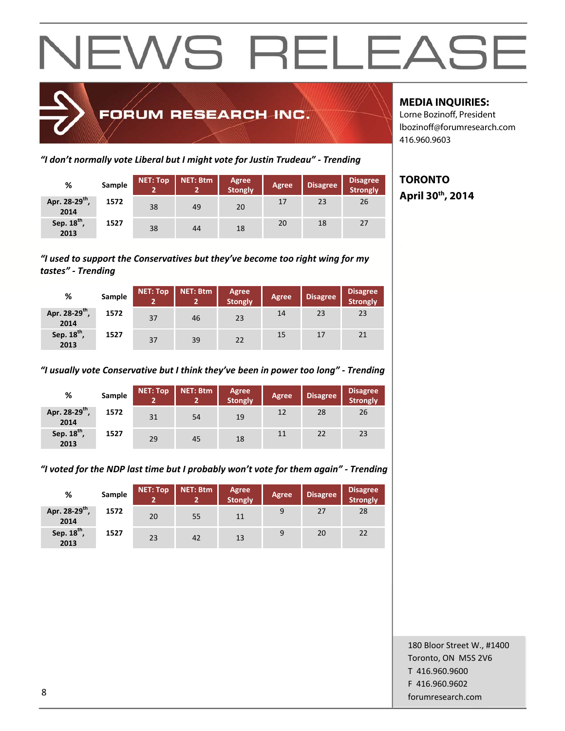# NEWS RELEASE

FORUM RESEARCH INC.

**MEDIA INQUIRIES:**
Lorne Bozinoff, President
lbozinoff@forumresearch.com
416.960.9603

**TORONTO**
**April 30th, 2014**

*"I don't normally vote Liberal but I might vote for Justin Trudeau" - Trending*

| % | Sample | NET: Top 2 | NET: Btm 2 | Agree Stongly | Agree | Disagree | Disagree Strongly |
|---|---|---|---|---|---|---|---|
| Apr. 28-29th, 2014 | 1572 | 38 | 49 | 20 | 17 | 23 | 26 |
| Sep. 18th, 2013 | 1527 | 38 | 44 | 18 | 20 | 18 | 27 |

*"I used to support the Conservatives but they've become too right wing for my tastes" - Trending*

| % | Sample | NET: Top 2 | NET: Btm 2 | Agree Stongly | Agree | Disagree | Disagree Strongly |
|---|---|---|---|---|---|---|---|
| Apr. 28-29th, 2014 | 1572 | 37 | 46 | 23 | 14 | 23 | 23 |
| Sep. 18th, 2013 | 1527 | 37 | 39 | 22 | 15 | 17 | 21 |

*"I usually vote Conservative but I think they've been in power too long" - Trending*

| % | Sample | NET: Top 2 | NET: Btm 2 | Agree Stongly | Agree | Disagree | Disagree Strongly |
|---|---|---|---|---|---|---|---|
| Apr. 28-29th, 2014 | 1572 | 31 | 54 | 19 | 12 | 28 | 26 |
| Sep. 18th, 2013 | 1527 | 29 | 45 | 18 | 11 | 22 | 23 |

*"I voted for the NDP last time but I probably won't vote for them again" - Trending*

| % | Sample | NET: Top 2 | NET: Btm 2 | Agree Stongly | Agree | Disagree | Disagree Strongly |
|---|---|---|---|---|---|---|---|
| Apr. 28-29th, 2014 | 1572 | 20 | 55 | 11 | 9 | 27 | 28 |
| Sep. 18th, 2013 | 1527 | 23 | 42 | 13 | 9 | 20 | 22 |

180 Bloor Street W., #1400
Toronto, ON M5S 2V6
T 416.960.9600
F 416.960.9602
forumresearch.com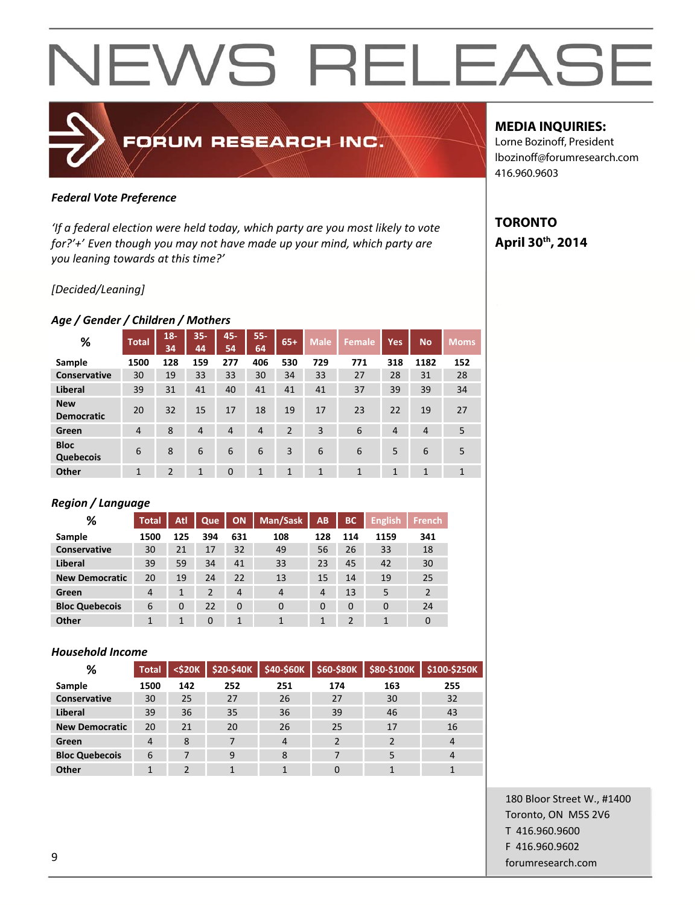# NEWS RELEASE

FORUM RESEARCH INC.

**MEDIA INQUIRIES:**
Lorne Bozinoff, President
lbozinoff@forumresearch.com
416.960.9603

**TORONTO**
**April 30th, 2014**

***Federal Vote Preference***

*'If a federal election were held today, which party are you most likely to vote for?'+' Even though you may not have made up your mind, which party are you leaning towards at this time?'*

*[Decided/Leaning]*

***Age / Gender / Children / Mothers***

| % | Total | 18-34 | 35-44 | 45-54 | 55-64 | 65+ | Male | Female | Yes | No | Moms |
|---|---|---|---|---|---|---|---|---|---|---|---|
| Sample | 1500 | 128 | 159 | 277 | 406 | 530 | 729 | 771 | 318 | 1182 | 152 |
| Conservative | 30 | 19 | 33 | 33 | 30 | 34 | 33 | 27 | 28 | 31 | 28 |
| Liberal | 39 | 31 | 41 | 40 | 41 | 41 | 41 | 37 | 39 | 39 | 34 |
| New Democratic | 20 | 32 | 15 | 17 | 18 | 19 | 17 | 23 | 22 | 19 | 27 |
| Green | 4 | 8 | 4 | 4 | 4 | 2 | 3 | 6 | 4 | 4 | 5 |
| Bloc Quebecois | 6 | 8 | 6 | 6 | 6 | 3 | 6 | 6 | 5 | 6 | 5 |
| Other | 1 | 2 | 1 | 0 | 1 | 1 | 1 | 1 | 1 | 1 | 1 |

***Region / Language***

| % | Total | Atl | Que | ON | Man/Sask | AB | BC | English | French |
|---|---|---|---|---|---|---|---|---|---|
| Sample | 1500 | 125 | 394 | 631 | 108 | 128 | 114 | 1159 | 341 |
| Conservative | 30 | 21 | 17 | 32 | 49 | 56 | 26 | 33 | 18 |
| Liberal | 39 | 59 | 34 | 41 | 33 | 23 | 45 | 42 | 30 |
| New Democratic | 20 | 19 | 24 | 22 | 13 | 15 | 14 | 19 | 25 |
| Green | 4 | 1 | 2 | 4 | 4 | 4 | 13 | 5 | 2 |
| Bloc Quebecois | 6 | 0 | 22 | 0 | 0 | 0 | 0 | 0 | 24 |
| Other | 1 | 1 | 0 | 1 | 1 | 1 | 2 | 1 | 0 |

***Household Income***

| % | Total | <$20K | $20-$40K | $40-$60K | $60-$80K | $80-$100K | $100-$250K |
|---|---|---|---|---|---|---|---|
| Sample | 1500 | 142 | 252 | 251 | 174 | 163 | 255 |
| Conservative | 30 | 25 | 27 | 26 | 27 | 30 | 32 |
| Liberal | 39 | 36 | 35 | 36 | 39 | 46 | 43 |
| New Democratic | 20 | 21 | 20 | 26 | 25 | 17 | 16 |
| Green | 4 | 8 | 7 | 4 | 2 | 2 | 4 |
| Bloc Quebecois | 6 | 7 | 9 | 8 | 7 | 5 | 4 |
| Other | 1 | 2 | 1 | 1 | 0 | 1 | 1 |

180 Bloor Street W., #1400
Toronto, ON M5S 2V6
T 416.960.9600
F 416.960.9602
forumresearch.com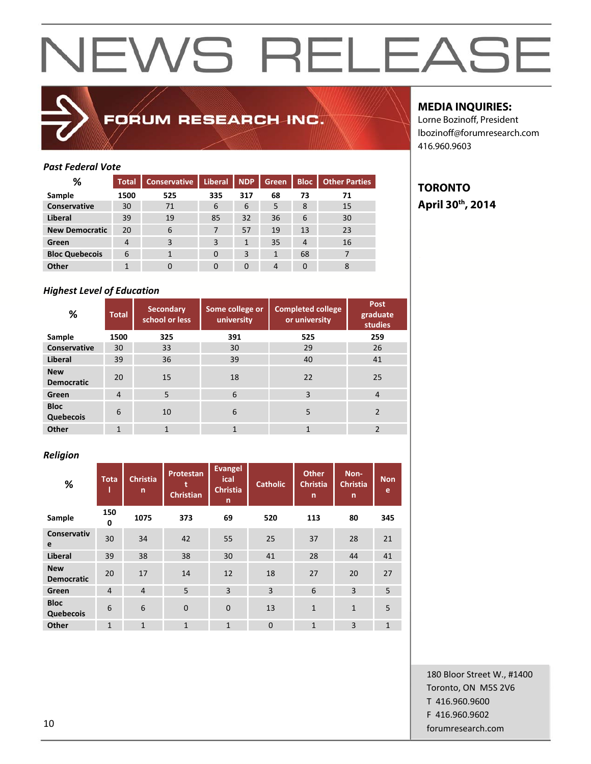# NEWS RELEASE

FORUM RESEARCH INC.

**MEDIA INQUIRIES:**
Lorne Bozinoff, President
lbozinoff@forumresearch.com
416.960.9603

**TORONTO**
**April 30th, 2014**

### *Past Federal Vote*

| % | Total | Conservative | Liberal | NDP | Green | Bloc | Other Parties |
|---|---|---|---|---|---|---|---|
| **Sample** | **1500** | **525** | **335** | **317** | **68** | **73** | **71** |
| **Conservative** | 30 | 71 | 6 | 6 | 5 | 8 | 15 |
| **Liberal** | 39 | 19 | 85 | 32 | 36 | 6 | 30 |
| **New Democratic** | 20 | 6 | 7 | 57 | 19 | 13 | 23 |
| **Green** | 4 | 3 | 3 | 1 | 35 | 4 | 16 |
| **Bloc Quebecois** | 6 | 1 | 0 | 3 | 1 | 68 | 7 |
| **Other** | 1 | 0 | 0 | 0 | 4 | 0 | 8 |

### *Highest Level of Education*

| % | Total | Secondary school or less | Some college or university | Completed college or university | Post graduate studies |
|---|---|---|---|---|---|
| **Sample** | **1500** | **325** | **391** | **525** | **259** |
| **Conservative** | 30 | 33 | 30 | 29 | 26 |
| **Liberal** | 39 | 36 | 39 | 40 | 41 |
| **New Democratic** | 20 | 15 | 18 | 22 | 25 |
| **Green** | 4 | 5 | 6 | 3 | 4 |
| **Bloc Quebecois** | 6 | 10 | 6 | 5 | 2 |
| **Other** | 1 | 1 | 1 | 1 | 2 |

### *Religion*

| % | Total | Christian | Protestant Christian | Evangelical Christian | Catholic | Other Christian | Non-Christian | None |
|---|---|---|---|---|---|---|---|---|
| **Sample** | **1500** | **1075** | **373** | **69** | **520** | **113** | **80** | **345** |
| **Conservative** | 30 | 34 | 42 | 55 | 25 | 37 | 28 | 21 |
| **Liberal** | 39 | 38 | 38 | 30 | 41 | 28 | 44 | 41 |
| **New Democratic** | 20 | 17 | 14 | 12 | 18 | 27 | 20 | 27 |
| **Green** | 4 | 4 | 5 | 3 | 3 | 6 | 3 | 5 |
| **Bloc Quebecois** | 6 | 6 | 0 | 0 | 13 | 1 | 1 | 5 |
| **Other** | 1 | 1 | 1 | 1 | 0 | 1 | 3 | 1 |

180 Bloor Street W., #1400
Toronto, ON M5S 2V6
T 416.960.9600
F 416.960.9602
forumresearch.com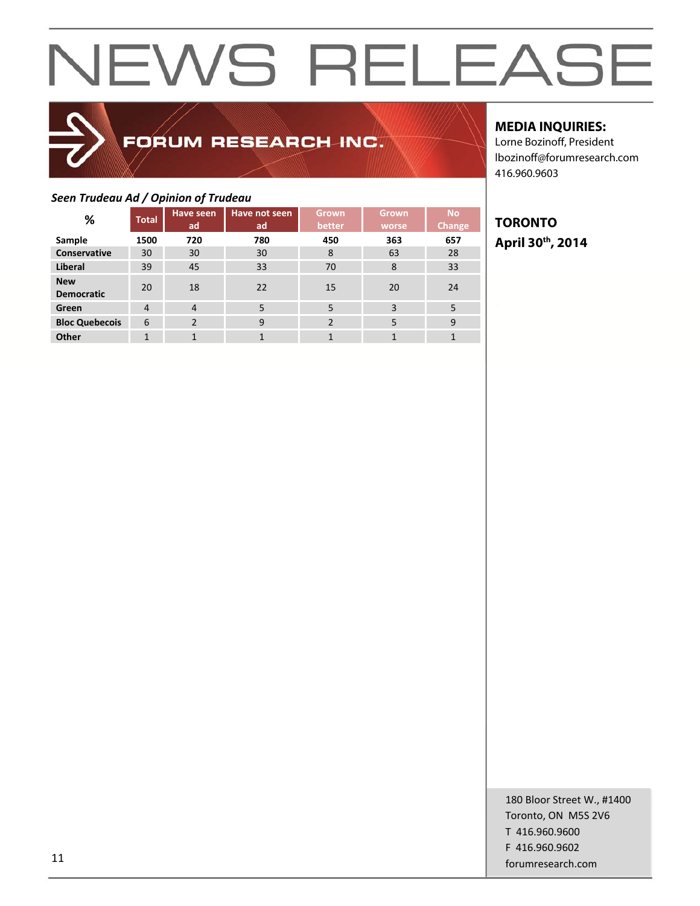# NEWS RELEASE

**FORUM RESEARCH INC.**

**MEDIA INQUIRIES:**
Lorne Bozinoff, President
lbozinoff@forumresearch.com
416.960.9603

**TORONTO**
**April 30th, 2014**

*Seen Trudeau Ad / Opinion of Trudeau*

| % | Total | Have seen ad | Have not seen ad | Grown better | Grown worse | No Change |
|---|---|---|---|---|---|---|
| **Sample** | **1500** | **720** | **780** | **450** | **363** | **657** |
| **Conservative** | 30 | 30 | 30 | 8 | 63 | 28 |
| **Liberal** | 39 | 45 | 33 | 70 | 8 | 33 |
| **New Democratic** | 20 | 18 | 22 | 15 | 20 | 24 |
| **Green** | 4 | 4 | 5 | 5 | 3 | 5 |
| **Bloc Quebecois** | 6 | 2 | 9 | 2 | 5 | 9 |
| **Other** | 1 | 1 | 1 | 1 | 1 | 1 |

180 Bloor Street W., #1400
Toronto, ON M5S 2V6
T 416.960.9600
F 416.960.9602
forumresearch.com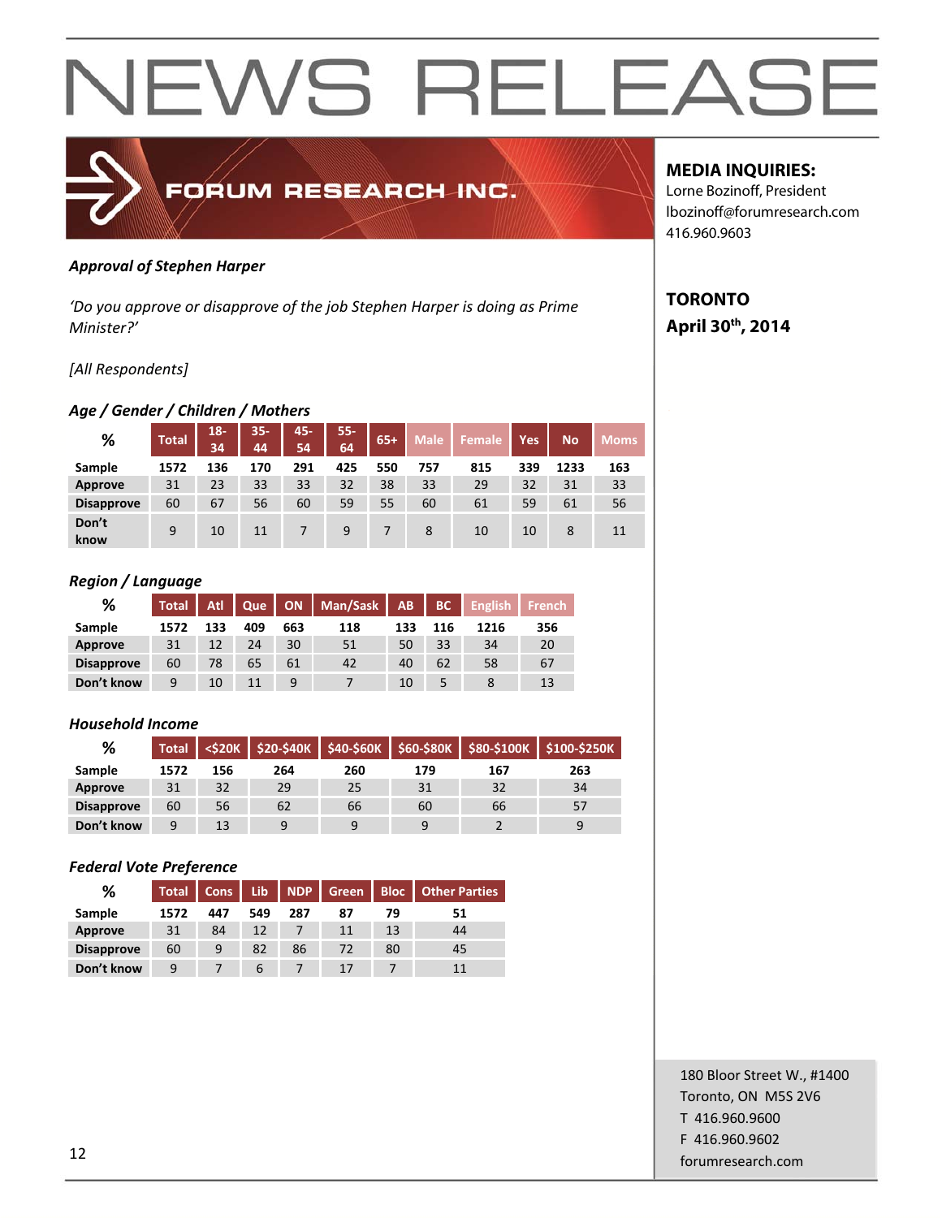# NEWS RELEASE

FORUM RESEARCH INC.

**MEDIA INQUIRIES:**
Lorne Bozinoff, President
lbozinoff@forumresearch.com
416.960.9603

**TORONTO**
**April 30th, 2014**

***Approval of Stephen Harper***

*'Do you approve or disapprove of the job Stephen Harper is doing as Prime Minister?'*

*[All Respondents]*

***Age / Gender / Children / Mothers***

| % | Total | 18-34 | 35-44 | 45-54 | 55-64 | 65+ | Male | Female | Yes | No | Moms |
|---|---|---|---|---|---|---|---|---|---|---|---|
| Sample | 1572 | 136 | 170 | 291 | 425 | 550 | 757 | 815 | 339 | 1233 | 163 |
| Approve | 31 | 23 | 33 | 33 | 32 | 38 | 33 | 29 | 32 | 31 | 33 |
| Disapprove | 60 | 67 | 56 | 60 | 59 | 55 | 60 | 61 | 59 | 61 | 56 |
| Don't know | 9 | 10 | 11 | 7 | 9 | 7 | 8 | 10 | 10 | 8 | 11 |

***Region / Language***

| % | Total | Atl | Que | ON | Man/Sask | AB | BC | English | French |
|---|---|---|---|---|---|---|---|---|---|
| Sample | 1572 | 133 | 409 | 663 | 118 | 133 | 116 | 1216 | 356 |
| Approve | 31 | 12 | 24 | 30 | 51 | 50 | 33 | 34 | 20 |
| Disapprove | 60 | 78 | 65 | 61 | 42 | 40 | 62 | 58 | 67 |
| Don't know | 9 | 10 | 11 | 9 | 7 | 10 | 5 | 8 | 13 |

***Household Income***

| % | Total | <$20K | $20-$40K | $40-$60K | $60-$80K | $80-$100K | $100-$250K |
|---|---|---|---|---|---|---|---|
| Sample | 1572 | 156 | 264 | 260 | 179 | 167 | 263 |
| Approve | 31 | 32 | 29 | 25 | 31 | 32 | 34 |
| Disapprove | 60 | 56 | 62 | 66 | 60 | 66 | 57 |
| Don't know | 9 | 13 | 9 | 9 | 9 | 2 | 9 |

***Federal Vote Preference***

| % | Total | Cons | Lib | NDP | Green | Bloc | Other Parties |
|---|---|---|---|---|---|---|---|
| Sample | 1572 | 447 | 549 | 287 | 87 | 79 | 51 |
| Approve | 31 | 84 | 12 | 7 | 11 | 13 | 44 |
| Disapprove | 60 | 9 | 82 | 86 | 72 | 80 | 45 |
| Don't know | 9 | 7 | 6 | 7 | 17 | 7 | 11 |

180 Bloor Street W., #1400
Toronto, ON M5S 2V6
T 416.960.9600
F 416.960.9602
forumresearch.com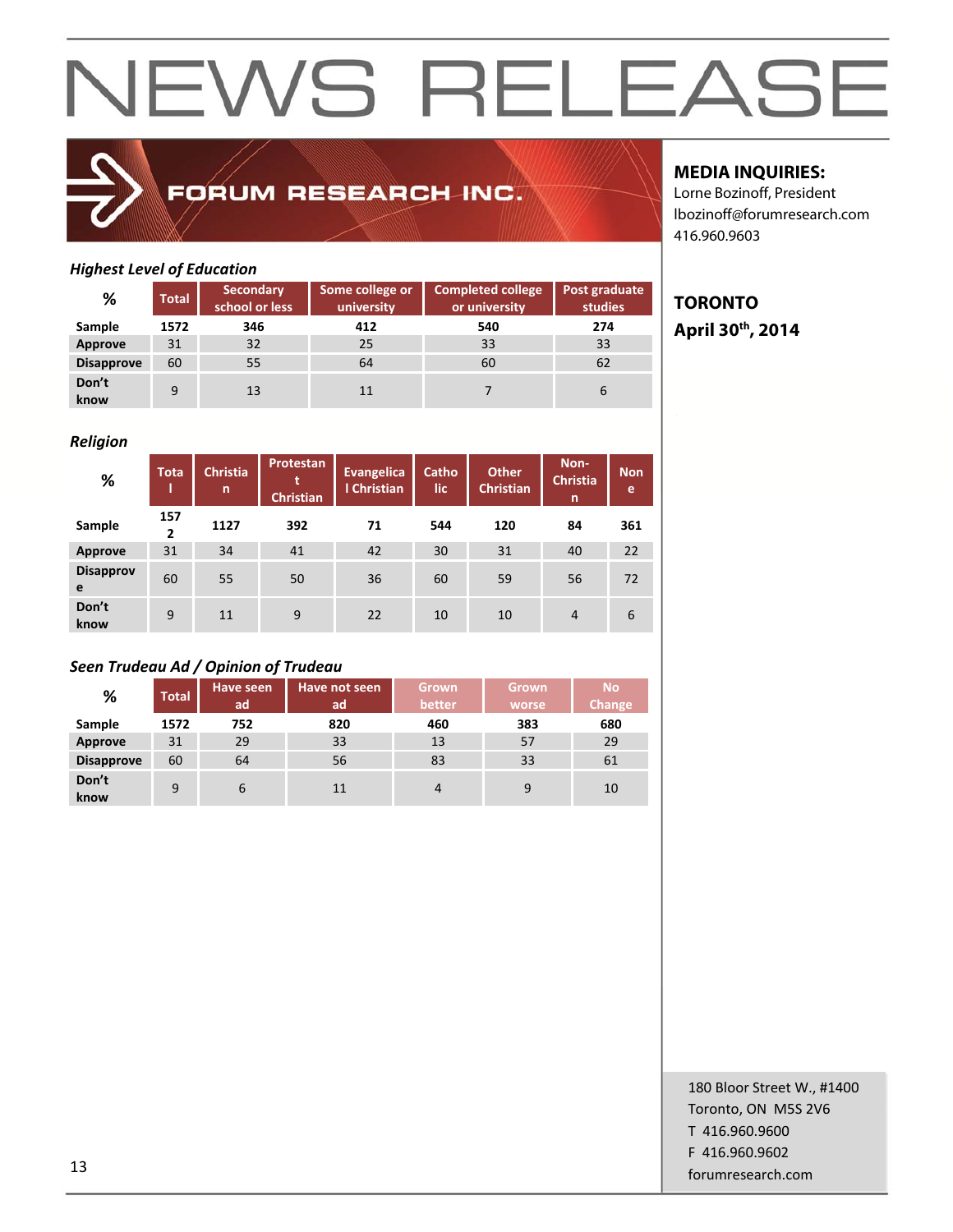# NEWS RELEASE

**FORUM RESEARCH INC.**

**MEDIA INQUIRIES:**
Lorne Bozinoff, President
lbozinoff@forumresearch.com
416.960.9603

**TORONTO**
**April 30th, 2014**

### *Highest Level of Education*

| % | Total | Secondary school or less | Some college or university | Completed college or university | Post graduate studies |
|---|---|---|---|---|---|
| **Sample** | **1572** | **346** | **412** | **540** | **274** |
| **Approve** | 31 | 32 | 25 | 33 | 33 |
| **Disapprove** | 60 | 55 | 64 | 60 | 62 |
| **Don't know** | 9 | 13 | 11 | 7 | 6 |

### *Religion*

| % | Total | Christian | Protestant Christian | Evangelical Christian | Catholic | Other Christian | Non-Christian | None |
|---|---|---|---|---|---|---|---|---|
| **Sample** | **1572** | **1127** | **392** | **71** | **544** | **120** | **84** | **361** |
| **Approve** | 31 | 34 | 41 | 42 | 30 | 31 | 40 | 22 |
| **Disapprove** | 60 | 55 | 50 | 36 | 60 | 59 | 56 | 72 |
| **Don't know** | 9 | 11 | 9 | 22 | 10 | 10 | 4 | 6 |

### *Seen Trudeau Ad / Opinion of Trudeau*

| % | Total | Have seen ad | Have not seen ad | Grown better | Grown worse | No Change |
|---|---|---|---|---|---|---|
| **Sample** | **1572** | **752** | **820** | **460** | **383** | **680** |
| **Approve** | 31 | 29 | 33 | 13 | 57 | 29 |
| **Disapprove** | 60 | 64 | 56 | 83 | 33 | 61 |
| **Don't know** | 9 | 6 | 11 | 4 | 9 | 10 |

180 Bloor Street W., #1400
Toronto, ON M5S 2V6
T 416.960.9600
F 416.960.9602
forumresearch.com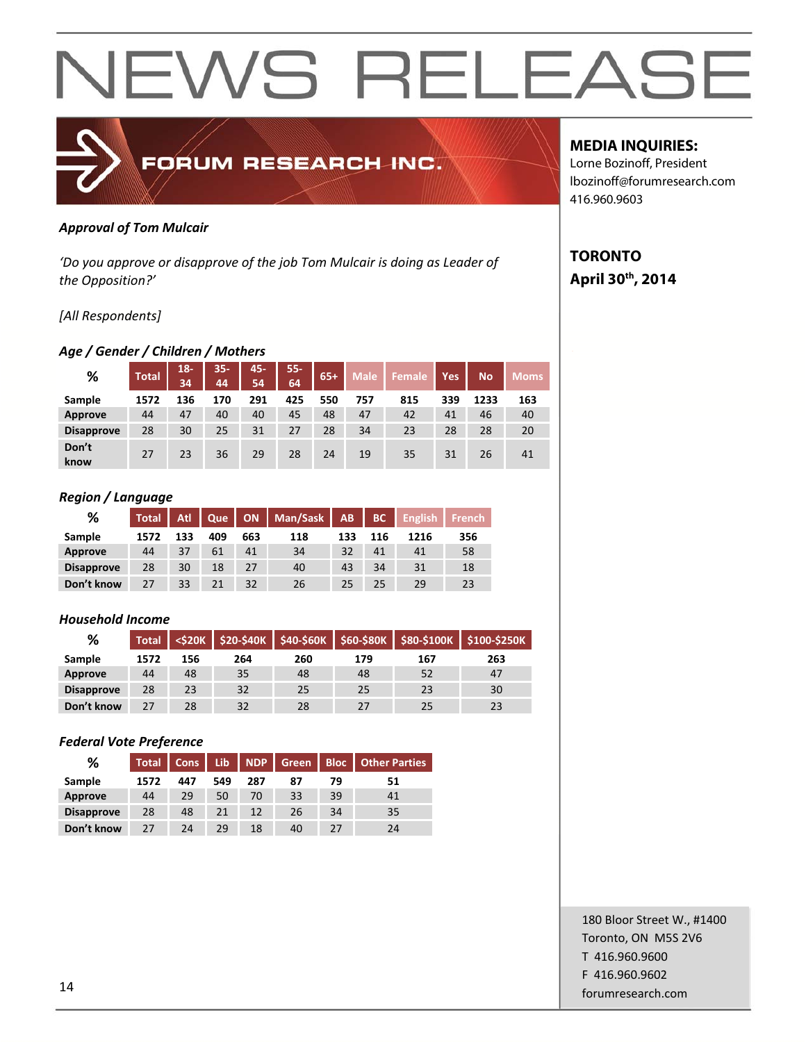# NEWS RELEASE

FORUM RESEARCH INC.

**MEDIA INQUIRIES:**
Lorne Bozinoff, President
lbozinoff@forumresearch.com
416.960.9603

**TORONTO**
**April 30th, 2014**

***Approval of Tom Mulcair***

*'Do you approve or disapprove of the job Tom Mulcair is doing as Leader of the Opposition?'*

*[All Respondents]*

***Age / Gender / Children / Mothers***

| % | Total | 18-34 | 35-44 | 45-54 | 55-64 | 65+ | Male | Female | Yes | No | Moms |
|---|---|---|---|---|---|---|---|---|---|---|---|
| Sample | 1572 | 136 | 170 | 291 | 425 | 550 | 757 | 815 | 339 | 1233 | 163 |
| Approve | 44 | 47 | 40 | 40 | 45 | 48 | 47 | 42 | 41 | 46 | 40 |
| Disapprove | 28 | 30 | 25 | 31 | 27 | 28 | 34 | 23 | 28 | 28 | 20 |
| Don't know | 27 | 23 | 36 | 29 | 28 | 24 | 19 | 35 | 31 | 26 | 41 |

***Region / Language***

| % | Total | Atl | Que | ON | Man/Sask | AB | BC | English | French |
|---|---|---|---|---|---|---|---|---|---|
| Sample | 1572 | 133 | 409 | 663 | 118 | 133 | 116 | 1216 | 356 |
| Approve | 44 | 37 | 61 | 41 | 34 | 32 | 41 | 41 | 58 |
| Disapprove | 28 | 30 | 18 | 27 | 40 | 43 | 34 | 31 | 18 |
| Don't know | 27 | 33 | 21 | 32 | 26 | 25 | 25 | 29 | 23 |

***Household Income***

| % | Total | <$20K | $20-$40K | $40-$60K | $60-$80K | $80-$100K | $100-$250K |
|---|---|---|---|---|---|---|---|
| Sample | 1572 | 156 | 264 | 260 | 179 | 167 | 263 |
| Approve | 44 | 48 | 35 | 48 | 48 | 52 | 47 |
| Disapprove | 28 | 23 | 32 | 25 | 25 | 23 | 30 |
| Don't know | 27 | 28 | 32 | 28 | 27 | 25 | 23 |

***Federal Vote Preference***

| % | Total | Cons | Lib | NDP | Green | Bloc | Other Parties |
|---|---|---|---|---|---|---|---|
| Sample | 1572 | 447 | 549 | 287 | 87 | 79 | 51 |
| Approve | 44 | 29 | 50 | 70 | 33 | 39 | 41 |
| Disapprove | 28 | 48 | 21 | 12 | 26 | 34 | 35 |
| Don't know | 27 | 24 | 29 | 18 | 40 | 27 | 24 |

180 Bloor Street W., #1400
Toronto, ON M5S 2V6
T 416.960.9600
F 416.960.9602
forumresearch.com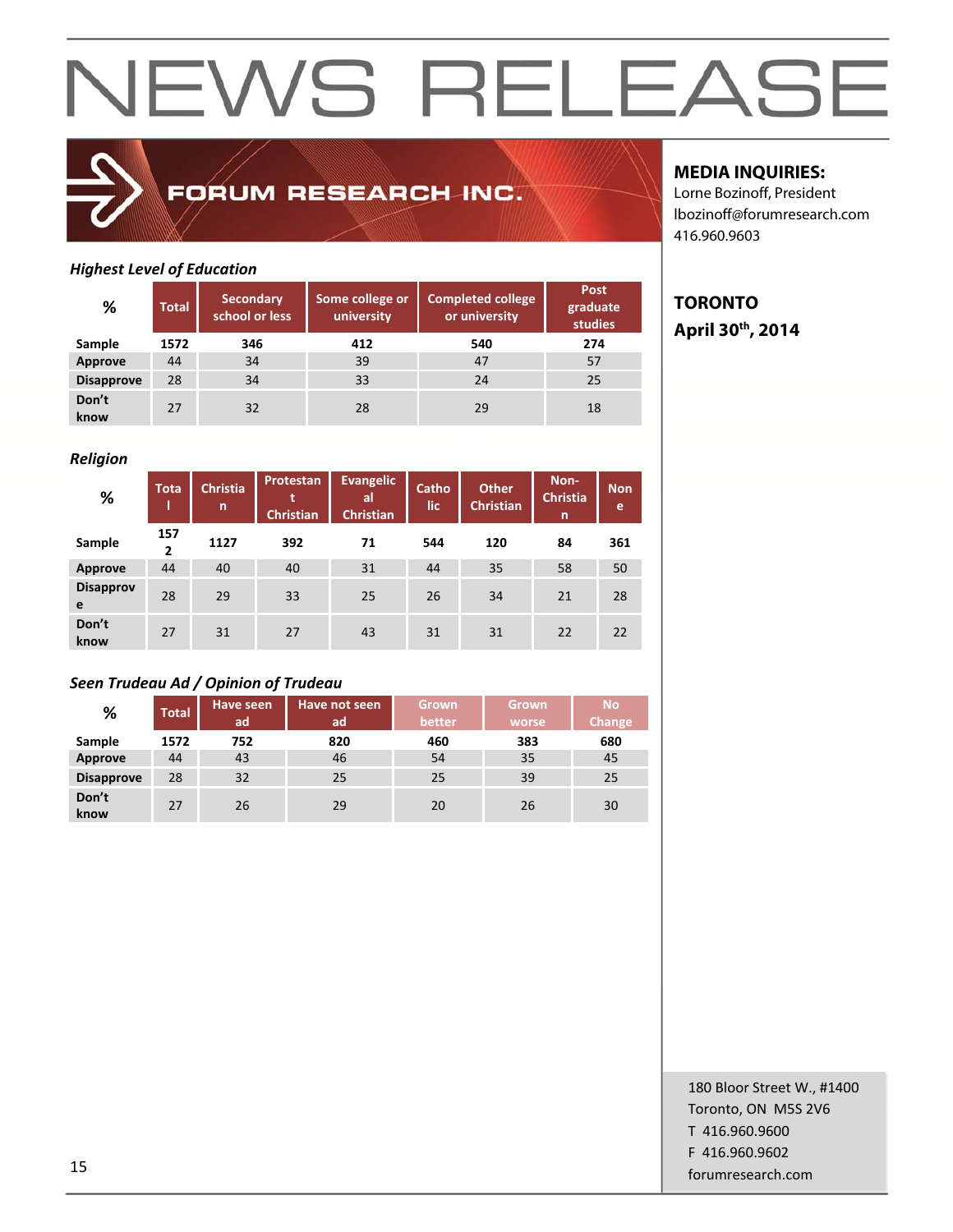# NEWS RELEASE

FORUM RESEARCH INC.

**MEDIA INQUIRIES:**
Lorne Bozinoff, President
lbozinoff@forumresearch.com
416.960.9603

**TORONTO**
**April 30th, 2014**

### *Highest Level of Education*

| % | Total | Secondary school or less | Some college or university | Completed college or university | Post graduate studies |
|---|---|---|---|---|---|
| **Sample** | **1572** | **346** | **412** | **540** | **274** |
| **Approve** | 44 | 34 | 39 | 47 | 57 |
| **Disapprove** | 28 | 34 | 33 | 24 | 25 |
| **Don't know** | 27 | 32 | 28 | 29 | 18 |

### *Religion*

| % | Total | Christian | Protestant Christian | Evangelical Christian | Catholic | Other Christian | Non-Christian | None |
|---|---|---|---|---|---|---|---|---|
| **Sample** | **1572** | **1127** | **392** | **71** | **544** | **120** | **84** | **361** |
| **Approve** | 44 | 40 | 40 | 31 | 44 | 35 | 58 | 50 |
| **Disapprove** | 28 | 29 | 33 | 25 | 26 | 34 | 21 | 28 |
| **Don't know** | 27 | 31 | 27 | 43 | 31 | 31 | 22 | 22 |

### *Seen Trudeau Ad / Opinion of Trudeau*

| % | Total | Have seen ad | Have not seen ad | Grown better | Grown worse | No Change |
|---|---|---|---|---|---|---|
| **Sample** | **1572** | **752** | **820** | **460** | **383** | **680** |
| **Approve** | 44 | 43 | 46 | 54 | 35 | 45 |
| **Disapprove** | 28 | 32 | 25 | 25 | 39 | 25 |
| **Don't know** | 27 | 26 | 29 | 20 | 26 | 30 |

180 Bloor Street W., #1400
Toronto, ON M5S 2V6
T 416.960.9600
F 416.960.9602
forumresearch.com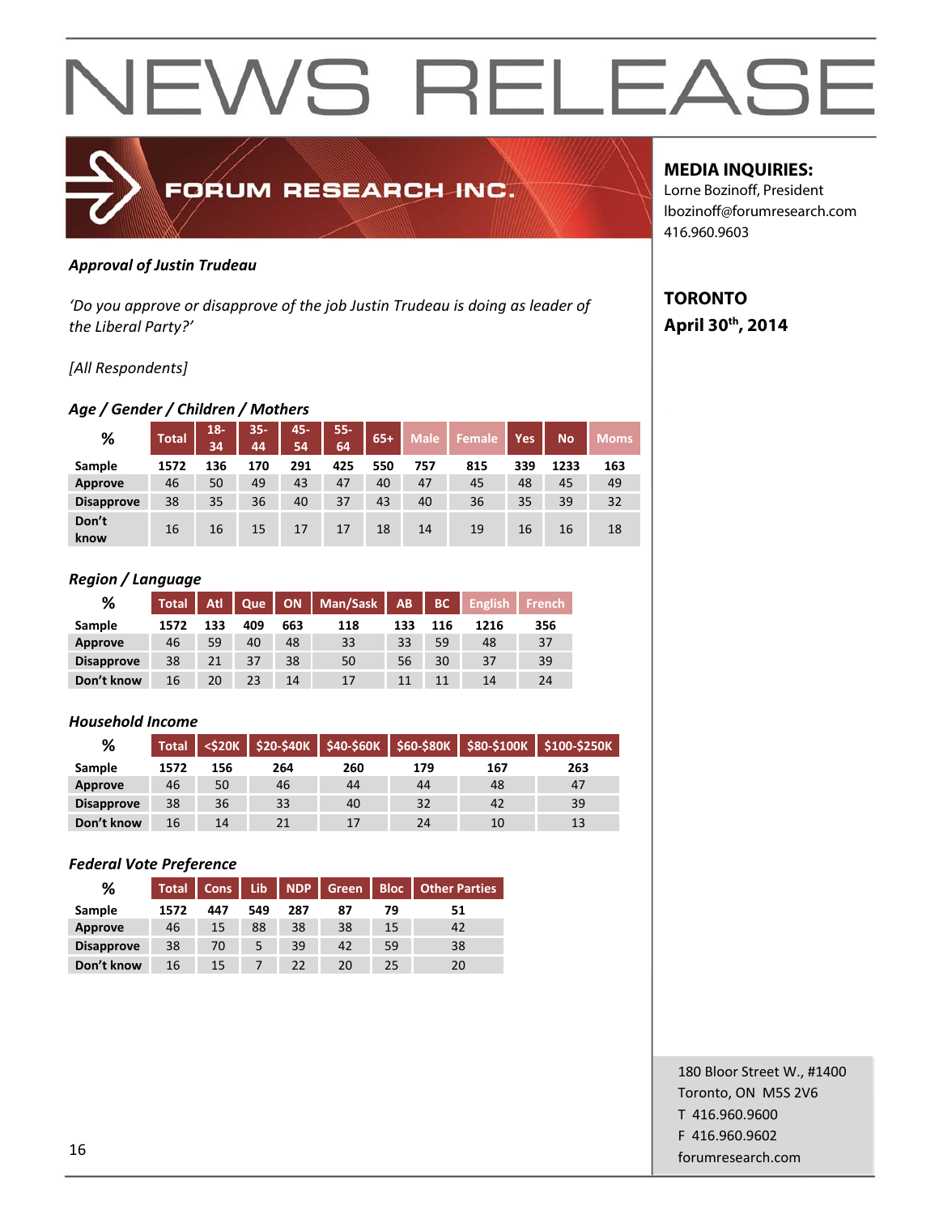# NEWS RELEASE

FORUM RESEARCH INC.

**MEDIA INQUIRIES:**
Lorne Bozinoff, President
lbozinoff@forumresearch.com
416.960.9603

**TORONTO**
**April 30th, 2014**

***Approval of Justin Trudeau***

*'Do you approve or disapprove of the job Justin Trudeau is doing as leader of the Liberal Party?'*

*[All Respondents]*

***Age / Gender / Children / Mothers***

| % | Total | 18-34 | 35-44 | 45-54 | 55-64 | 65+ | Male | Female | Yes | No | Moms |
|---|---|---|---|---|---|---|---|---|---|---|---|
| Sample | 1572 | 136 | 170 | 291 | 425 | 550 | 757 | 815 | 339 | 1233 | 163 |
| Approve | 46 | 50 | 49 | 43 | 47 | 40 | 47 | 45 | 48 | 45 | 49 |
| Disapprove | 38 | 35 | 36 | 40 | 37 | 43 | 40 | 36 | 35 | 39 | 32 |
| Don't know | 16 | 16 | 15 | 17 | 17 | 18 | 14 | 19 | 16 | 16 | 18 |

***Region / Language***

| % | Total | Atl | Que | ON | Man/Sask | AB | BC | English | French |
|---|---|---|---|---|---|---|---|---|---|
| Sample | 1572 | 133 | 409 | 663 | 118 | 133 | 116 | 1216 | 356 |
| Approve | 46 | 59 | 40 | 48 | 33 | 33 | 59 | 48 | 37 |
| Disapprove | 38 | 21 | 37 | 38 | 50 | 56 | 30 | 37 | 39 |
| Don't know | 16 | 20 | 23 | 14 | 17 | 11 | 11 | 14 | 24 |

***Household Income***

| % | Total | <$20K | $20-$40K | $40-$60K | $60-$80K | $80-$100K | $100-$250K |
|---|---|---|---|---|---|---|---|
| Sample | 1572 | 156 | 264 | 260 | 179 | 167 | 263 |
| Approve | 46 | 50 | 46 | 44 | 44 | 48 | 47 |
| Disapprove | 38 | 36 | 33 | 40 | 32 | 42 | 39 |
| Don't know | 16 | 14 | 21 | 17 | 24 | 10 | 13 |

***Federal Vote Preference***

| % | Total | Cons | Lib | NDP | Green | Bloc | Other Parties |
|---|---|---|---|---|---|---|---|
| Sample | 1572 | 447 | 549 | 287 | 87 | 79 | 51 |
| Approve | 46 | 15 | 88 | 38 | 38 | 15 | 42 |
| Disapprove | 38 | 70 | 5 | 39 | 42 | 59 | 38 |
| Don't know | 16 | 15 | 7 | 22 | 20 | 25 | 20 |

180 Bloor Street W., #1400
Toronto, ON M5S 2V6
T 416.960.9600
F 416.960.9602
forumresearch.com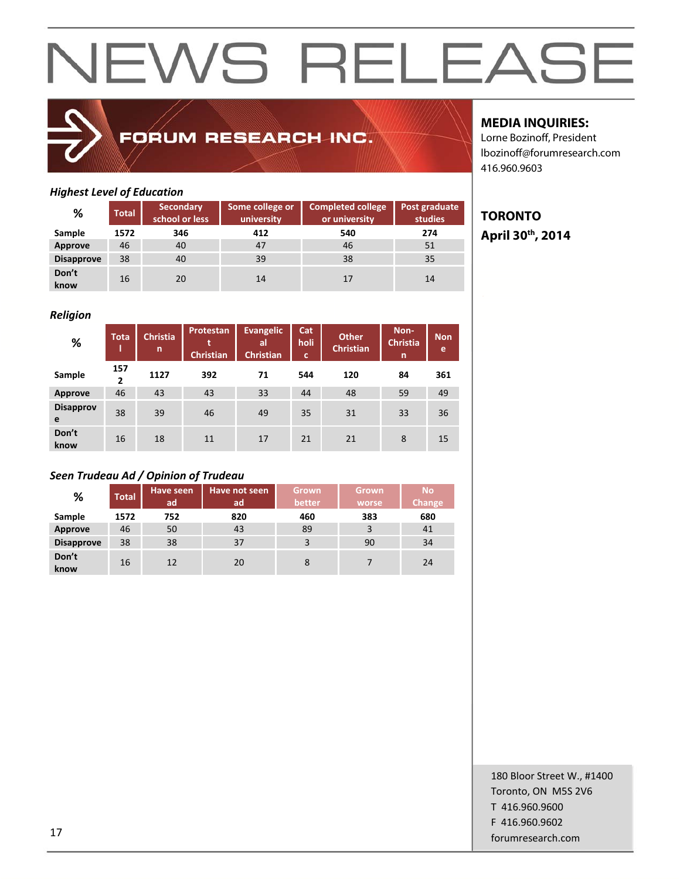# NEWS RELEASE

FORUM RESEARCH INC.

**MEDIA INQUIRIES:**
Lorne Bozinoff, President
lbozinoff@forumresearch.com
416.960.9603

**TORONTO**
**April 30th, 2014**

*Highest Level of Education*

| % | Total | Secondary school or less | Some college or university | Completed college or university | Post graduate studies |
|---|---|---|---|---|---|
| Sample | 1572 | 346 | 412 | 540 | 274 |
| Approve | 46 | 40 | 47 | 46 | 51 |
| Disapprove | 38 | 40 | 39 | 38 | 35 |
| Don't know | 16 | 20 | 14 | 17 | 14 |

*Religion*

| % | Total | Christian | Protestant Christian | Evangelical Christian | Catholic | Other Christian | Non-Christian | None |
|---|---|---|---|---|---|---|---|---|
| Sample | 1572 | 1127 | 392 | 71 | 544 | 120 | 84 | 361 |
| Approve | 46 | 43 | 43 | 33 | 44 | 48 | 59 | 49 |
| Disapprove | 38 | 39 | 46 | 49 | 35 | 31 | 33 | 36 |
| Don't know | 16 | 18 | 11 | 17 | 21 | 21 | 8 | 15 |

*Seen Trudeau Ad / Opinion of Trudeau*

| % | Total | Have seen ad | Have not seen ad | Grown better | Grown worse | No Change |
|---|---|---|---|---|---|---|
| Sample | 1572 | 752 | 820 | 460 | 383 | 680 |
| Approve | 46 | 50 | 43 | 89 | 3 | 41 |
| Disapprove | 38 | 38 | 37 | 3 | 90 | 34 |
| Don't know | 16 | 12 | 20 | 8 | 7 | 24 |

180 Bloor Street W., #1400
Toronto, ON M5S 2V6
T 416.960.9600
F 416.960.9602
forumresearch.com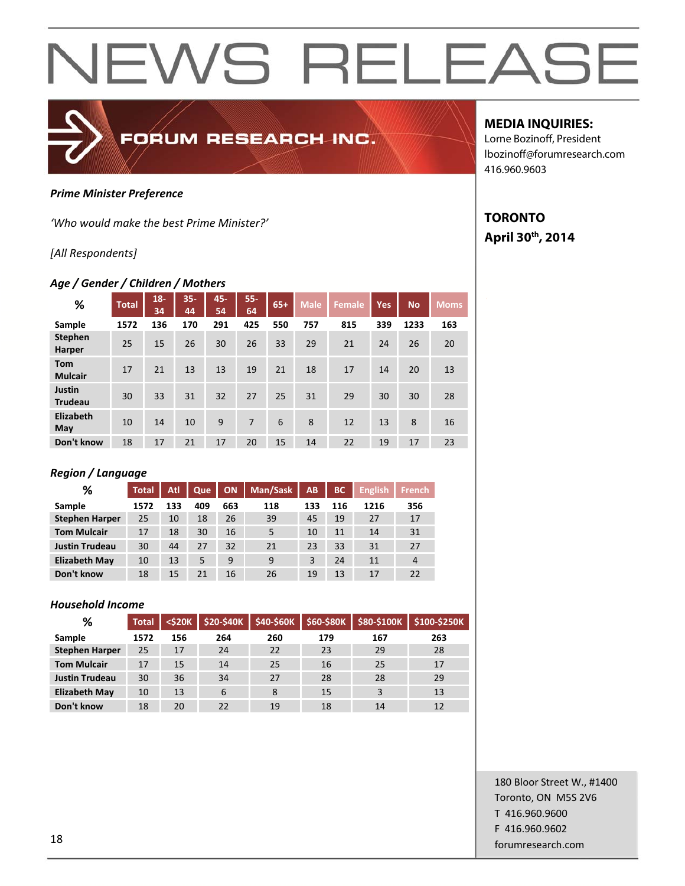# NEWS RELEASE

**FORUM RESEARCH INC.**

**MEDIA INQUIRIES:**
Lorne Bozinoff, President
lbozinoff@forumresearch.com
416.960.9603

**TORONTO**
**April 30th, 2014**

***Prime Minister Preference***

*'Who would make the best Prime Minister?'*

*[All Respondents]*

***Age / Gender / Children / Mothers***

| % | Total | 18-34 | 35-44 | 45-54 | 55-64 | 65+ | Male | Female | Yes | No | Moms |
|---|---|---|---|---|---|---|---|---|---|---|---|
| **Sample** | **1572** | **136** | **170** | **291** | **425** | **550** | **757** | **815** | **339** | **1233** | **163** |
| **Stephen Harper** | 25 | 15 | 26 | 30 | 26 | 33 | 29 | 21 | 24 | 26 | 20 |
| **Tom Mulcair** | 17 | 21 | 13 | 13 | 19 | 21 | 18 | 17 | 14 | 20 | 13 |
| **Justin Trudeau** | 30 | 33 | 31 | 32 | 27 | 25 | 31 | 29 | 30 | 30 | 28 |
| **Elizabeth May** | 10 | 14 | 10 | 9 | 7 | 6 | 8 | 12 | 13 | 8 | 16 |
| **Don't know** | 18 | 17 | 21 | 17 | 20 | 15 | 14 | 22 | 19 | 17 | 23 |

***Region / Language***

| % | Total | Atl | Que | ON | Man/Sask | AB | BC | English | French |
|---|---|---|---|---|---|---|---|---|---|
| **Sample** | **1572** | **133** | **409** | **663** | **118** | **133** | **116** | **1216** | **356** |
| **Stephen Harper** | 25 | 10 | 18 | 26 | 39 | 45 | 19 | 27 | 17 |
| **Tom Mulcair** | 17 | 18 | 30 | 16 | 5 | 10 | 11 | 14 | 31 |
| **Justin Trudeau** | 30 | 44 | 27 | 32 | 21 | 23 | 33 | 31 | 27 |
| **Elizabeth May** | 10 | 13 | 5 | 9 | 9 | 3 | 24 | 11 | 4 |
| **Don't know** | 18 | 15 | 21 | 16 | 26 | 19 | 13 | 17 | 22 |

***Household Income***

| % | Total | <$20K | $20-$40K | $40-$60K | $60-$80K | $80-$100K | $100-$250K |
|---|---|---|---|---|---|---|---|
| **Sample** | **1572** | **156** | **264** | **260** | **179** | **167** | **263** |
| **Stephen Harper** | 25 | 17 | 24 | 22 | 23 | 29 | 28 |
| **Tom Mulcair** | 17 | 15 | 14 | 25 | 16 | 25 | 17 |
| **Justin Trudeau** | 30 | 36 | 34 | 27 | 28 | 28 | 29 |
| **Elizabeth May** | 10 | 13 | 6 | 8 | 15 | 3 | 13 |
| **Don't know** | 18 | 20 | 22 | 19 | 18 | 14 | 12 |

180 Bloor Street W., #1400
Toronto, ON M5S 2V6
T 416.960.9600
F 416.960.9602
forumresearch.com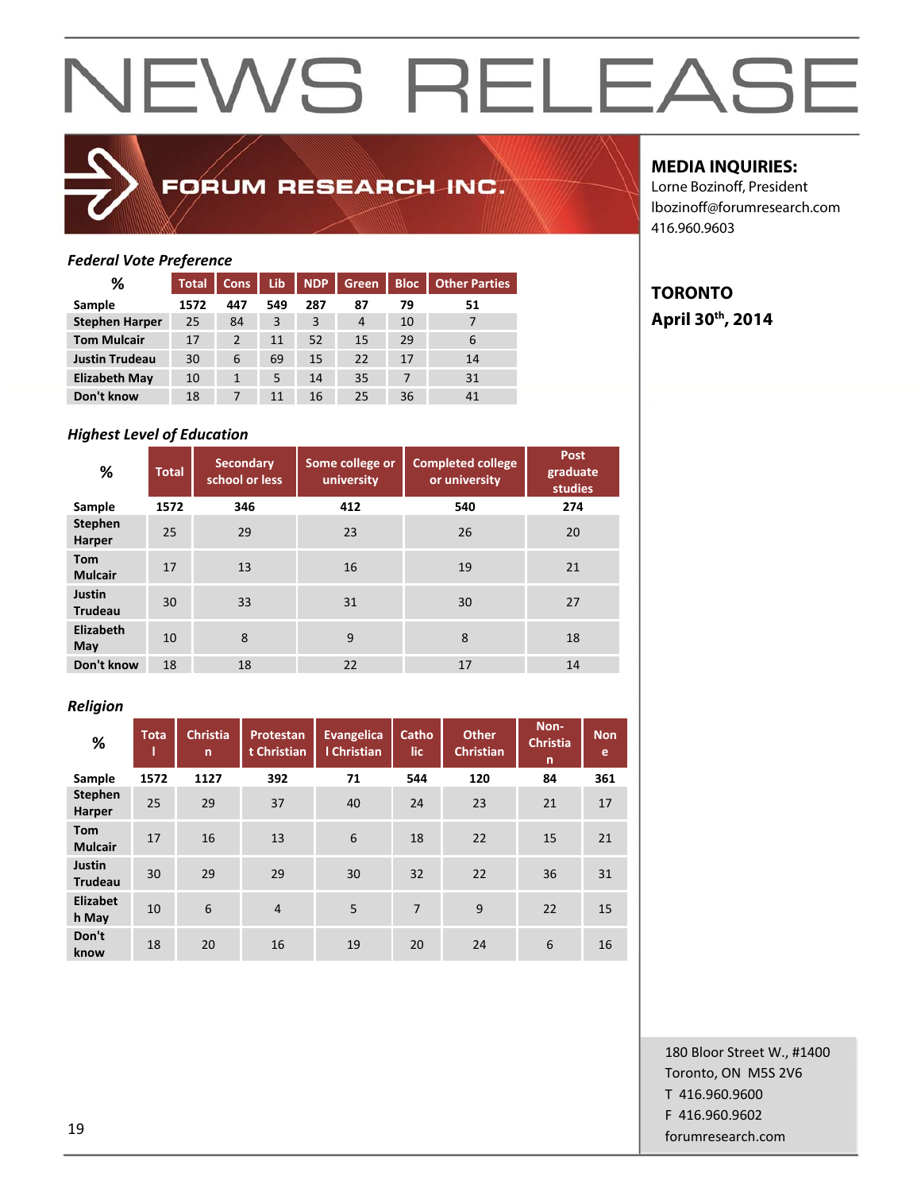# NEWS RELEASE

FORUM RESEARCH INC.

**MEDIA INQUIRIES:**
Lorne Bozinoff, President
lbozinoff@forumresearch.com
416.960.9603

**TORONTO**
**April 30th, 2014**

### *Federal Vote Preference*

| % | Total | Cons | Lib | NDP | Green | Bloc | Other Parties |
|---|---|---|---|---|---|---|---|
| Sample | 1572 | 447 | 549 | 287 | 87 | 79 | 51 |
| Stephen Harper | 25 | 84 | 3 | 3 | 4 | 10 | 7 |
| Tom Mulcair | 17 | 2 | 11 | 52 | 15 | 29 | 6 |
| Justin Trudeau | 30 | 6 | 69 | 15 | 22 | 17 | 14 |
| Elizabeth May | 10 | 1 | 5 | 14 | 35 | 7 | 31 |
| Don't know | 18 | 7 | 11 | 16 | 25 | 36 | 41 |

### *Highest Level of Education*

| % | Total | Secondary school or less | Some college or university | Completed college or university | Post graduate studies |
|---|---|---|---|---|---|
| Sample | 1572 | 346 | 412 | 540 | 274 |
| Stephen Harper | 25 | 29 | 23 | 26 | 20 |
| Tom Mulcair | 17 | 13 | 16 | 19 | 21 |
| Justin Trudeau | 30 | 33 | 31 | 30 | 27 |
| Elizabeth May | 10 | 8 | 9 | 8 | 18 |
| Don't know | 18 | 18 | 22 | 17 | 14 |

### *Religion*

| % | Total | Christian | Protestant Christian | Evangelical Christian | Catholic | Other Christian | Non-Christian | None |
|---|---|---|---|---|---|---|---|---|
| Sample | 1572 | 1127 | 392 | 71 | 544 | 120 | 84 | 361 |
| Stephen Harper | 25 | 29 | 37 | 40 | 24 | 23 | 21 | 17 |
| Tom Mulcair | 17 | 16 | 13 | 6 | 18 | 22 | 15 | 21 |
| Justin Trudeau | 30 | 29 | 29 | 30 | 32 | 22 | 36 | 31 |
| Elizabeth May | 10 | 6 | 4 | 5 | 7 | 9 | 22 | 15 |
| Don't know | 18 | 20 | 16 | 19 | 20 | 24 | 6 | 16 |

180 Bloor Street W., #1400
Toronto, ON M5S 2V6
T 416.960.9600
F 416.960.9602
forumresearch.com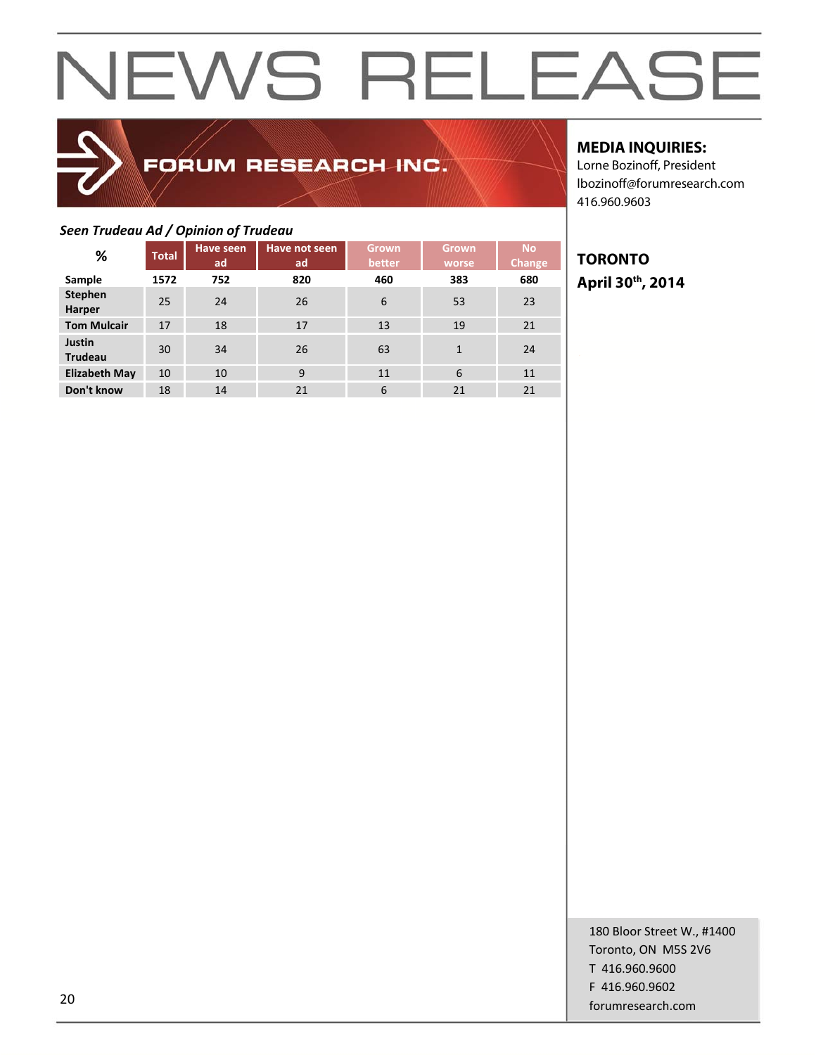# NEWS RELEASE

FORUM RESEARCH INC.

**MEDIA INQUIRIES:**
Lorne Bozinoff, President
lbozinoff@forumresearch.com
416.960.9603

**TORONTO**
**April 30th, 2014**

***Seen Trudeau Ad / Opinion of Trudeau***

| % | Total | Have seen ad | Have not seen ad | Grown better | Grown worse | No Change |
|---|---|---|---|---|---|---|
| **Sample** | **1572** | **752** | **820** | **460** | **383** | **680** |
| **Stephen Harper** | 25 | 24 | 26 | 6 | 53 | 23 |
| **Tom Mulcair** | 17 | 18 | 17 | 13 | 19 | 21 |
| **Justin Trudeau** | 30 | 34 | 26 | 63 | 1 | 24 |
| **Elizabeth May** | 10 | 10 | 9 | 11 | 6 | 11 |
| **Don't know** | 18 | 14 | 21 | 6 | 21 | 21 |

180 Bloor Street W., #1400
Toronto, ON M5S 2V6
T 416.960.9600
F 416.960.9602
forumresearch.com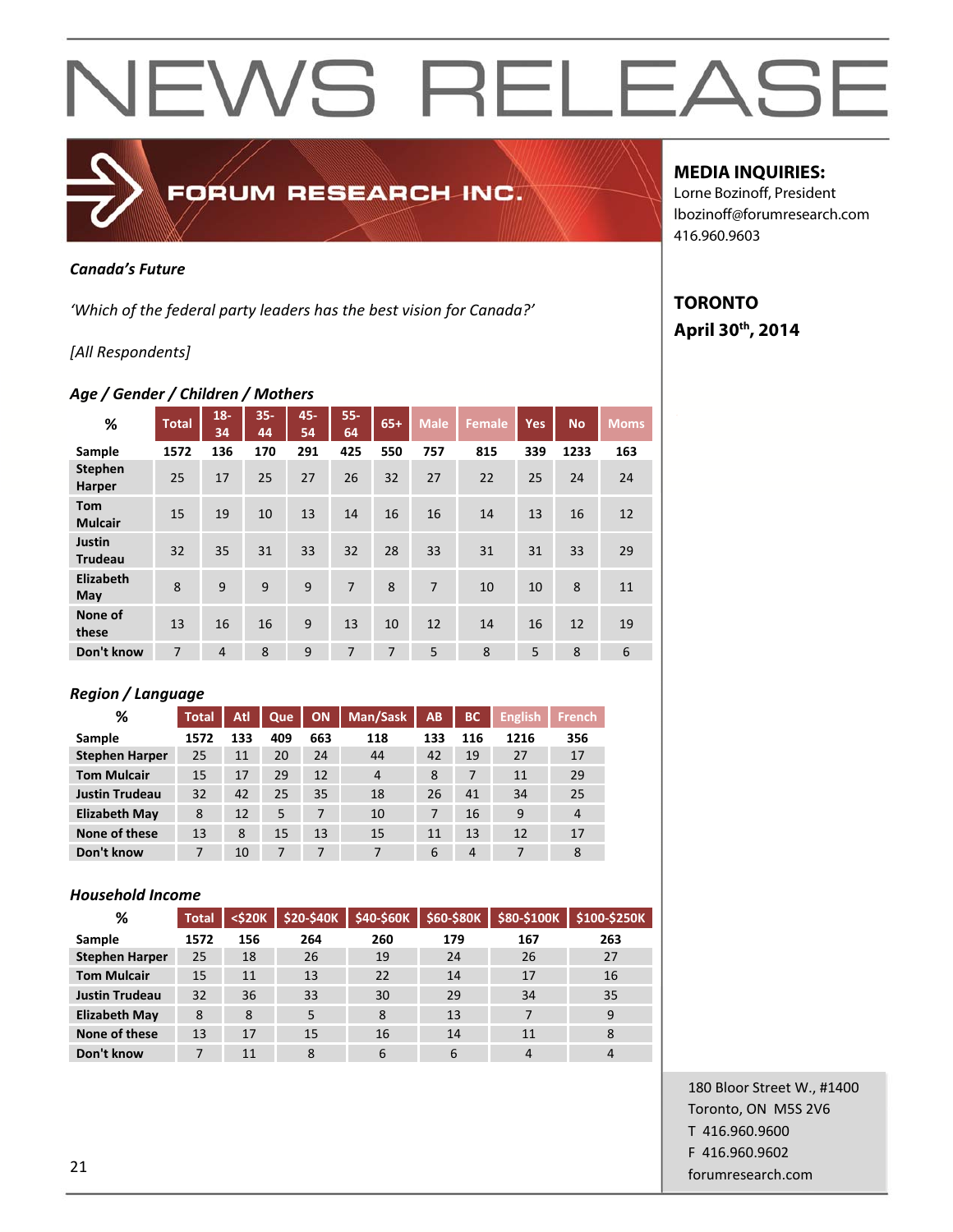# NEWS RELEASE

## FORUM RESEARCH INC.

**MEDIA INQUIRIES:**
Lorne Bozinoff, President
lbozinoff@forumresearch.com
416.960.9603

**TORONTO**
**April 30th, 2014**

***Canada's Future***

*'Which of the federal party leaders has the best vision for Canada?'*

*[All Respondents]*

### *Age / Gender / Children / Mothers*

| % | Total | 18-34 | 35-44 | 45-54 | 55-64 | 65+ | Male | Female | Yes | No | Moms |
|---|---|---|---|---|---|---|---|---|---|---|---|
| **Sample** | **1572** | **136** | **170** | **291** | **425** | **550** | **757** | **815** | **339** | **1233** | **163** |
| **Stephen Harper** | 25 | 17 | 25 | 27 | 26 | 32 | 27 | 22 | 25 | 24 | 24 |
| **Tom Mulcair** | 15 | 19 | 10 | 13 | 14 | 16 | 16 | 14 | 13 | 16 | 12 |
| **Justin Trudeau** | 32 | 35 | 31 | 33 | 32 | 28 | 33 | 31 | 31 | 33 | 29 |
| **Elizabeth May** | 8 | 9 | 9 | 9 | 7 | 8 | 7 | 10 | 10 | 8 | 11 |
| **None of these** | 13 | 16 | 16 | 9 | 13 | 10 | 12 | 14 | 16 | 12 | 19 |
| **Don't know** | 7 | 4 | 8 | 9 | 7 | 7 | 5 | 8 | 5 | 8 | 6 |

### *Region / Language*

| % | Total | Atl | Que | ON | Man/Sask | AB | BC | English | French |
|---|---|---|---|---|---|---|---|---|---|
| **Sample** | **1572** | **133** | **409** | **663** | **118** | **133** | **116** | **1216** | **356** |
| **Stephen Harper** | 25 | 11 | 20 | 24 | 44 | 42 | 19 | 27 | 17 |
| **Tom Mulcair** | 15 | 17 | 29 | 12 | 4 | 8 | 7 | 11 | 29 |
| **Justin Trudeau** | 32 | 42 | 25 | 35 | 18 | 26 | 41 | 34 | 25 |
| **Elizabeth May** | 8 | 12 | 5 | 7 | 10 | 7 | 16 | 9 | 4 |
| **None of these** | 13 | 8 | 15 | 13 | 15 | 11 | 13 | 12 | 17 |
| **Don't know** | 7 | 10 | 7 | 7 | 7 | 6 | 4 | 7 | 8 |

### *Household Income*

| % | Total | <$20K | $20-$40K | $40-$60K | $60-$80K | $80-$100K | $100-$250K |
|---|---|---|---|---|---|---|---|
| **Sample** | **1572** | **156** | **264** | **260** | **179** | **167** | **263** |
| **Stephen Harper** | 25 | 18 | 26 | 19 | 24 | 26 | 27 |
| **Tom Mulcair** | 15 | 11 | 13 | 22 | 14 | 17 | 16 |
| **Justin Trudeau** | 32 | 36 | 33 | 30 | 29 | 34 | 35 |
| **Elizabeth May** | 8 | 8 | 5 | 8 | 13 | 7 | 9 |
| **None of these** | 13 | 17 | 15 | 16 | 14 | 11 | 8 |
| **Don't know** | 7 | 11 | 8 | 6 | 6 | 4 | 4 |

180 Bloor Street W., #1400
Toronto, ON M5S 2V6
T 416.960.9600
F 416.960.9602
forumresearch.com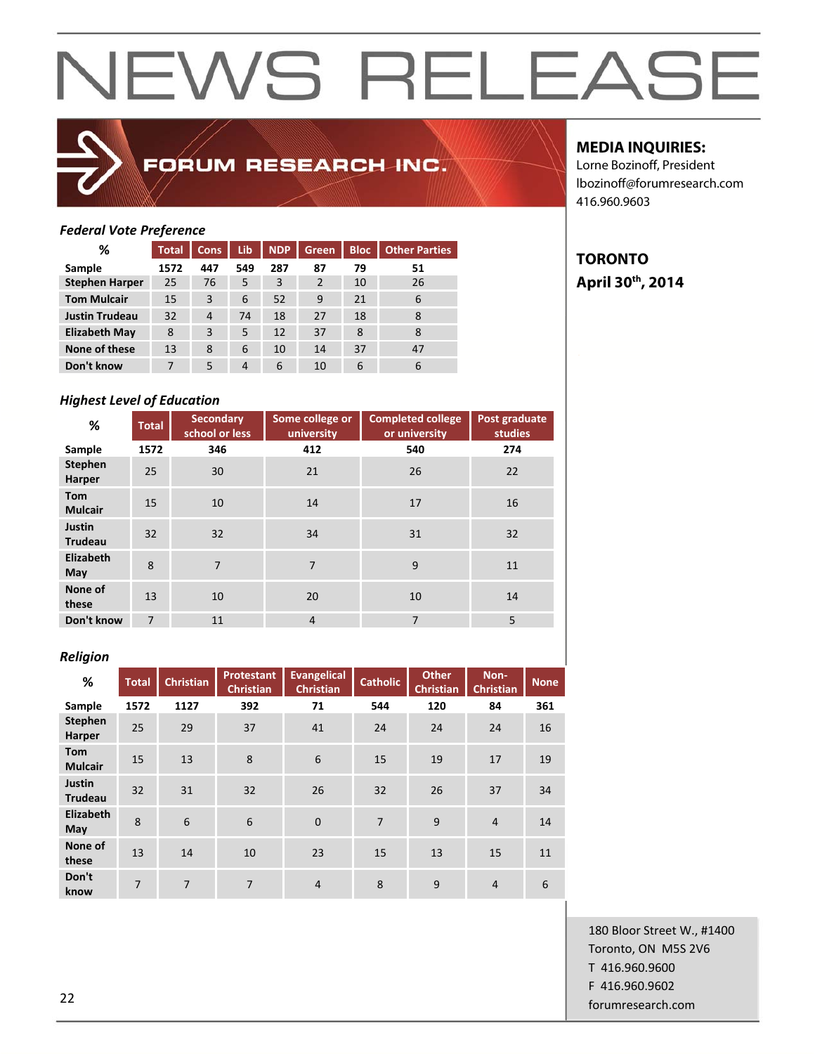# NEWS RELEASE

**FORUM RESEARCH INC.**

**MEDIA INQUIRIES:**
Lorne Bozinoff, President
lbozinoff@forumresearch.com
416.960.9603

**TORONTO**
**April 30th, 2014**

*Federal Vote Preference*

| % | Total | Cons | Lib | NDP | Green | Bloc | Other Parties |
|---|---|---|---|---|---|---|---|
| Sample | 1572 | 447 | 549 | 287 | 87 | 79 | 51 |
| Stephen Harper | 25 | 76 | 5 | 3 | 2 | 10 | 26 |
| Tom Mulcair | 15 | 3 | 6 | 52 | 9 | 21 | 6 |
| Justin Trudeau | 32 | 4 | 74 | 18 | 27 | 18 | 8 |
| Elizabeth May | 8 | 3 | 5 | 12 | 37 | 8 | 8 |
| None of these | 13 | 8 | 6 | 10 | 14 | 37 | 47 |
| Don't know | 7 | 5 | 4 | 6 | 10 | 6 | 6 |

*Highest Level of Education*

| % | Total | Secondary school or less | Some college or university | Completed college or university | Post graduate studies |
|---|---|---|---|---|---|
| Sample | 1572 | 346 | 412 | 540 | 274 |
| Stephen Harper | 25 | 30 | 21 | 26 | 22 |
| Tom Mulcair | 15 | 10 | 14 | 17 | 16 |
| Justin Trudeau | 32 | 32 | 34 | 31 | 32 |
| Elizabeth May | 8 | 7 | 7 | 9 | 11 |
| None of these | 13 | 10 | 20 | 10 | 14 |
| Don't know | 7 | 11 | 4 | 7 | 5 |

*Religion*

| % | Total | Christian | Protestant Christian | Evangelical Christian | Catholic | Other Christian | Non-Christian | None |
|---|---|---|---|---|---|---|---|---|
| Sample | 1572 | 1127 | 392 | 71 | 544 | 120 | 84 | 361 |
| Stephen Harper | 25 | 29 | 37 | 41 | 24 | 24 | 24 | 16 |
| Tom Mulcair | 15 | 13 | 8 | 6 | 15 | 19 | 17 | 19 |
| Justin Trudeau | 32 | 31 | 32 | 26 | 32 | 26 | 37 | 34 |
| Elizabeth May | 8 | 6 | 6 | 0 | 7 | 9 | 4 | 14 |
| None of these | 13 | 14 | 10 | 23 | 15 | 13 | 15 | 11 |
| Don't know | 7 | 7 | 7 | 4 | 8 | 9 | 4 | 6 |

180 Bloor Street W., #1400
Toronto, ON M5S 2V6
T 416.960.9600
F 416.960.9602
forumresearch.com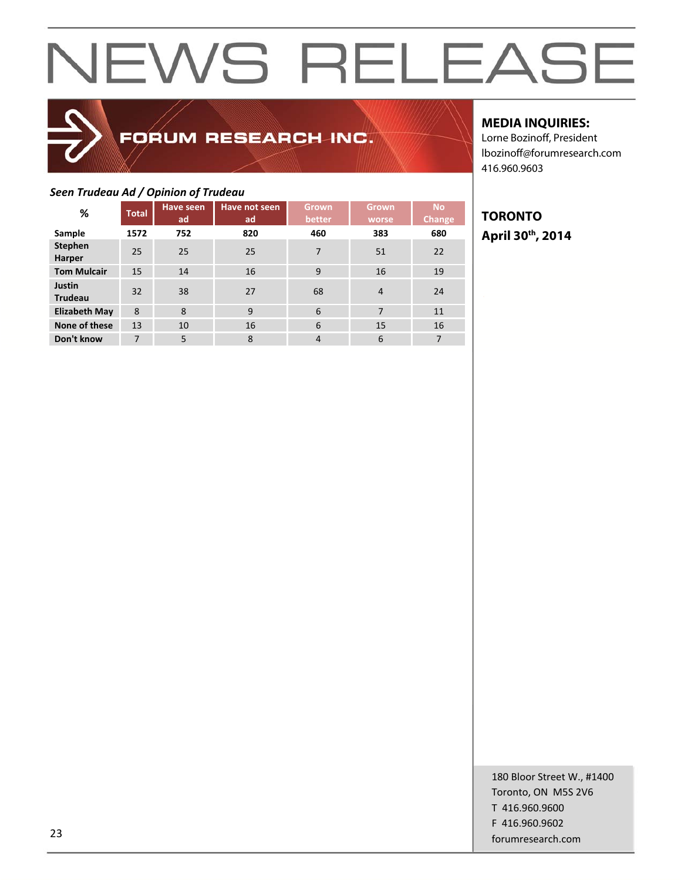# NEWS RELEASE

FORUM RESEARCH INC.

**MEDIA INQUIRIES:**
Lorne Bozinoff, President
lbozinoff@forumresearch.com
416.960.9603

**TORONTO**
**April 30th, 2014**

*Seen Trudeau Ad / Opinion of Trudeau*

| % | Total | Have seen ad | Have not seen ad | Grown better | Grown worse | No Change |
|---|---|---|---|---|---|---|
| **Sample** | **1572** | **752** | **820** | **460** | **383** | **680** |
| **Stephen Harper** | 25 | 25 | 25 | 7 | 51 | 22 |
| **Tom Mulcair** | 15 | 14 | 16 | 9 | 16 | 19 |
| **Justin Trudeau** | 32 | 38 | 27 | 68 | 4 | 24 |
| **Elizabeth May** | 8 | 8 | 9 | 6 | 7 | 11 |
| **None of these** | 13 | 10 | 16 | 6 | 15 | 16 |
| **Don't know** | 7 | 5 | 8 | 4 | 6 | 7 |

180 Bloor Street W., #1400
Toronto, ON M5S 2V6
T 416.960.9600
F 416.960.9602
forumresearch.com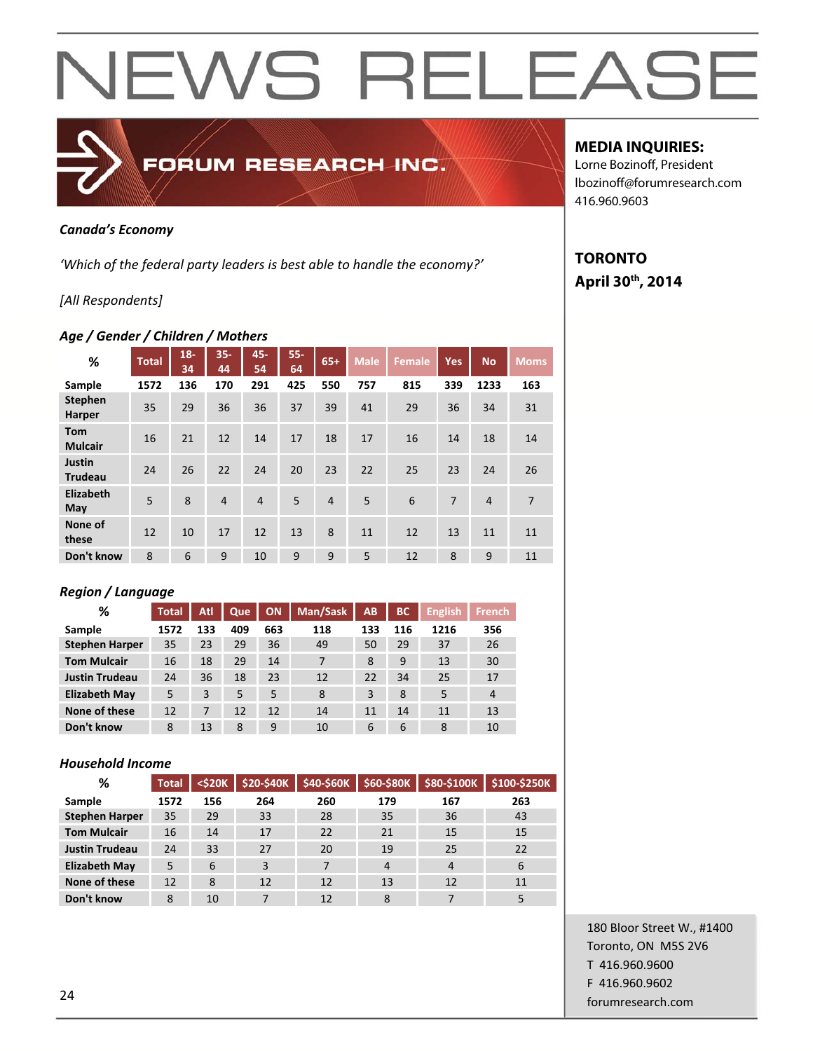# NEWS RELEASE

FORUM RESEARCH INC.

**MEDIA INQUIRIES:**
Lorne Bozinoff, President
lbozinoff@forumresearch.com
416.960.9603

**TORONTO**
**April 30th, 2014**

*Canada's Economy*

*'Which of the federal party leaders is best able to handle the economy?'*

*[All Respondents]*

### *Age / Gender / Children / Mothers*

| % | Total | 18-34 | 35-44 | 45-54 | 55-64 | 65+ | Male | Female | Yes | No | Moms |
|---|---|---|---|---|---|---|---|---|---|---|---|
| Sample | 1572 | 136 | 170 | 291 | 425 | 550 | 757 | 815 | 339 | 1233 | 163 |
| Stephen Harper | 35 | 29 | 36 | 36 | 37 | 39 | 41 | 29 | 36 | 34 | 31 |
| Tom Mulcair | 16 | 21 | 12 | 14 | 17 | 18 | 17 | 16 | 14 | 18 | 14 |
| Justin Trudeau | 24 | 26 | 22 | 24 | 20 | 23 | 22 | 25 | 23 | 24 | 26 |
| Elizabeth May | 5 | 8 | 4 | 4 | 5 | 4 | 5 | 6 | 7 | 4 | 7 |
| None of these | 12 | 10 | 17 | 12 | 13 | 8 | 11 | 12 | 13 | 11 | 11 |
| Don't know | 8 | 6 | 9 | 10 | 9 | 9 | 5 | 12 | 8 | 9 | 11 |

### *Region / Language*

| % | Total | Atl | Que | ON | Man/Sask | AB | BC | English | French |
|---|---|---|---|---|---|---|---|---|---|
| Sample | 1572 | 133 | 409 | 663 | 118 | 133 | 116 | 1216 | 356 |
| Stephen Harper | 35 | 23 | 29 | 36 | 49 | 50 | 29 | 37 | 26 |
| Tom Mulcair | 16 | 18 | 29 | 14 | 7 | 8 | 9 | 13 | 30 |
| Justin Trudeau | 24 | 36 | 18 | 23 | 12 | 22 | 34 | 25 | 17 |
| Elizabeth May | 5 | 3 | 5 | 5 | 8 | 3 | 8 | 5 | 4 |
| None of these | 12 | 7 | 12 | 12 | 14 | 11 | 14 | 11 | 13 |
| Don't know | 8 | 13 | 8 | 9 | 10 | 6 | 6 | 8 | 10 |

### *Household Income*

| % | Total | <$20K | $20-$40K | $40-$60K | $60-$80K | $80-$100K | $100-$250K |
|---|---|---|---|---|---|---|---|
| Sample | 1572 | 156 | 264 | 260 | 179 | 167 | 263 |
| Stephen Harper | 35 | 29 | 33 | 28 | 35 | 36 | 43 |
| Tom Mulcair | 16 | 14 | 17 | 22 | 21 | 15 | 15 |
| Justin Trudeau | 24 | 33 | 27 | 20 | 19 | 25 | 22 |
| Elizabeth May | 5 | 6 | 3 | 7 | 4 | 4 | 6 |
| None of these | 12 | 8 | 12 | 12 | 13 | 12 | 11 |
| Don't know | 8 | 10 | 7 | 12 | 8 | 7 | 5 |

180 Bloor Street W., #1400
Toronto, ON M5S 2V6
T 416.960.9600
F 416.960.9602
forumresearch.com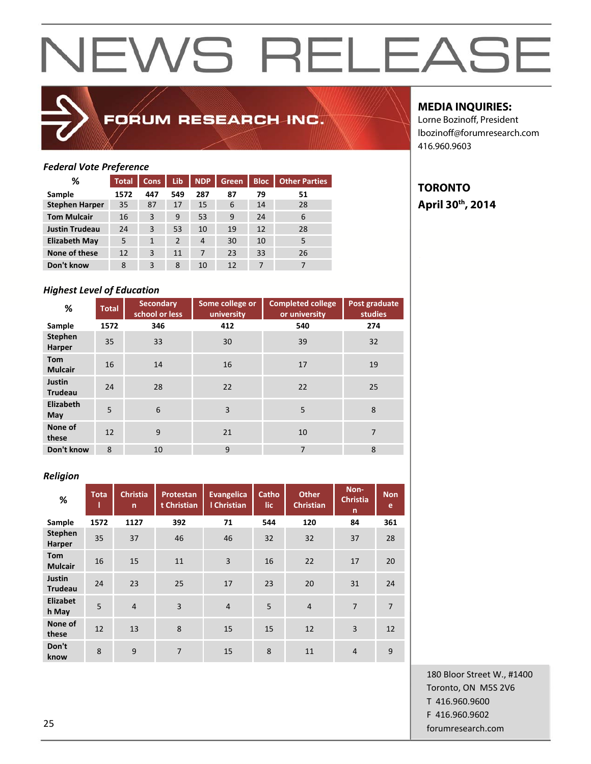# NEWS RELEASE

**FORUM RESEARCH INC.**

**MEDIA INQUIRIES:**
Lorne Bozinoff, President
lbozinoff@forumresearch.com
416.960.9603

**TORONTO**
**April 30th, 2014**

*Federal Vote Preference*

| % | Total | Cons | Lib | NDP | Green | Bloc | Other Parties |
|---|---|---|---|---|---|---|---|
| Sample | 1572 | 447 | 549 | 287 | 87 | 79 | 51 |
| Stephen Harper | 35 | 87 | 17 | 15 | 6 | 14 | 28 |
| Tom Mulcair | 16 | 3 | 9 | 53 | 9 | 24 | 6 |
| Justin Trudeau | 24 | 3 | 53 | 10 | 19 | 12 | 28 |
| Elizabeth May | 5 | 1 | 2 | 4 | 30 | 10 | 5 |
| None of these | 12 | 3 | 11 | 7 | 23 | 33 | 26 |
| Don't know | 8 | 3 | 8 | 10 | 12 | 7 | 7 |

*Highest Level of Education*

| % | Total | Secondary school or less | Some college or university | Completed college or university | Post graduate studies |
|---|---|---|---|---|---|
| Sample | 1572 | 346 | 412 | 540 | 274 |
| Stephen Harper | 35 | 33 | 30 | 39 | 32 |
| Tom Mulcair | 16 | 14 | 16 | 17 | 19 |
| Justin Trudeau | 24 | 28 | 22 | 22 | 25 |
| Elizabeth May | 5 | 6 | 3 | 5 | 8 |
| None of these | 12 | 9 | 21 | 10 | 7 |
| Don't know | 8 | 10 | 9 | 7 | 8 |

*Religion*

| % | Total | Christian | Protestant Christian | Evangelical Christian | Catholic | Other Christian | Non-Christian | None |
|---|---|---|---|---|---|---|---|---|
| Sample | 1572 | 1127 | 392 | 71 | 544 | 120 | 84 | 361 |
| Stephen Harper | 35 | 37 | 46 | 46 | 32 | 32 | 37 | 28 |
| Tom Mulcair | 16 | 15 | 11 | 3 | 16 | 22 | 17 | 20 |
| Justin Trudeau | 24 | 23 | 25 | 17 | 23 | 20 | 31 | 24 |
| Elizabeth May | 5 | 4 | 3 | 4 | 5 | 4 | 7 | 7 |
| None of these | 12 | 13 | 8 | 15 | 15 | 12 | 3 | 12 |
| Don't know | 8 | 9 | 7 | 15 | 8 | 11 | 4 | 9 |

180 Bloor Street W., #1400
Toronto, ON M5S 2V6
T 416.960.9600
F 416.960.9602
forumresearch.com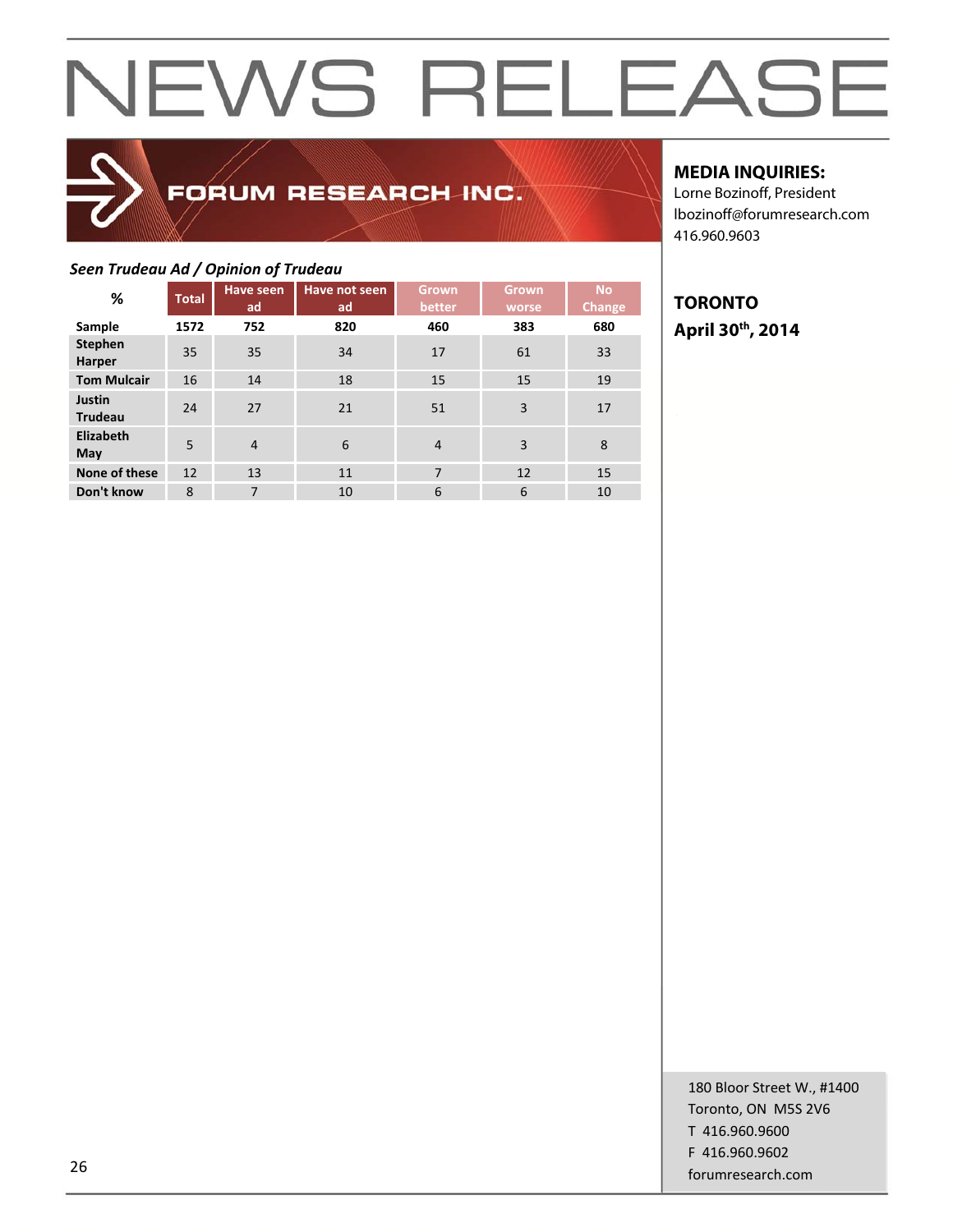# NEWS RELEASE

FORUM RESEARCH INC.

**MEDIA INQUIRIES:**
Lorne Bozinoff, President
lbozinoff@forumresearch.com
416.960.9603

**TORONTO**
**April 30th, 2014**

***Seen Trudeau Ad / Opinion of Trudeau***

| % | Total | Have seen ad | Have not seen ad | Grown better | Grown worse | No Change |
|---|---|---|---|---|---|---|
| **Sample** | **1572** | **752** | **820** | **460** | **383** | **680** |
| **Stephen Harper** | 35 | 35 | 34 | 17 | 61 | 33 |
| **Tom Mulcair** | 16 | 14 | 18 | 15 | 15 | 19 |
| **Justin Trudeau** | 24 | 27 | 21 | 51 | 3 | 17 |
| **Elizabeth May** | 5 | 4 | 6 | 4 | 3 | 8 |
| **None of these** | 12 | 13 | 11 | 7 | 12 | 15 |
| **Don't know** | 8 | 7 | 10 | 6 | 6 | 10 |

180 Bloor Street W., #1400
Toronto, ON M5S 2V6
T 416.960.9600
F 416.960.9602
forumresearch.com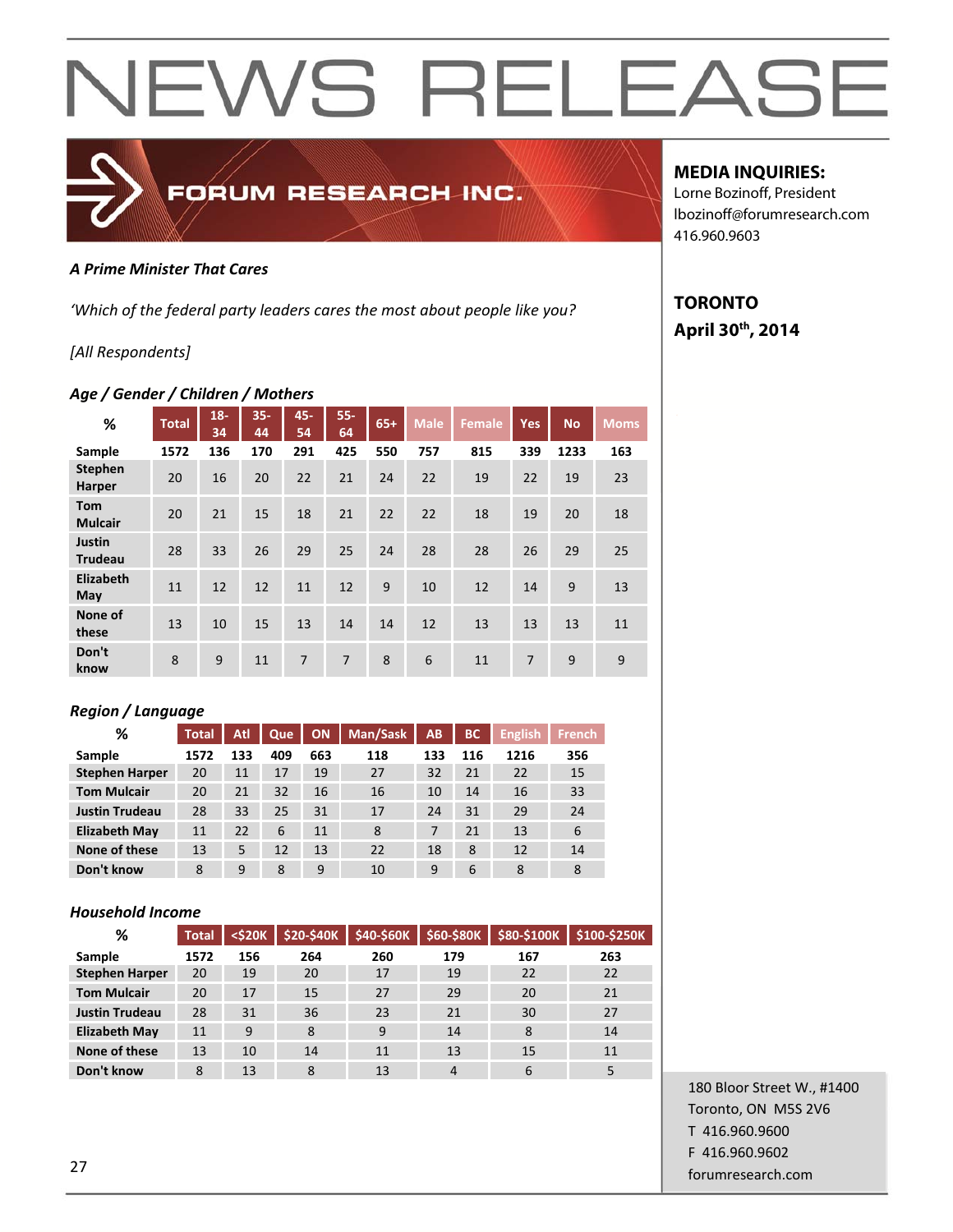# NEWS RELEASE

FORUM RESEARCH INC.

**MEDIA INQUIRIES:**
Lorne Bozinoff, President
lbozinoff@forumresearch.com
416.960.9603

**TORONTO**
**April 30th, 2014**

***A Prime Minister That Cares***

*'Which of the federal party leaders cares the most about people like you?*

*[All Respondents]*

### *Age / Gender / Children / Mothers*

| % | Total | 18-34 | 35-44 | 45-54 | 55-64 | 65+ | Male | Female | Yes | No | Moms |
|---|---|---|---|---|---|---|---|---|---|---|---|
| Sample | 1572 | 136 | 170 | 291 | 425 | 550 | 757 | 815 | 339 | 1233 | 163 |
| Stephen Harper | 20 | 16 | 20 | 22 | 21 | 24 | 22 | 19 | 22 | 19 | 23 |
| Tom Mulcair | 20 | 21 | 15 | 18 | 21 | 22 | 22 | 18 | 19 | 20 | 18 |
| Justin Trudeau | 28 | 33 | 26 | 29 | 25 | 24 | 28 | 28 | 26 | 29 | 25 |
| Elizabeth May | 11 | 12 | 12 | 11 | 12 | 9 | 10 | 12 | 14 | 9 | 13 |
| None of these | 13 | 10 | 15 | 13 | 14 | 14 | 12 | 13 | 13 | 13 | 11 |
| Don't know | 8 | 9 | 11 | 7 | 7 | 8 | 6 | 11 | 7 | 9 | 9 |

### *Region / Language*

| % | Total | Atl | Que | ON | Man/Sask | AB | BC | English | French |
|---|---|---|---|---|---|---|---|---|---|
| Sample | 1572 | 133 | 409 | 663 | 118 | 133 | 116 | 1216 | 356 |
| Stephen Harper | 20 | 11 | 17 | 19 | 27 | 32 | 21 | 22 | 15 |
| Tom Mulcair | 20 | 21 | 32 | 16 | 16 | 10 | 14 | 16 | 33 |
| Justin Trudeau | 28 | 33 | 25 | 31 | 17 | 24 | 31 | 29 | 24 |
| Elizabeth May | 11 | 22 | 6 | 11 | 8 | 7 | 21 | 13 | 6 |
| None of these | 13 | 5 | 12 | 13 | 22 | 18 | 8 | 12 | 14 |
| Don't know | 8 | 9 | 8 | 9 | 10 | 9 | 6 | 8 | 8 |

### *Household Income*

| % | Total | <$20K | $20-$40K | $40-$60K | $60-$80K | $80-$100K | $100-$250K |
|---|---|---|---|---|---|---|---|
| Sample | 1572 | 156 | 264 | 260 | 179 | 167 | 263 |
| Stephen Harper | 20 | 19 | 20 | 17 | 19 | 22 | 22 |
| Tom Mulcair | 20 | 17 | 15 | 27 | 29 | 20 | 21 |
| Justin Trudeau | 28 | 31 | 36 | 23 | 21 | 30 | 27 |
| Elizabeth May | 11 | 9 | 8 | 9 | 14 | 8 | 14 |
| None of these | 13 | 10 | 14 | 11 | 13 | 15 | 11 |
| Don't know | 8 | 13 | 8 | 13 | 4 | 6 | 5 |

180 Bloor Street W., #1400
Toronto, ON M5S 2V6
T 416.960.9600
F 416.960.9602
forumresearch.com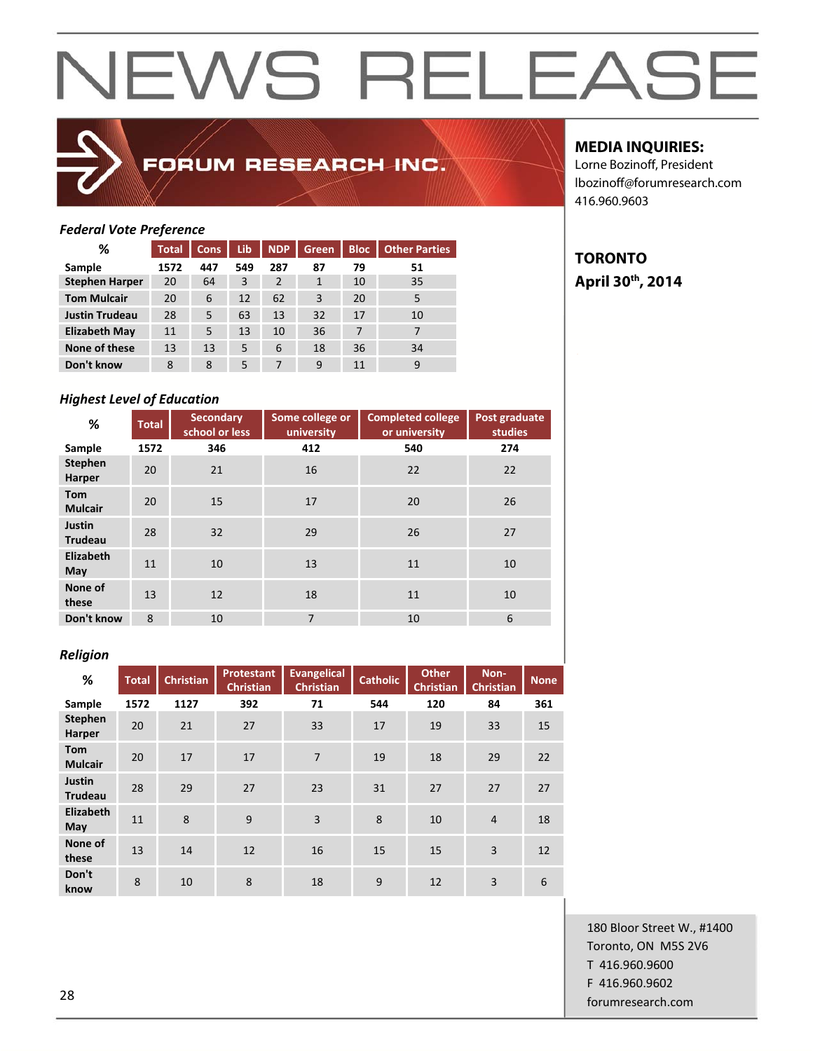# NEWS RELEASE

FORUM RESEARCH INC.

**MEDIA INQUIRIES:**
Lorne Bozinoff, President
lbozinoff@forumresearch.com
416.960.9603

**TORONTO**
**April 30th, 2014**

*Federal Vote Preference*

| % | Total | Cons | Lib | NDP | Green | Bloc | Other Parties |
|---|---|---|---|---|---|---|---|
| Sample | 1572 | 447 | 549 | 287 | 87 | 79 | 51 |
| Stephen Harper | 20 | 64 | 3 | 2 | 1 | 10 | 35 |
| Tom Mulcair | 20 | 6 | 12 | 62 | 3 | 20 | 5 |
| Justin Trudeau | 28 | 5 | 63 | 13 | 32 | 17 | 10 |
| Elizabeth May | 11 | 5 | 13 | 10 | 36 | 7 | 7 |
| None of these | 13 | 13 | 5 | 6 | 18 | 36 | 34 |
| Don't know | 8 | 8 | 5 | 7 | 9 | 11 | 9 |

*Highest Level of Education*

| % | Total | Secondary school or less | Some college or university | Completed college or university | Post graduate studies |
|---|---|---|---|---|---|
| Sample | 1572 | 346 | 412 | 540 | 274 |
| Stephen Harper | 20 | 21 | 16 | 22 | 22 |
| Tom Mulcair | 20 | 15 | 17 | 20 | 26 |
| Justin Trudeau | 28 | 32 | 29 | 26 | 27 |
| Elizabeth May | 11 | 10 | 13 | 11 | 10 |
| None of these | 13 | 12 | 18 | 11 | 10 |
| Don't know | 8 | 10 | 7 | 10 | 6 |

*Religion*

| % | Total | Christian | Protestant Christian | Evangelical Christian | Catholic | Other Christian | Non-Christian | None |
|---|---|---|---|---|---|---|---|---|
| Sample | 1572 | 1127 | 392 | 71 | 544 | 120 | 84 | 361 |
| Stephen Harper | 20 | 21 | 27 | 33 | 17 | 19 | 33 | 15 |
| Tom Mulcair | 20 | 17 | 17 | 7 | 19 | 18 | 29 | 22 |
| Justin Trudeau | 28 | 29 | 27 | 23 | 31 | 27 | 27 | 27 |
| Elizabeth May | 11 | 8 | 9 | 3 | 8 | 10 | 4 | 18 |
| None of these | 13 | 14 | 12 | 16 | 15 | 15 | 3 | 12 |
| Don't know | 8 | 10 | 8 | 18 | 9 | 12 | 3 | 6 |

180 Bloor Street W., #1400
Toronto, ON M5S 2V6
T 416.960.9600
F 416.960.9602
forumresearch.com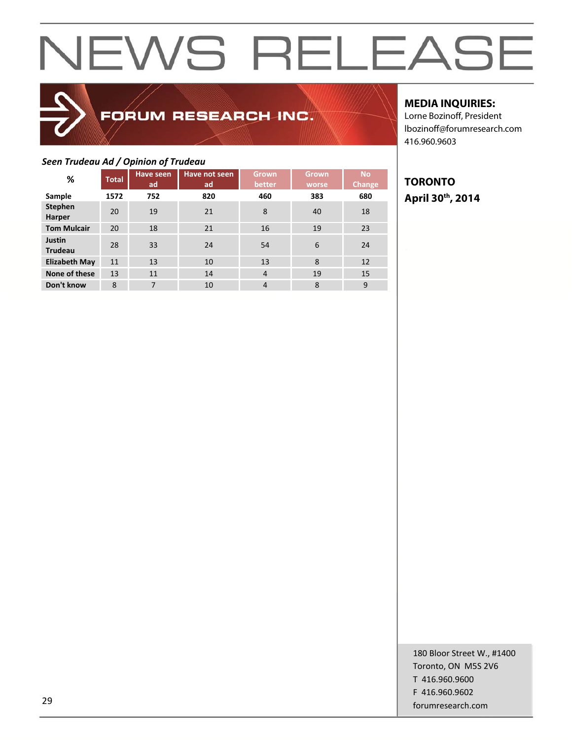# NEWS RELEASE

FORUM RESEARCH INC.

**MEDIA INQUIRIES:**
Lorne Bozinoff, President
lbozinoff@forumresearch.com
416.960.9603

**TORONTO**
**April 30th, 2014**

***Seen Trudeau Ad / Opinion of Trudeau***

| % | Total | Have seen ad | Have not seen ad | Grown better | Grown worse | No Change |
|---|---|---|---|---|---|---|
| **Sample** | **1572** | **752** | **820** | **460** | **383** | **680** |
| **Stephen Harper** | 20 | 19 | 21 | 8 | 40 | 18 |
| **Tom Mulcair** | 20 | 18 | 21 | 16 | 19 | 23 |
| **Justin Trudeau** | 28 | 33 | 24 | 54 | 6 | 24 |
| **Elizabeth May** | 11 | 13 | 10 | 13 | 8 | 12 |
| **None of these** | 13 | 11 | 14 | 4 | 19 | 15 |
| **Don't know** | 8 | 7 | 10 | 4 | 8 | 9 |

180 Bloor Street W., #1400
Toronto, ON M5S 2V6
T 416.960.9600
F 416.960.9602
forumresearch.com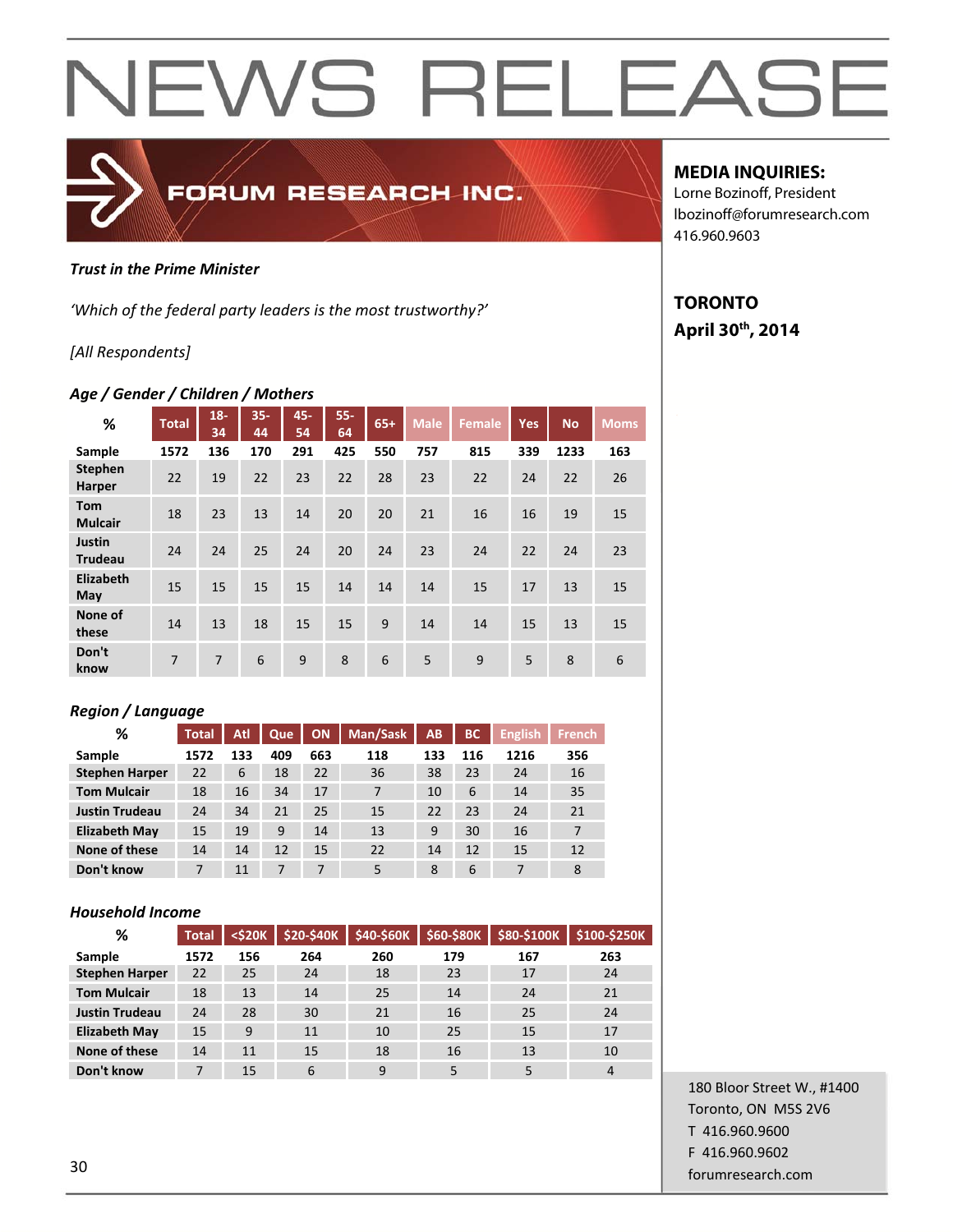# NEWS RELEASE

**FORUM RESEARCH INC.**

**MEDIA INQUIRIES:**
Lorne Bozinoff, President
lbozinoff@forumresearch.com
416.960.9603

**TORONTO**
**April 30th, 2014**

***Trust in the Prime Minister***

*'Which of the federal party leaders is the most trustworthy?'*

*[All Respondents]*

### *Age / Gender / Children / Mothers*

| % | Total | 18-34 | 35-44 | 45-54 | 55-64 | 65+ | Male | Female | Yes | No | Moms |
|---|---|---|---|---|---|---|---|---|---|---|---|
| Sample | 1572 | 136 | 170 | 291 | 425 | 550 | 757 | 815 | 339 | 1233 | 163 |
| Stephen Harper | 22 | 19 | 22 | 23 | 22 | 28 | 23 | 22 | 24 | 22 | 26 |
| Tom Mulcair | 18 | 23 | 13 | 14 | 20 | 20 | 21 | 16 | 16 | 19 | 15 |
| Justin Trudeau | 24 | 24 | 25 | 24 | 20 | 24 | 23 | 24 | 22 | 24 | 23 |
| Elizabeth May | 15 | 15 | 15 | 15 | 14 | 14 | 14 | 15 | 17 | 13 | 15 |
| None of these | 14 | 13 | 18 | 15 | 15 | 9 | 14 | 14 | 15 | 13 | 15 |
| Don't know | 7 | 7 | 6 | 9 | 8 | 6 | 5 | 9 | 5 | 8 | 6 |

### *Region / Language*

| % | Total | Atl | Que | ON | Man/Sask | AB | BC | English | French |
|---|---|---|---|---|---|---|---|---|---|
| Sample | 1572 | 133 | 409 | 663 | 118 | 133 | 116 | 1216 | 356 |
| Stephen Harper | 22 | 6 | 18 | 22 | 36 | 38 | 23 | 24 | 16 |
| Tom Mulcair | 18 | 16 | 34 | 17 | 7 | 10 | 6 | 14 | 35 |
| Justin Trudeau | 24 | 34 | 21 | 25 | 15 | 22 | 23 | 24 | 21 |
| Elizabeth May | 15 | 19 | 9 | 14 | 13 | 9 | 30 | 16 | 7 |
| None of these | 14 | 14 | 12 | 15 | 22 | 14 | 12 | 15 | 12 |
| Don't know | 7 | 11 | 7 | 7 | 5 | 8 | 6 | 7 | 8 |

### *Household Income*

| % | Total | <$20K | $20-$40K | $40-$60K | $60-$80K | $80-$100K | $100-$250K |
|---|---|---|---|---|---|---|---|
| Sample | 1572 | 156 | 264 | 260 | 179 | 167 | 263 |
| Stephen Harper | 22 | 25 | 24 | 18 | 23 | 17 | 24 |
| Tom Mulcair | 18 | 13 | 14 | 25 | 14 | 24 | 21 |
| Justin Trudeau | 24 | 28 | 30 | 21 | 16 | 25 | 24 |
| Elizabeth May | 15 | 9 | 11 | 10 | 25 | 15 | 17 |
| None of these | 14 | 11 | 15 | 18 | 16 | 13 | 10 |
| Don't know | 7 | 15 | 6 | 9 | 5 | 5 | 4 |

180 Bloor Street W., #1400
Toronto, ON M5S 2V6
T 416.960.9600
F 416.960.9602
forumresearch.com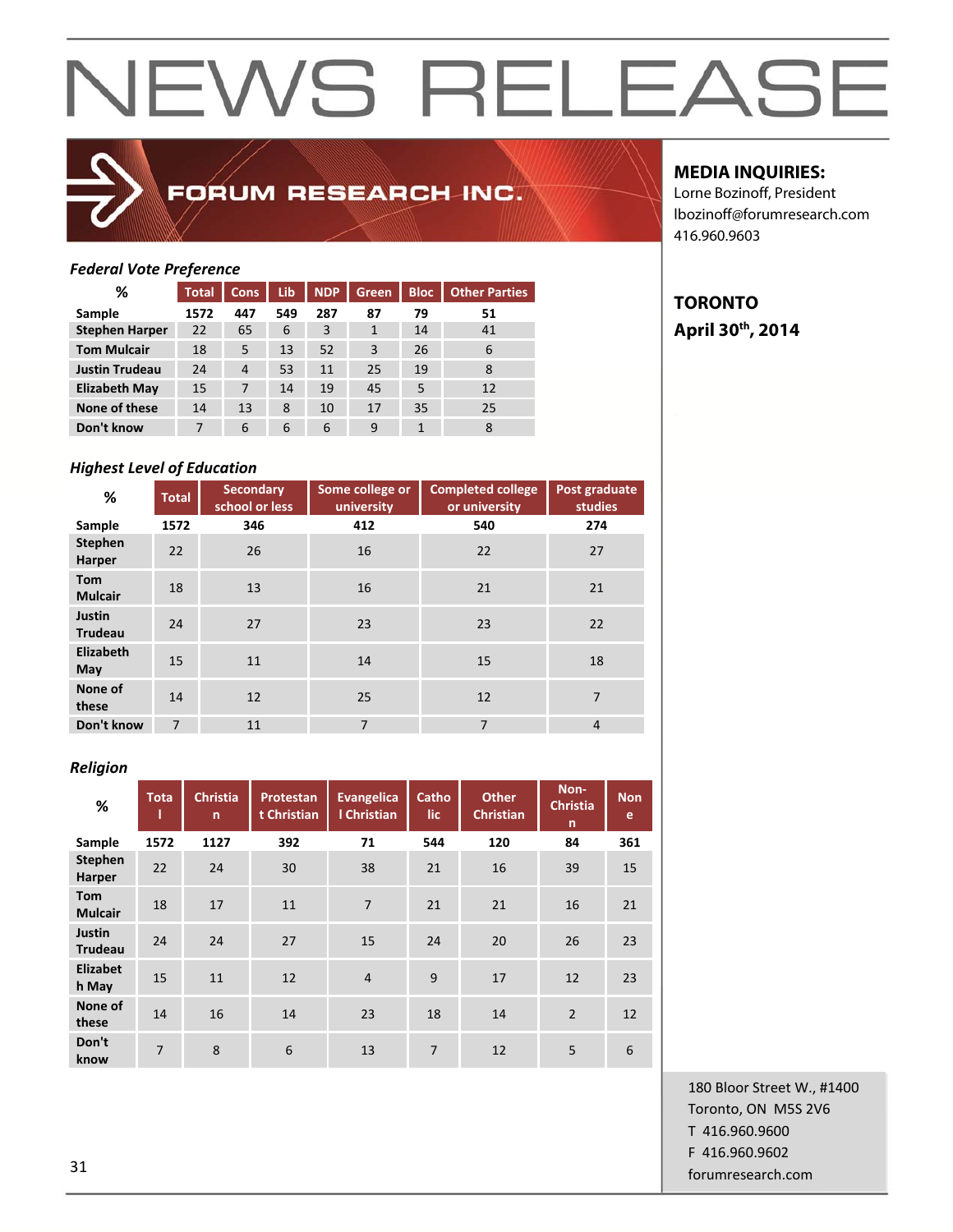# NEWS RELEASE

FORUM RESEARCH INC.

**MEDIA INQUIRIES:**
Lorne Bozinoff, President
lbozinoff@forumresearch.com
416.960.9603

**TORONTO**
**April 30th, 2014**

### *Federal Vote Preference*

| % | Total | Cons | Lib | NDP | Green | Bloc | Other Parties |
|---|---|---|---|---|---|---|---|
| **Sample** | **1572** | **447** | **549** | **287** | **87** | **79** | **51** |
| **Stephen Harper** | 22 | 65 | 6 | 3 | 1 | 14 | 41 |
| **Tom Mulcair** | 18 | 5 | 13 | 52 | 3 | 26 | 6 |
| **Justin Trudeau** | 24 | 4 | 53 | 11 | 25 | 19 | 8 |
| **Elizabeth May** | 15 | 7 | 14 | 19 | 45 | 5 | 12 |
| **None of these** | 14 | 13 | 8 | 10 | 17 | 35 | 25 |
| **Don't know** | 7 | 6 | 6 | 6 | 9 | 1 | 8 |

### *Highest Level of Education*

| % | Total | Secondary school or less | Some college or university | Completed college or university | Post graduate studies |
|---|---|---|---|---|---|
| **Sample** | **1572** | **346** | **412** | **540** | **274** |
| **Stephen Harper** | 22 | 26 | 16 | 22 | 27 |
| **Tom Mulcair** | 18 | 13 | 16 | 21 | 21 |
| **Justin Trudeau** | 24 | 27 | 23 | 23 | 22 |
| **Elizabeth May** | 15 | 11 | 14 | 15 | 18 |
| **None of these** | 14 | 12 | 25 | 12 | 7 |
| **Don't know** | 7 | 11 | 7 | 7 | 4 |

### *Religion*

| % | Total | Christian | Protestant Christian | Evangelical Christian | Catholic | Other Christian | Non-Christian | None |
|---|---|---|---|---|---|---|---|---|
| **Sample** | **1572** | **1127** | **392** | **71** | **544** | **120** | **84** | **361** |
| **Stephen Harper** | 22 | 24 | 30 | 38 | 21 | 16 | 39 | 15 |
| **Tom Mulcair** | 18 | 17 | 11 | 7 | 21 | 21 | 16 | 21 |
| **Justin Trudeau** | 24 | 24 | 27 | 15 | 24 | 20 | 26 | 23 |
| **Elizabeth May** | 15 | 11 | 12 | 4 | 9 | 17 | 12 | 23 |
| **None of these** | 14 | 16 | 14 | 23 | 18 | 14 | 2 | 12 |
| **Don't know** | 7 | 8 | 6 | 13 | 7 | 12 | 5 | 6 |

180 Bloor Street W., #1400
Toronto, ON M5S 2V6
T 416.960.9600
F 416.960.9602
forumresearch.com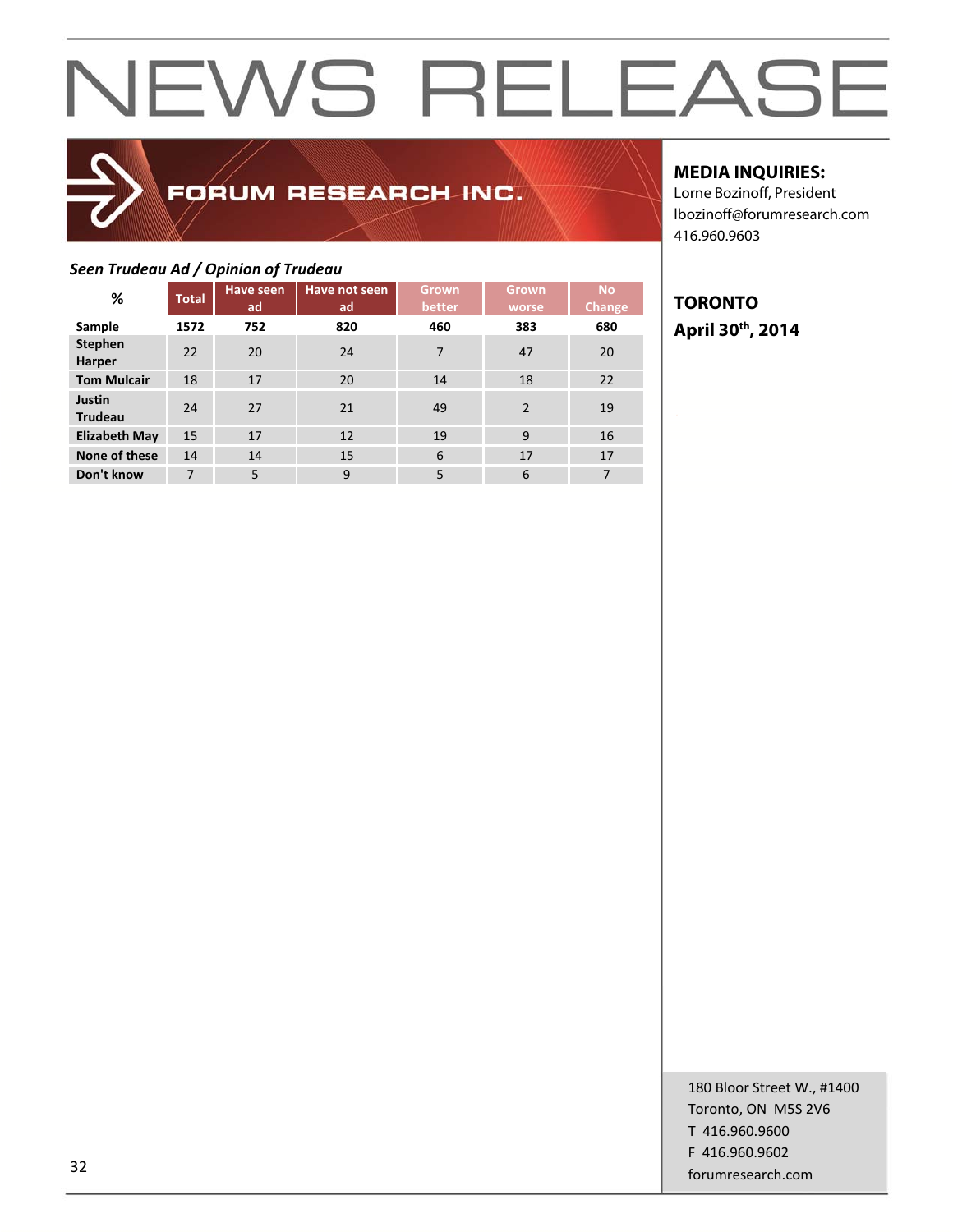# NEWS RELEASE

FORUM RESEARCH INC.

**MEDIA INQUIRIES:**
Lorne Bozinoff, President
lbozinoff@forumresearch.com
416.960.9603

**TORONTO**
**April 30th, 2014**

***Seen Trudeau Ad / Opinion of Trudeau***

| % | Total | Have seen ad | Have not seen ad | Grown better | Grown worse | No Change |
|---|---|---|---|---|---|---|
| **Sample** | **1572** | **752** | **820** | **460** | **383** | **680** |
| **Stephen Harper** | 22 | 20 | 24 | 7 | 47 | 20 |
| **Tom Mulcair** | 18 | 17 | 20 | 14 | 18 | 22 |
| **Justin Trudeau** | 24 | 27 | 21 | 49 | 2 | 19 |
| **Elizabeth May** | 15 | 17 | 12 | 19 | 9 | 16 |
| **None of these** | 14 | 14 | 15 | 6 | 17 | 17 |
| **Don't know** | 7 | 5 | 9 | 5 | 6 | 7 |

180 Bloor Street W., #1400
Toronto, ON M5S 2V6
T 416.960.9600
F 416.960.9602
forumresearch.com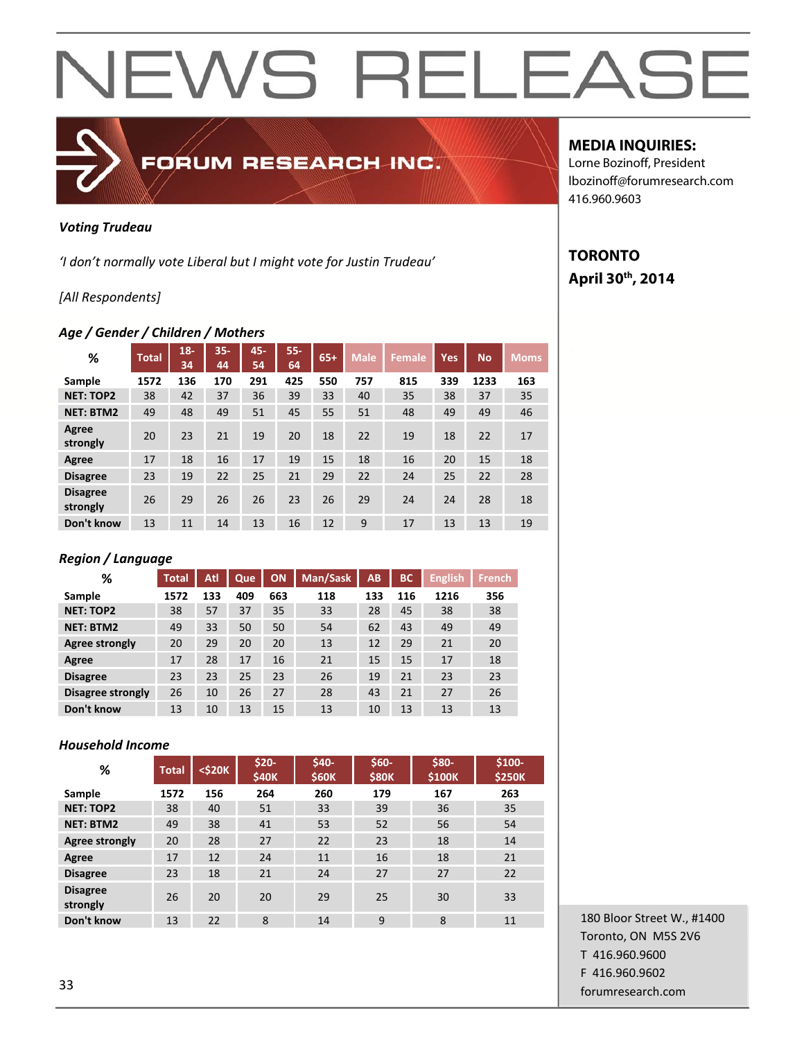# NEWS RELEASE

FORUM RESEARCH INC.

**MEDIA INQUIRIES:**
Lorne Bozinoff, President
lbozinoff@forumresearch.com
416.960.9603

**TORONTO**
**April 30th, 2014**

***Voting Trudeau***

*'I don't normally vote Liberal but I might vote for Justin Trudeau'*

*[All Respondents]*

### *Age / Gender / Children / Mothers*

| % | Total | 18-34 | 35-44 | 45-54 | 55-64 | 65+ | Male | Female | Yes | No | Moms |
|---|---|---|---|---|---|---|---|---|---|---|---|
| **Sample** | **1572** | **136** | **170** | **291** | **425** | **550** | **757** | **815** | **339** | **1233** | **163** |
| **NET: TOP2** | 38 | 42 | 37 | 36 | 39 | 33 | 40 | 35 | 38 | 37 | 35 |
| **NET: BTM2** | 49 | 48 | 49 | 51 | 45 | 55 | 51 | 48 | 49 | 49 | 46 |
| **Agree strongly** | 20 | 23 | 21 | 19 | 20 | 18 | 22 | 19 | 18 | 22 | 17 |
| **Agree** | 17 | 18 | 16 | 17 | 19 | 15 | 18 | 16 | 20 | 15 | 18 |
| **Disagree** | 23 | 19 | 22 | 25 | 21 | 29 | 22 | 24 | 25 | 22 | 28 |
| **Disagree strongly** | 26 | 29 | 26 | 26 | 23 | 26 | 29 | 24 | 24 | 28 | 18 |
| **Don't know** | 13 | 11 | 14 | 13 | 16 | 12 | 9 | 17 | 13 | 13 | 19 |

### *Region / Language*

| % | Total | Atl | Que | ON | Man/Sask | AB | BC | English | French |
|---|---|---|---|---|---|---|---|---|---|
| **Sample** | **1572** | **133** | **409** | **663** | **118** | **133** | **116** | **1216** | **356** |
| **NET: TOP2** | 38 | 57 | 37 | 35 | 33 | 28 | 45 | 38 | 38 |
| **NET: BTM2** | 49 | 33 | 50 | 50 | 54 | 62 | 43 | 49 | 49 |
| **Agree strongly** | 20 | 29 | 20 | 20 | 13 | 12 | 29 | 21 | 20 |
| **Agree** | 17 | 28 | 17 | 16 | 21 | 15 | 15 | 17 | 18 |
| **Disagree** | 23 | 23 | 25 | 23 | 26 | 19 | 21 | 23 | 23 |
| **Disagree strongly** | 26 | 10 | 26 | 27 | 28 | 43 | 21 | 27 | 26 |
| **Don't know** | 13 | 10 | 13 | 15 | 13 | 10 | 13 | 13 | 13 |

### *Household Income*

| % | Total | <$20K | $20-$40K | $40-$60K | $60-$80K | $80-$100K | $100-$250K |
|---|---|---|---|---|---|---|---|
| **Sample** | **1572** | **156** | **264** | **260** | **179** | **167** | **263** |
| **NET: TOP2** | 38 | 40 | 51 | 33 | 39 | 36 | 35 |
| **NET: BTM2** | 49 | 38 | 41 | 53 | 52 | 56 | 54 |
| **Agree strongly** | 20 | 28 | 27 | 22 | 23 | 18 | 14 |
| **Agree** | 17 | 12 | 24 | 11 | 16 | 18 | 21 |
| **Disagree** | 23 | 18 | 21 | 24 | 27 | 27 | 22 |
| **Disagree strongly** | 26 | 20 | 20 | 29 | 25 | 30 | 33 |
| **Don't know** | 13 | 22 | 8 | 14 | 9 | 8 | 11 |

180 Bloor Street W., #1400
Toronto, ON M5S 2V6
T 416.960.9600
F 416.960.9602
forumresearch.com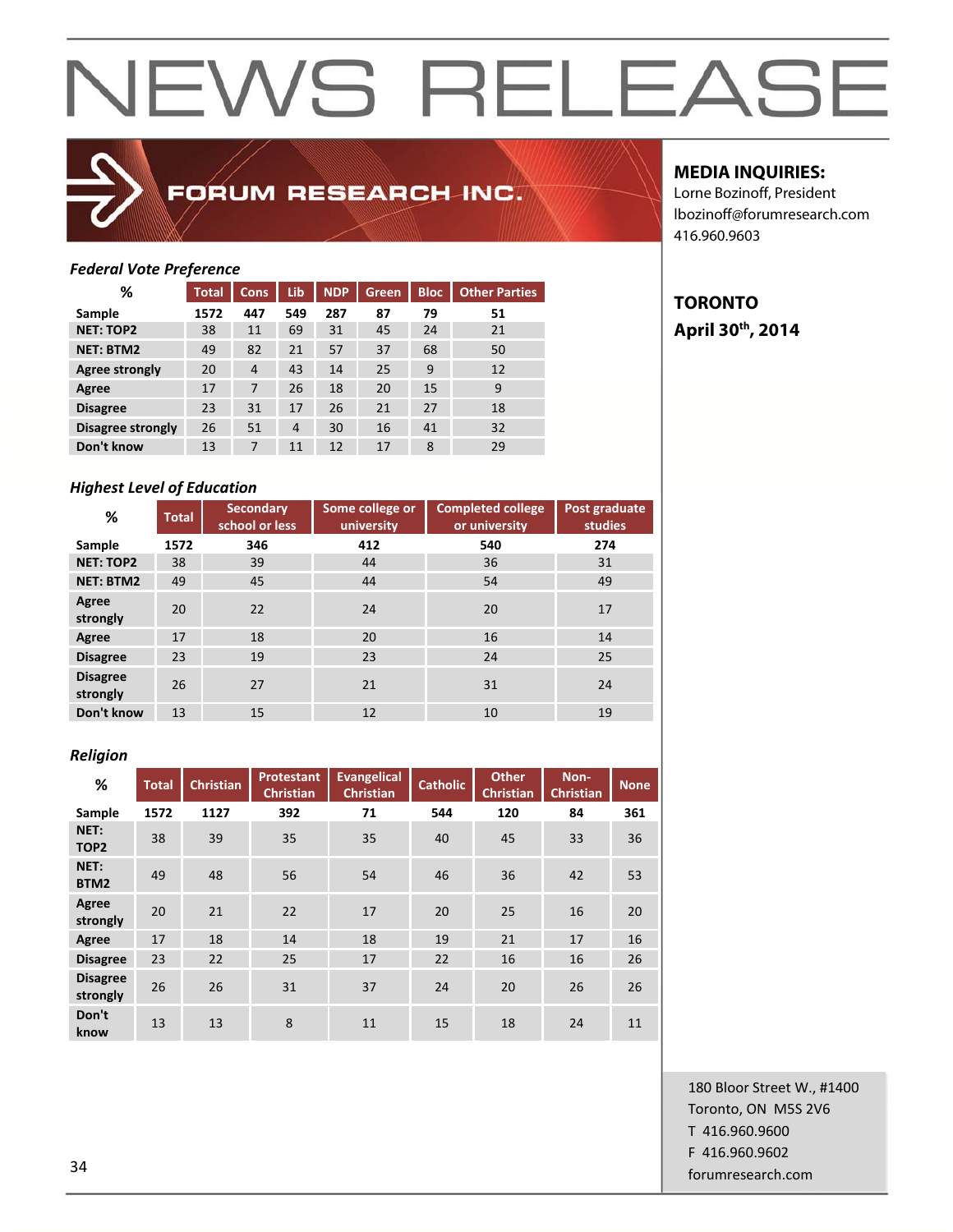# NEWS RELEASE

**FORUM RESEARCH INC.**

**MEDIA INQUIRIES:**
Lorne Bozinoff, President
lbozinoff@forumresearch.com
416.960.9603

**TORONTO**
**April 30th, 2014**

### *Federal Vote Preference*

| % | Total | Cons | Lib | NDP | Green | Bloc | Other Parties |
|---|---|---|---|---|---|---|---|
| **Sample** | **1572** | **447** | **549** | **287** | **87** | **79** | **51** |
| **NET: TOP2** | 38 | 11 | 69 | 31 | 45 | 24 | 21 |
| **NET: BTM2** | 49 | 82 | 21 | 57 | 37 | 68 | 50 |
| **Agree strongly** | 20 | 4 | 43 | 14 | 25 | 9 | 12 |
| **Agree** | 17 | 7 | 26 | 18 | 20 | 15 | 9 |
| **Disagree** | 23 | 31 | 17 | 26 | 21 | 27 | 18 |
| **Disagree strongly** | 26 | 51 | 4 | 30 | 16 | 41 | 32 |
| **Don't know** | 13 | 7 | 11 | 12 | 17 | 8 | 29 |

### *Highest Level of Education*

| % | Total | Secondary school or less | Some college or university | Completed college or university | Post graduate studies |
|---|---|---|---|---|---|
| **Sample** | **1572** | **346** | **412** | **540** | **274** |
| **NET: TOP2** | 38 | 39 | 44 | 36 | 31 |
| **NET: BTM2** | 49 | 45 | 44 | 54 | 49 |
| **Agree strongly** | 20 | 22 | 24 | 20 | 17 |
| **Agree** | 17 | 18 | 20 | 16 | 14 |
| **Disagree** | 23 | 19 | 23 | 24 | 25 |
| **Disagree strongly** | 26 | 27 | 21 | 31 | 24 |
| **Don't know** | 13 | 15 | 12 | 10 | 19 |

### *Religion*

| % | Total | Christian | Protestant Christian | Evangelical Christian | Catholic | Other Christian | Non-Christian | None |
|---|---|---|---|---|---|---|---|---|
| **Sample** | **1572** | **1127** | **392** | **71** | **544** | **120** | **84** | **361** |
| **NET: TOP2** | 38 | 39 | 35 | 35 | 40 | 45 | 33 | 36 |
| **NET: BTM2** | 49 | 48 | 56 | 54 | 46 | 36 | 42 | 53 |
| **Agree strongly** | 20 | 21 | 22 | 17 | 20 | 25 | 16 | 20 |
| **Agree** | 17 | 18 | 14 | 18 | 19 | 21 | 17 | 16 |
| **Disagree** | 23 | 22 | 25 | 17 | 22 | 16 | 16 | 26 |
| **Disagree strongly** | 26 | 26 | 31 | 37 | 24 | 20 | 26 | 26 |
| **Don't know** | 13 | 13 | 8 | 11 | 15 | 18 | 24 | 11 |

180 Bloor Street W., #1400
Toronto, ON M5S 2V6
T 416.960.9600
F 416.960.9602
forumresearch.com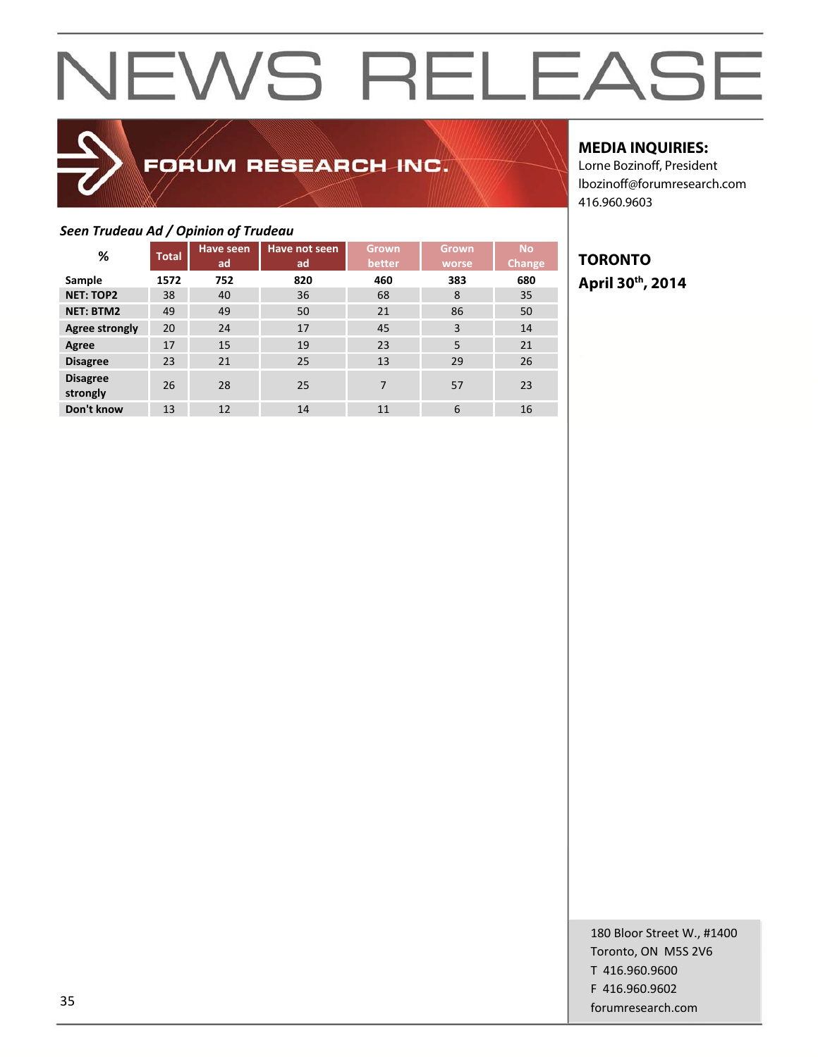# NEWS RELEASE

FORUM RESEARCH INC.

**MEDIA INQUIRIES:**
Lorne Bozinoff, President
lbozinoff@forumresearch.com
416.960.9603

**TORONTO**
**April 30th, 2014**

***Seen Trudeau Ad / Opinion of Trudeau***

| % | Total | Have seen ad | Have not seen ad | Grown better | Grown worse | No Change |
|---|---|---|---|---|---|---|
| **Sample** | **1572** | **752** | **820** | **460** | **383** | **680** |
| **NET: TOP2** | 38 | 40 | 36 | 68 | 8 | 35 |
| **NET: BTM2** | 49 | 49 | 50 | 21 | 86 | 50 |
| **Agree strongly** | 20 | 24 | 17 | 45 | 3 | 14 |
| **Agree** | 17 | 15 | 19 | 23 | 5 | 21 |
| **Disagree** | 23 | 21 | 25 | 13 | 29 | 26 |
| **Disagree strongly** | 26 | 28 | 25 | 7 | 57 | 23 |
| **Don't know** | 13 | 12 | 14 | 11 | 6 | 16 |

180 Bloor Street W., #1400
Toronto, ON M5S 2V6
T 416.960.9600
F 416.960.9602
forumresearch.com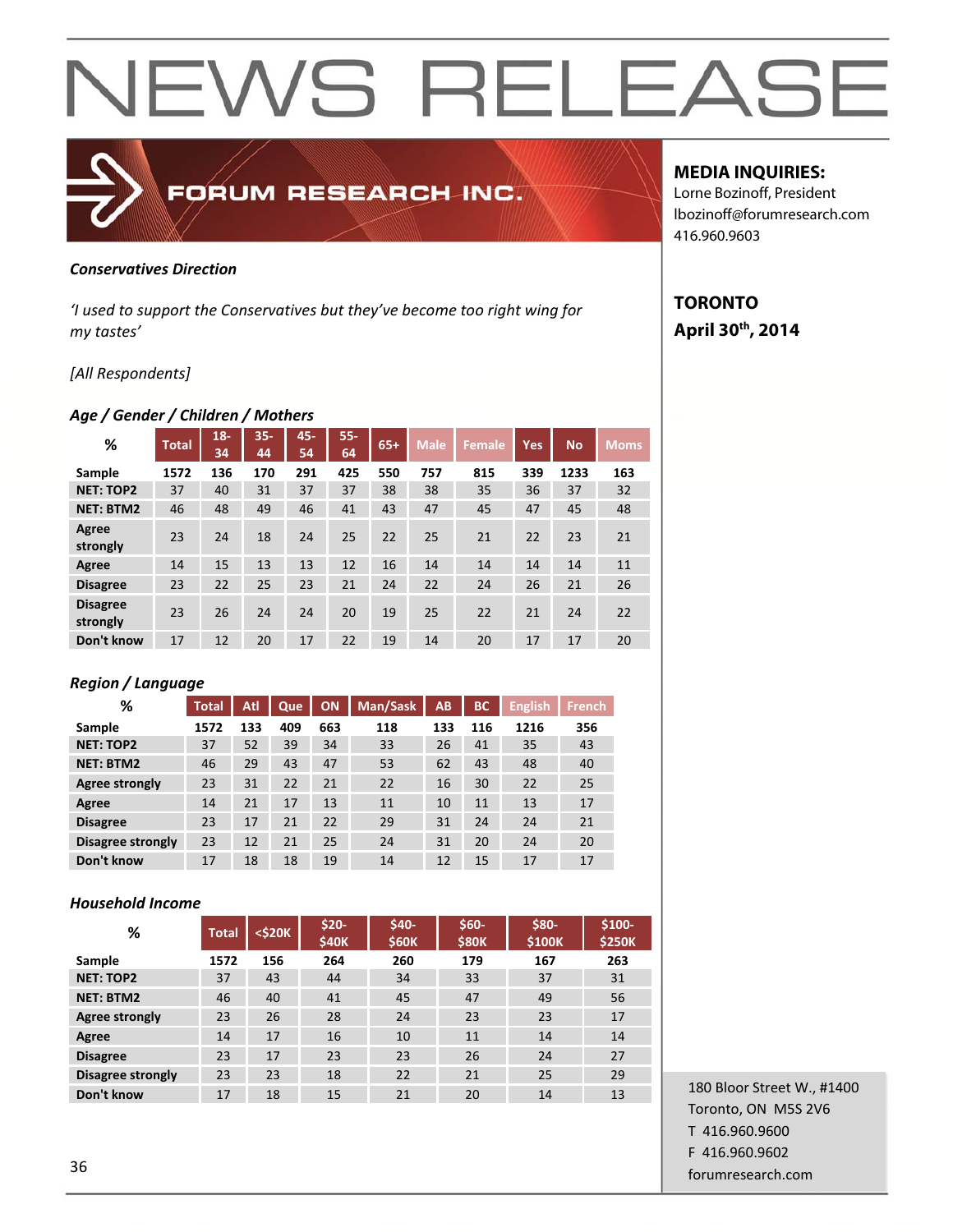# NEWS RELEASE

**FORUM RESEARCH INC.**

**MEDIA INQUIRIES:**
Lorne Bozinoff, President
lbozinoff@forumresearch.com
416.960.9603

**TORONTO**
**April 30th, 2014**

***Conservatives Direction***

*'I used to support the Conservatives but they've become too right wing for my tastes'*

*[All Respondents]*

***Age / Gender / Children / Mothers***

| % | Total | 18-34 | 35-44 | 45-54 | 55-64 | 65+ | Male | Female | Yes | No | Moms |
|---|---|---|---|---|---|---|---|---|---|---|---|
| Sample | 1572 | 136 | 170 | 291 | 425 | 550 | 757 | 815 | 339 | 1233 | 163 |
| NET: TOP2 | 37 | 40 | 31 | 37 | 37 | 38 | 38 | 35 | 36 | 37 | 32 |
| NET: BTM2 | 46 | 48 | 49 | 46 | 41 | 43 | 47 | 45 | 47 | 45 | 48 |
| Agree strongly | 23 | 24 | 18 | 24 | 25 | 22 | 25 | 21 | 22 | 23 | 21 |
| Agree | 14 | 15 | 13 | 13 | 12 | 16 | 14 | 14 | 14 | 14 | 11 |
| Disagree | 23 | 22 | 25 | 23 | 21 | 24 | 22 | 24 | 26 | 21 | 26 |
| Disagree strongly | 23 | 26 | 24 | 24 | 20 | 19 | 25 | 22 | 21 | 24 | 22 |
| Don't know | 17 | 12 | 20 | 17 | 22 | 19 | 14 | 20 | 17 | 17 | 20 |

***Region / Language***

| % | Total | Atl | Que | ON | Man/Sask | AB | BC | English | French |
|---|---|---|---|---|---|---|---|---|---|
| Sample | 1572 | 133 | 409 | 663 | 118 | 133 | 116 | 1216 | 356 |
| NET: TOP2 | 37 | 52 | 39 | 34 | 33 | 26 | 41 | 35 | 43 |
| NET: BTM2 | 46 | 29 | 43 | 47 | 53 | 62 | 43 | 48 | 40 |
| Agree strongly | 23 | 31 | 22 | 21 | 22 | 16 | 30 | 22 | 25 |
| Agree | 14 | 21 | 17 | 13 | 11 | 10 | 11 | 13 | 17 |
| Disagree | 23 | 17 | 21 | 22 | 29 | 31 | 24 | 24 | 21 |
| Disagree strongly | 23 | 12 | 21 | 25 | 24 | 31 | 20 | 24 | 20 |
| Don't know | 17 | 18 | 18 | 19 | 14 | 12 | 15 | 17 | 17 |

***Household Income***

| % | Total | <$20K | $20-$40K | $40-$60K | $60-$80K | $80-$100K | $100-$250K |
|---|---|---|---|---|---|---|---|
| Sample | 1572 | 156 | 264 | 260 | 179 | 167 | 263 |
| NET: TOP2 | 37 | 43 | 44 | 34 | 33 | 37 | 31 |
| NET: BTM2 | 46 | 40 | 41 | 45 | 47 | 49 | 56 |
| Agree strongly | 23 | 26 | 28 | 24 | 23 | 23 | 17 |
| Agree | 14 | 17 | 16 | 10 | 11 | 14 | 14 |
| Disagree | 23 | 17 | 23 | 23 | 26 | 24 | 27 |
| Disagree strongly | 23 | 23 | 18 | 22 | 21 | 25 | 29 |
| Don't know | 17 | 18 | 15 | 21 | 20 | 14 | 13 |

180 Bloor Street W., #1400
Toronto, ON M5S 2V6
T 416.960.9600
F 416.960.9602
forumresearch.com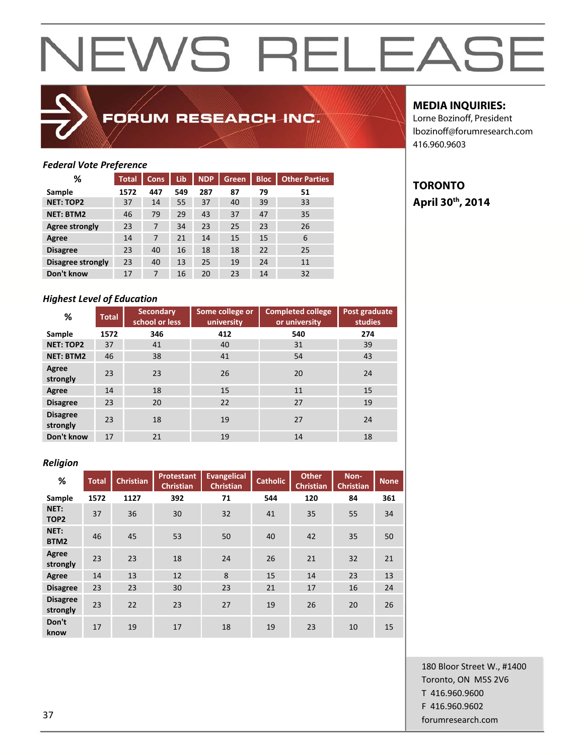# NEWS RELEASE

FORUM RESEARCH INC.

**MEDIA INQUIRIES:**
Lorne Bozinoff, President
lbozinoff@forumresearch.com
416.960.9603

**TORONTO**
**April 30th, 2014**

*Federal Vote Preference*

| % | Total | Cons | Lib | NDP | Green | Bloc | Other Parties |
|---|---|---|---|---|---|---|---|
| Sample | 1572 | 447 | 549 | 287 | 87 | 79 | 51 |
| NET: TOP2 | 37 | 14 | 55 | 37 | 40 | 39 | 33 |
| NET: BTM2 | 46 | 79 | 29 | 43 | 37 | 47 | 35 |
| Agree strongly | 23 | 7 | 34 | 23 | 25 | 23 | 26 |
| Agree | 14 | 7 | 21 | 14 | 15 | 15 | 6 |
| Disagree | 23 | 40 | 16 | 18 | 18 | 22 | 25 |
| Disagree strongly | 23 | 40 | 13 | 25 | 19 | 24 | 11 |
| Don't know | 17 | 7 | 16 | 20 | 23 | 14 | 32 |

*Highest Level of Education*

| % | Total | Secondary school or less | Some college or university | Completed college or university | Post graduate studies |
|---|---|---|---|---|---|
| Sample | 1572 | 346 | 412 | 540 | 274 |
| NET: TOP2 | 37 | 41 | 40 | 31 | 39 |
| NET: BTM2 | 46 | 38 | 41 | 54 | 43 |
| Agree strongly | 23 | 23 | 26 | 20 | 24 |
| Agree | 14 | 18 | 15 | 11 | 15 |
| Disagree | 23 | 20 | 22 | 27 | 19 |
| Disagree strongly | 23 | 18 | 19 | 27 | 24 |
| Don't know | 17 | 21 | 19 | 14 | 18 |

*Religion*

| % | Total | Christian | Protestant Christian | Evangelical Christian | Catholic | Other Christian | Non-Christian | None |
|---|---|---|---|---|---|---|---|---|
| Sample | 1572 | 1127 | 392 | 71 | 544 | 120 | 84 | 361 |
| NET: TOP2 | 37 | 36 | 30 | 32 | 41 | 35 | 55 | 34 |
| NET: BTM2 | 46 | 45 | 53 | 50 | 40 | 42 | 35 | 50 |
| Agree strongly | 23 | 23 | 18 | 24 | 26 | 21 | 32 | 21 |
| Agree | 14 | 13 | 12 | 8 | 15 | 14 | 23 | 13 |
| Disagree | 23 | 23 | 30 | 23 | 21 | 17 | 16 | 24 |
| Disagree strongly | 23 | 22 | 23 | 27 | 19 | 26 | 20 | 26 |
| Don't know | 17 | 19 | 17 | 18 | 19 | 23 | 10 | 15 |

180 Bloor Street W., #1400
Toronto, ON M5S 2V6
T 416.960.9600
F 416.960.9602
forumresearch.com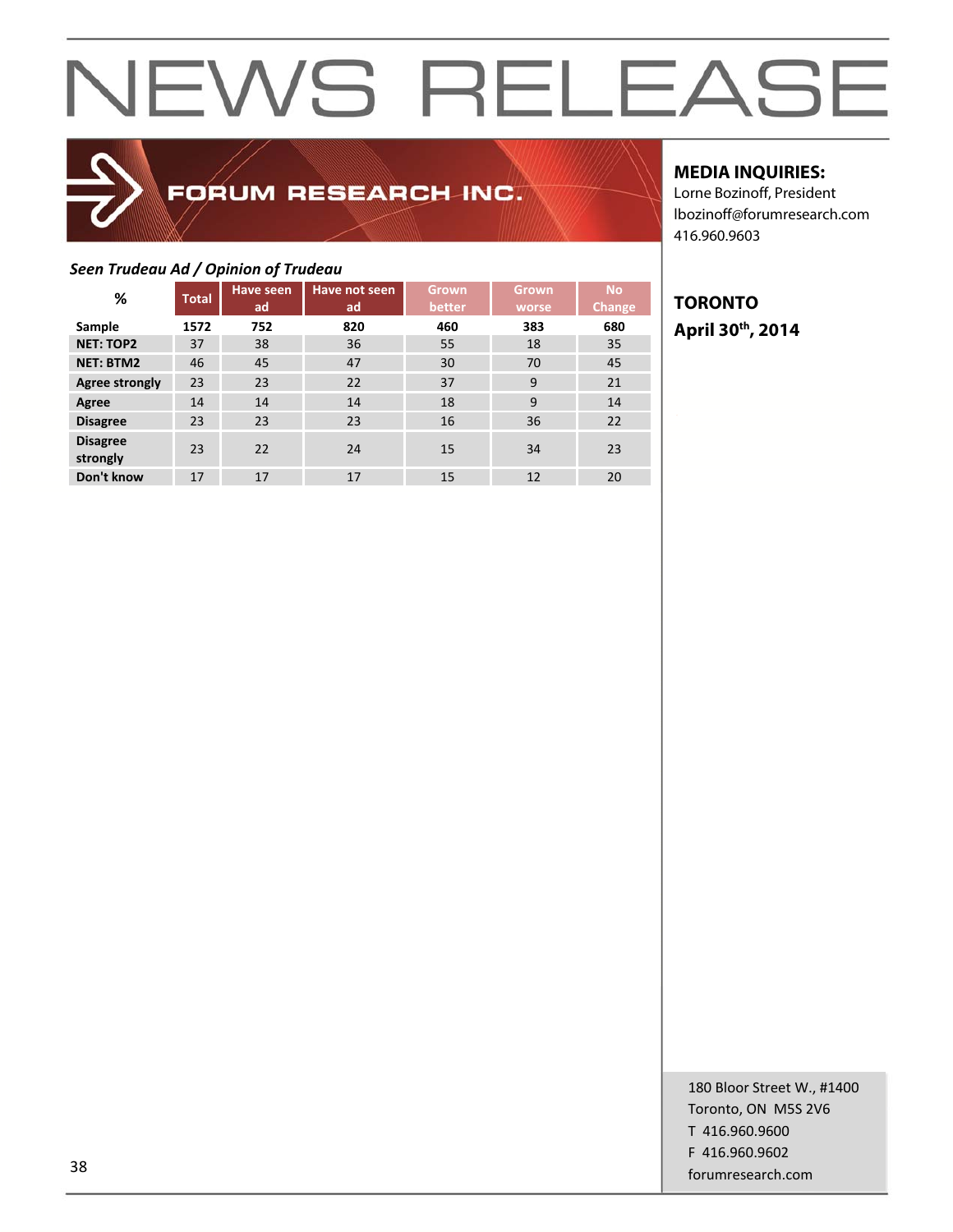# NEWS RELEASE

FORUM RESEARCH INC.

**MEDIA INQUIRIES:**
Lorne Bozinoff, President
lbozinoff@forumresearch.com
416.960.9603

**TORONTO**
**April 30th, 2014**

***Seen Trudeau Ad / Opinion of Trudeau***

| % | Total | Have seen ad | Have not seen ad | Grown better | Grown worse | No Change |
|---|---|---|---|---|---|---|
| **Sample** | **1572** | **752** | **820** | **460** | **383** | **680** |
| **NET: TOP2** | 37 | 38 | 36 | 55 | 18 | 35 |
| **NET: BTM2** | 46 | 45 | 47 | 30 | 70 | 45 |
| **Agree strongly** | 23 | 23 | 22 | 37 | 9 | 21 |
| **Agree** | 14 | 14 | 14 | 18 | 9 | 14 |
| **Disagree** | 23 | 23 | 23 | 16 | 36 | 22 |
| **Disagree strongly** | 23 | 22 | 24 | 15 | 34 | 23 |
| **Don't know** | 17 | 17 | 17 | 15 | 12 | 20 |

180 Bloor Street W., #1400
Toronto, ON M5S 2V6
T 416.960.9600
F 416.960.9602
forumresearch.com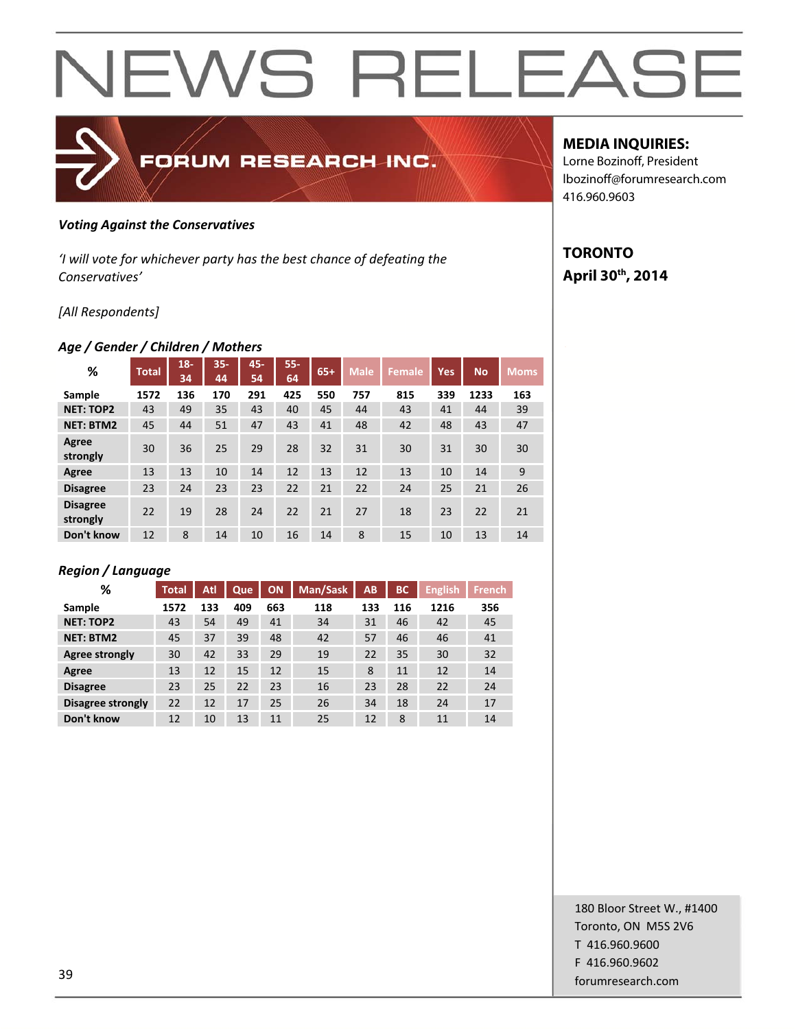# NEWS RELEASE

FORUM RESEARCH INC.

**MEDIA INQUIRIES:**
Lorne Bozinoff, President
lbozinoff@forumresearch.com
416.960.9603

**TORONTO**
**April 30th, 2014**

***Voting Against the Conservatives***

*'I will vote for whichever party has the best chance of defeating the Conservatives'*

*[All Respondents]*

***Age / Gender / Children / Mothers***

| % | Total | 18-34 | 35-44 | 45-54 | 55-64 | 65+ | Male | Female | Yes | No | Moms |
|---|---|---|---|---|---|---|---|---|---|---|---|
| **Sample** | **1572** | **136** | **170** | **291** | **425** | **550** | **757** | **815** | **339** | **1233** | **163** |
| **NET: TOP2** | 43 | 49 | 35 | 43 | 40 | 45 | 44 | 43 | 41 | 44 | 39 |
| **NET: BTM2** | 45 | 44 | 51 | 47 | 43 | 41 | 48 | 42 | 48 | 43 | 47 |
| **Agree strongly** | 30 | 36 | 25 | 29 | 28 | 32 | 31 | 30 | 31 | 30 | 30 |
| **Agree** | 13 | 13 | 10 | 14 | 12 | 13 | 12 | 13 | 10 | 14 | 9 |
| **Disagree** | 23 | 24 | 23 | 23 | 22 | 21 | 22 | 24 | 25 | 21 | 26 |
| **Disagree strongly** | 22 | 19 | 28 | 24 | 22 | 21 | 27 | 18 | 23 | 22 | 21 |
| **Don't know** | 12 | 8 | 14 | 10 | 16 | 14 | 8 | 15 | 10 | 13 | 14 |

***Region / Language***

| % | Total | Atl | Que | ON | Man/Sask | AB | BC | English | French |
|---|---|---|---|---|---|---|---|---|---|
| **Sample** | **1572** | **133** | **409** | **663** | **118** | **133** | **116** | **1216** | **356** |
| **NET: TOP2** | 43 | 54 | 49 | 41 | 34 | 31 | 46 | 42 | 45 |
| **NET: BTM2** | 45 | 37 | 39 | 48 | 42 | 57 | 46 | 46 | 41 |
| **Agree strongly** | 30 | 42 | 33 | 29 | 19 | 22 | 35 | 30 | 32 |
| **Agree** | 13 | 12 | 15 | 12 | 15 | 8 | 11 | 12 | 14 |
| **Disagree** | 23 | 25 | 22 | 23 | 16 | 23 | 28 | 22 | 24 |
| **Disagree strongly** | 22 | 12 | 17 | 25 | 26 | 34 | 18 | 24 | 17 |
| **Don't know** | 12 | 10 | 13 | 11 | 25 | 12 | 8 | 11 | 14 |

180 Bloor Street W., #1400
Toronto, ON M5S 2V6
T 416.960.9600
F 416.960.9602
forumresearch.com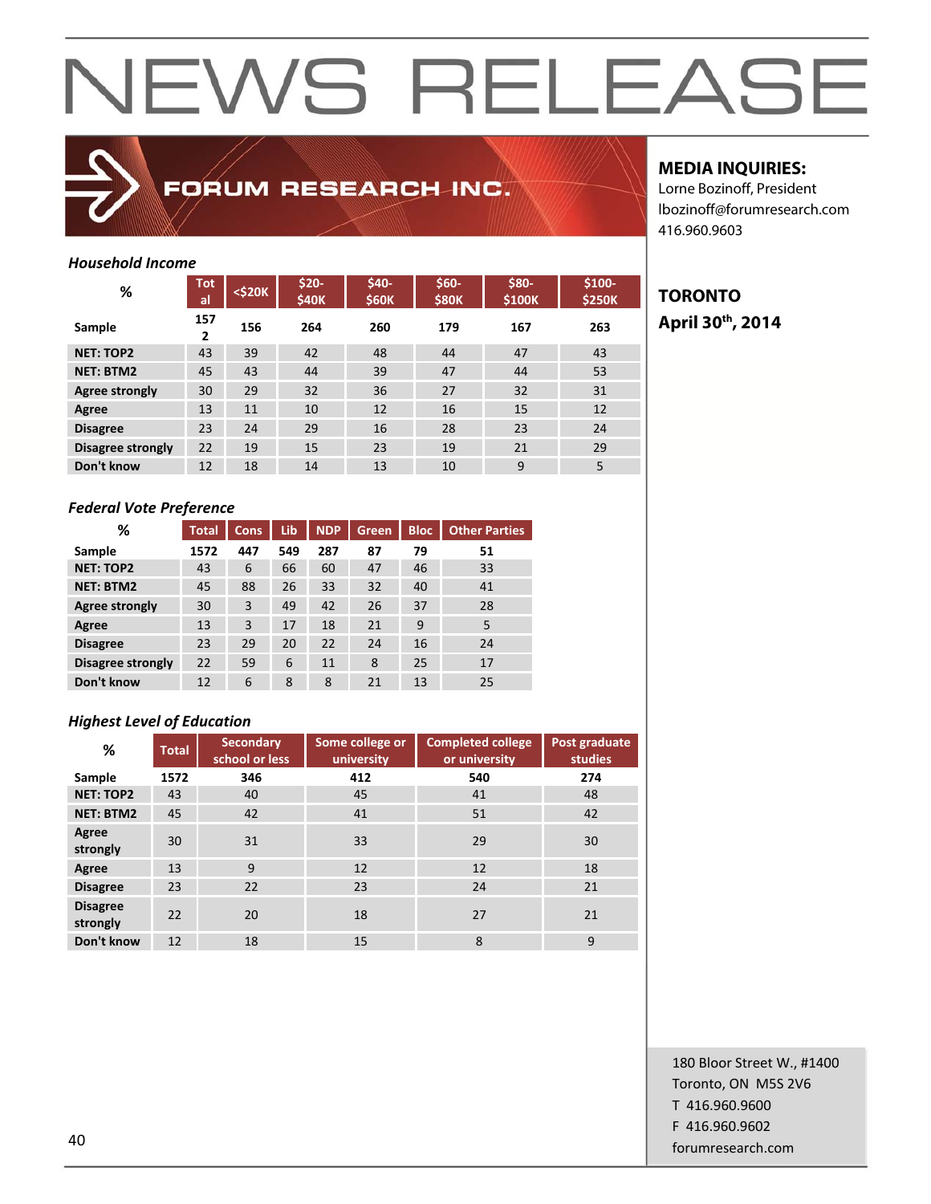# NEWS RELEASE

**FORUM RESEARCH INC.**

**MEDIA INQUIRIES:**
Lorne Bozinoff, President
lbozinoff@forumresearch.com
416.960.9603

**TORONTO**
**April 30th, 2014**

*Household Income*

| % | Total | <$20K | $20-$40K | $40-$60K | $60-$80K | $80-$100K | $100-$250K |
|---|---|---|---|---|---|---|---|
| Sample | 1572 | 156 | 264 | 260 | 179 | 167 | 263 |
| NET: TOP2 | 43 | 39 | 42 | 48 | 44 | 47 | 43 |
| NET: BTM2 | 45 | 43 | 44 | 39 | 47 | 44 | 53 |
| Agree strongly | 30 | 29 | 32 | 36 | 27 | 32 | 31 |
| Agree | 13 | 11 | 10 | 12 | 16 | 15 | 12 |
| Disagree | 23 | 24 | 29 | 16 | 28 | 23 | 24 |
| Disagree strongly | 22 | 19 | 15 | 23 | 19 | 21 | 29 |
| Don't know | 12 | 18 | 14 | 13 | 10 | 9 | 5 |

*Federal Vote Preference*

| % | Total | Cons | Lib | NDP | Green | Bloc | Other Parties |
|---|---|---|---|---|---|---|---|
| Sample | 1572 | 447 | 549 | 287 | 87 | 79 | 51 |
| NET: TOP2 | 43 | 6 | 66 | 60 | 47 | 46 | 33 |
| NET: BTM2 | 45 | 88 | 26 | 33 | 32 | 40 | 41 |
| Agree strongly | 30 | 3 | 49 | 42 | 26 | 37 | 28 |
| Agree | 13 | 3 | 17 | 18 | 21 | 9 | 5 |
| Disagree | 23 | 29 | 20 | 22 | 24 | 16 | 24 |
| Disagree strongly | 22 | 59 | 6 | 11 | 8 | 25 | 17 |
| Don't know | 12 | 6 | 8 | 8 | 21 | 13 | 25 |

*Highest Level of Education*

| % | Total | Secondary school or less | Some college or university | Completed college or university | Post graduate studies |
|---|---|---|---|---|---|
| Sample | 1572 | 346 | 412 | 540 | 274 |
| NET: TOP2 | 43 | 40 | 45 | 41 | 48 |
| NET: BTM2 | 45 | 42 | 41 | 51 | 42 |
| Agree strongly | 30 | 31 | 33 | 29 | 30 |
| Agree | 13 | 9 | 12 | 12 | 18 |
| Disagree | 23 | 22 | 23 | 24 | 21 |
| Disagree strongly | 22 | 20 | 18 | 27 | 21 |
| Don't know | 12 | 18 | 15 | 8 | 9 |

180 Bloor Street W., #1400
Toronto, ON M5S 2V6
T 416.960.9600
F 416.960.9602
forumresearch.com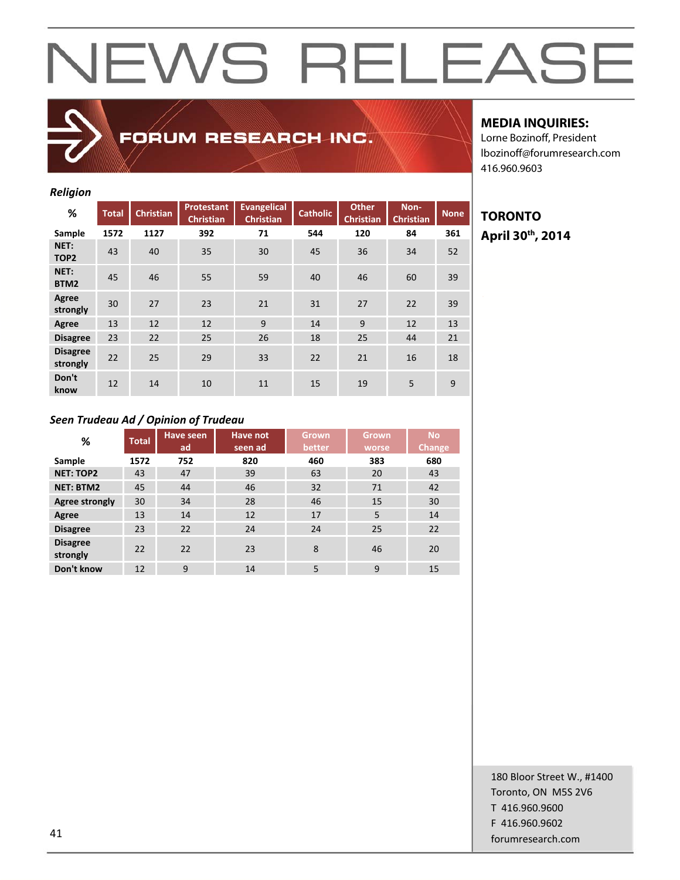# NEWS RELEASE

FORUM RESEARCH INC.

**MEDIA INQUIRIES:**
Lorne Bozinoff, President
lbozinoff@forumresearch.com
416.960.9603

**TORONTO**
**April 30th, 2014**

*Religion*

| % | Total | Christian | Protestant Christian | Evangelical Christian | Catholic | Other Christian | Non-Christian | None |
|---|---|---|---|---|---|---|---|---|
| Sample | 1572 | 1127 | 392 | 71 | 544 | 120 | 84 | 361 |
| NET: TOP2 | 43 | 40 | 35 | 30 | 45 | 36 | 34 | 52 |
| NET: BTM2 | 45 | 46 | 55 | 59 | 40 | 46 | 60 | 39 |
| Agree strongly | 30 | 27 | 23 | 21 | 31 | 27 | 22 | 39 |
| Agree | 13 | 12 | 12 | 9 | 14 | 9 | 12 | 13 |
| Disagree | 23 | 22 | 25 | 26 | 18 | 25 | 44 | 21 |
| Disagree strongly | 22 | 25 | 29 | 33 | 22 | 21 | 16 | 18 |
| Don't know | 12 | 14 | 10 | 11 | 15 | 19 | 5 | 9 |

*Seen Trudeau Ad / Opinion of Trudeau*

| % | Total | Have seen ad | Have not seen ad | Grown better | Grown worse | No Change |
|---|---|---|---|---|---|---|
| Sample | 1572 | 752 | 820 | 460 | 383 | 680 |
| NET: TOP2 | 43 | 47 | 39 | 63 | 20 | 43 |
| NET: BTM2 | 45 | 44 | 46 | 32 | 71 | 42 |
| Agree strongly | 30 | 34 | 28 | 46 | 15 | 30 |
| Agree | 13 | 14 | 12 | 17 | 5 | 14 |
| Disagree | 23 | 22 | 24 | 24 | 25 | 22 |
| Disagree strongly | 22 | 22 | 23 | 8 | 46 | 20 |
| Don't know | 12 | 9 | 14 | 5 | 9 | 15 |

180 Bloor Street W., #1400
Toronto, ON M5S 2V6
T 416.960.9600
F 416.960.9602
forumresearch.com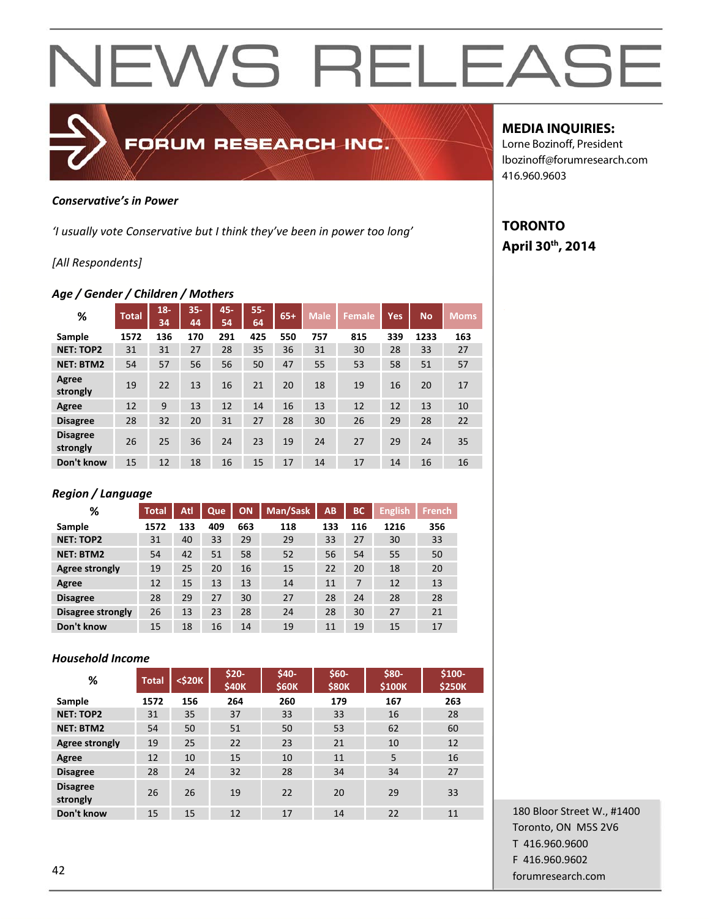# NEWS RELEASE

FORUM RESEARCH INC.

**MEDIA INQUIRIES:**
Lorne Bozinoff, President
lbozinoff@forumresearch.com
416.960.9603

**TORONTO**
**April 30th, 2014**

***Conservative's in Power***

*'I usually vote Conservative but I think they've been in power too long'*

*[All Respondents]*

***Age / Gender / Children / Mothers***

| % | Total | 18-34 | 35-44 | 45-54 | 55-64 | 65+ | Male | Female | Yes | No | Moms |
|---|---|---|---|---|---|---|---|---|---|---|---|
| **Sample** | 1572 | 136 | 170 | 291 | 425 | 550 | 757 | 815 | 339 | 1233 | 163 |
| **NET: TOP2** | 31 | 31 | 27 | 28 | 35 | 36 | 31 | 30 | 28 | 33 | 27 |
| **NET: BTM2** | 54 | 57 | 56 | 56 | 50 | 47 | 55 | 53 | 58 | 51 | 57 |
| **Agree strongly** | 19 | 22 | 13 | 16 | 21 | 20 | 18 | 19 | 16 | 20 | 17 |
| **Agree** | 12 | 9 | 13 | 12 | 14 | 16 | 13 | 12 | 12 | 13 | 10 |
| **Disagree** | 28 | 32 | 20 | 31 | 27 | 28 | 30 | 26 | 29 | 28 | 22 |
| **Disagree strongly** | 26 | 25 | 36 | 24 | 23 | 19 | 24 | 27 | 29 | 24 | 35 |
| **Don't know** | 15 | 12 | 18 | 16 | 15 | 17 | 14 | 17 | 14 | 16 | 16 |

***Region / Language***

| % | Total | Atl | Que | ON | Man/Sask | AB | BC | English | French |
|---|---|---|---|---|---|---|---|---|---|
| **Sample** | 1572 | 133 | 409 | 663 | 118 | 133 | 116 | 1216 | 356 |
| **NET: TOP2** | 31 | 40 | 33 | 29 | 29 | 33 | 27 | 30 | 33 |
| **NET: BTM2** | 54 | 42 | 51 | 58 | 52 | 56 | 54 | 55 | 50 |
| **Agree strongly** | 19 | 25 | 20 | 16 | 15 | 22 | 20 | 18 | 20 |
| **Agree** | 12 | 15 | 13 | 13 | 14 | 11 | 7 | 12 | 13 |
| **Disagree** | 28 | 29 | 27 | 30 | 27 | 28 | 24 | 28 | 28 |
| **Disagree strongly** | 26 | 13 | 23 | 28 | 24 | 28 | 30 | 27 | 21 |
| **Don't know** | 15 | 18 | 16 | 14 | 19 | 11 | 19 | 15 | 17 |

***Household Income***

| % | Total | <$20K | $20-$40K | $40-$60K | $60-$80K | $80-$100K | $100-$250K |
|---|---|---|---|---|---|---|---|
| **Sample** | 1572 | 156 | 264 | 260 | 179 | 167 | 263 |
| **NET: TOP2** | 31 | 35 | 37 | 33 | 33 | 16 | 28 |
| **NET: BTM2** | 54 | 50 | 51 | 50 | 53 | 62 | 60 |
| **Agree strongly** | 19 | 25 | 22 | 23 | 21 | 10 | 12 |
| **Agree** | 12 | 10 | 15 | 10 | 11 | 5 | 16 |
| **Disagree** | 28 | 24 | 32 | 28 | 34 | 34 | 27 |
| **Disagree strongly** | 26 | 26 | 19 | 22 | 20 | 29 | 33 |
| **Don't know** | 15 | 15 | 12 | 17 | 14 | 22 | 11 |

180 Bloor Street W., #1400
Toronto, ON M5S 2V6
T 416.960.9600
F 416.960.9602
forumresearch.com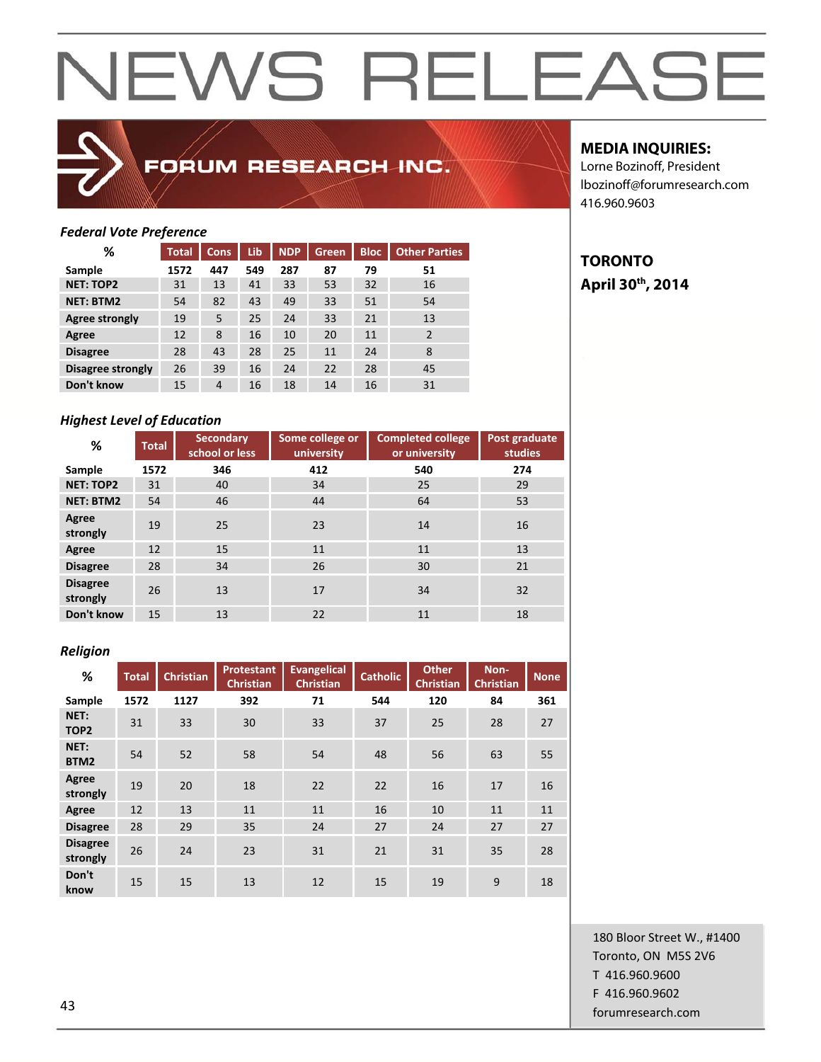# NEWS RELEASE

**FORUM RESEARCH INC.**

**MEDIA INQUIRIES:**
Lorne Bozinoff, President
lbozinoff@forumresearch.com
416.960.9603

**TORONTO**
**April 30th, 2014**

*Federal Vote Preference*

| % | Total | Cons | Lib | NDP | Green | Bloc | Other Parties |
|---|---|---|---|---|---|---|---|
| Sample | 1572 | 447 | 549 | 287 | 87 | 79 | 51 |
| NET: TOP2 | 31 | 13 | 41 | 33 | 53 | 32 | 16 |
| NET: BTM2 | 54 | 82 | 43 | 49 | 33 | 51 | 54 |
| Agree strongly | 19 | 5 | 25 | 24 | 33 | 21 | 13 |
| Agree | 12 | 8 | 16 | 10 | 20 | 11 | 2 |
| Disagree | 28 | 43 | 28 | 25 | 11 | 24 | 8 |
| Disagree strongly | 26 | 39 | 16 | 24 | 22 | 28 | 45 |
| Don't know | 15 | 4 | 16 | 18 | 14 | 16 | 31 |

*Highest Level of Education*

| % | Total | Secondary school or less | Some college or university | Completed college or university | Post graduate studies |
|---|---|---|---|---|---|
| Sample | 1572 | 346 | 412 | 540 | 274 |
| NET: TOP2 | 31 | 40 | 34 | 25 | 29 |
| NET: BTM2 | 54 | 46 | 44 | 64 | 53 |
| Agree strongly | 19 | 25 | 23 | 14 | 16 |
| Agree | 12 | 15 | 11 | 11 | 13 |
| Disagree | 28 | 34 | 26 | 30 | 21 |
| Disagree strongly | 26 | 13 | 17 | 34 | 32 |
| Don't know | 15 | 13 | 22 | 11 | 18 |

*Religion*

| % | Total | Christian | Protestant Christian | Evangelical Christian | Catholic | Other Christian | Non-Christian | None |
|---|---|---|---|---|---|---|---|---|
| Sample | 1572 | 1127 | 392 | 71 | 544 | 120 | 84 | 361 |
| NET: TOP2 | 31 | 33 | 30 | 33 | 37 | 25 | 28 | 27 |
| NET: BTM2 | 54 | 52 | 58 | 54 | 48 | 56 | 63 | 55 |
| Agree strongly | 19 | 20 | 18 | 22 | 22 | 16 | 17 | 16 |
| Agree | 12 | 13 | 11 | 11 | 16 | 10 | 11 | 11 |
| Disagree | 28 | 29 | 35 | 24 | 27 | 24 | 27 | 27 |
| Disagree strongly | 26 | 24 | 23 | 31 | 21 | 31 | 35 | 28 |
| Don't know | 15 | 15 | 13 | 12 | 15 | 19 | 9 | 18 |

180 Bloor Street W., #1400
Toronto, ON M5S 2V6
T 416.960.9600
F 416.960.9602
forumresearch.com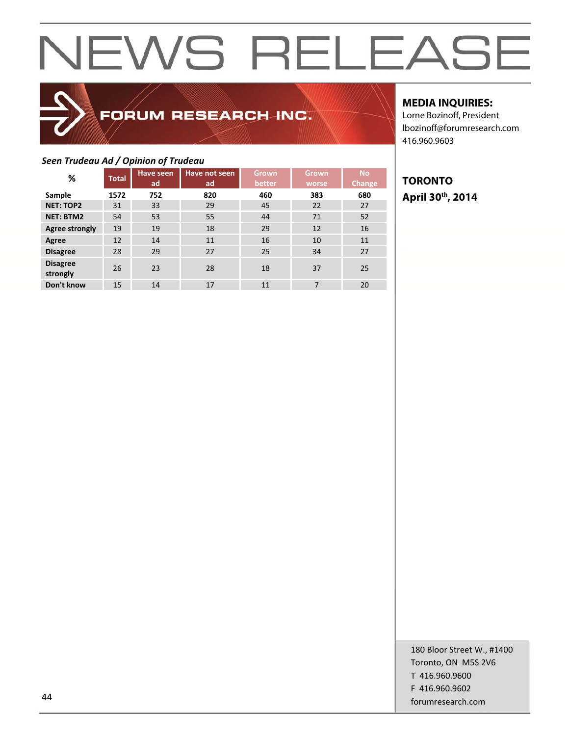# NEWS RELEASE

FORUM RESEARCH INC.

**MEDIA INQUIRIES:**
Lorne Bozinoff, President
lbozinoff@forumresearch.com
416.960.9603

**TORONTO**
**April 30th, 2014**

*Seen Trudeau Ad / Opinion of Trudeau*

| % | Total | Have seen ad | Have not seen ad | Grown better | Grown worse | No Change |
|---|---|---|---|---|---|---|
| **Sample** | **1572** | **752** | **820** | **460** | **383** | **680** |
| **NET: TOP2** | 31 | 33 | 29 | 45 | 22 | 27 |
| **NET: BTM2** | 54 | 53 | 55 | 44 | 71 | 52 |
| **Agree strongly** | 19 | 19 | 18 | 29 | 12 | 16 |
| **Agree** | 12 | 14 | 11 | 16 | 10 | 11 |
| **Disagree** | 28 | 29 | 27 | 25 | 34 | 27 |
| **Disagree strongly** | 26 | 23 | 28 | 18 | 37 | 25 |
| **Don't know** | 15 | 14 | 17 | 11 | 7 | 20 |

180 Bloor Street W., #1400
Toronto, ON M5S 2V6
T 416.960.9600
F 416.960.9602
forumresearch.com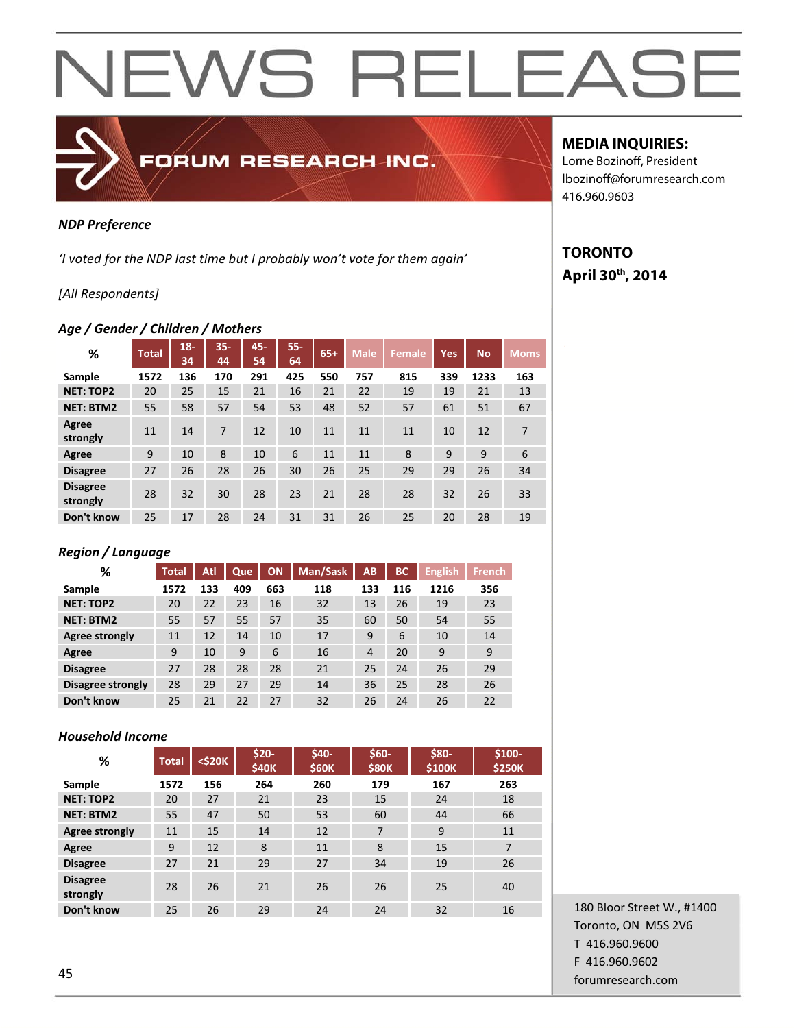# NEWS RELEASE

FORUM RESEARCH INC.

**MEDIA INQUIRIES:**
Lorne Bozinoff, President
lbozinoff@forumresearch.com
416.960.9603

**TORONTO**
**April 30th, 2014**

***NDP Preference***

*'I voted for the NDP last time but I probably won't vote for them again'*

*[All Respondents]*

***Age / Gender / Children / Mothers***

| % | Total | 18-34 | 35-44 | 45-54 | 55-64 | 65+ | Male | Female | Yes | No | Moms |
|---|---|---|---|---|---|---|---|---|---|---|---|
| **Sample** | **1572** | **136** | **170** | **291** | **425** | **550** | **757** | **815** | **339** | **1233** | **163** |
| **NET: TOP2** | 20 | 25 | 15 | 21 | 16 | 21 | 22 | 19 | 19 | 21 | 13 |
| **NET: BTM2** | 55 | 58 | 57 | 54 | 53 | 48 | 52 | 57 | 61 | 51 | 67 |
| **Agree strongly** | 11 | 14 | 7 | 12 | 10 | 11 | 11 | 11 | 10 | 12 | 7 |
| **Agree** | 9 | 10 | 8 | 10 | 6 | 11 | 11 | 8 | 9 | 9 | 6 |
| **Disagree** | 27 | 26 | 28 | 26 | 30 | 26 | 25 | 29 | 29 | 26 | 34 |
| **Disagree strongly** | 28 | 32 | 30 | 28 | 23 | 21 | 28 | 28 | 32 | 26 | 33 |
| **Don't know** | 25 | 17 | 28 | 24 | 31 | 31 | 26 | 25 | 20 | 28 | 19 |

***Region / Language***

| % | Total | Atl | Que | ON | Man/Sask | AB | BC | English | French |
|---|---|---|---|---|---|---|---|---|---|
| **Sample** | **1572** | **133** | **409** | **663** | **118** | **133** | **116** | **1216** | **356** |
| **NET: TOP2** | 20 | 22 | 23 | 16 | 32 | 13 | 26 | 19 | 23 |
| **NET: BTM2** | 55 | 57 | 55 | 57 | 35 | 60 | 50 | 54 | 55 |
| **Agree strongly** | 11 | 12 | 14 | 10 | 17 | 9 | 6 | 10 | 14 |
| **Agree** | 9 | 10 | 9 | 6 | 16 | 4 | 20 | 9 | 9 |
| **Disagree** | 27 | 28 | 28 | 28 | 21 | 25 | 24 | 26 | 29 |
| **Disagree strongly** | 28 | 29 | 27 | 29 | 14 | 36 | 25 | 28 | 26 |
| **Don't know** | 25 | 21 | 22 | 27 | 32 | 26 | 24 | 26 | 22 |

***Household Income***

| % | Total | <$20K | $20-$40K | $40-$60K | $60-$80K | $80-$100K | $100-$250K |
|---|---|---|---|---|---|---|---|
| **Sample** | **1572** | **156** | **264** | **260** | **179** | **167** | **263** |
| **NET: TOP2** | 20 | 27 | 21 | 23 | 15 | 24 | 18 |
| **NET: BTM2** | 55 | 47 | 50 | 53 | 60 | 44 | 66 |
| **Agree strongly** | 11 | 15 | 14 | 12 | 7 | 9 | 11 |
| **Agree** | 9 | 12 | 8 | 11 | 8 | 15 | 7 |
| **Disagree** | 27 | 21 | 29 | 27 | 34 | 19 | 26 |
| **Disagree strongly** | 28 | 26 | 21 | 26 | 26 | 25 | 40 |
| **Don't know** | 25 | 26 | 29 | 24 | 24 | 32 | 16 |

180 Bloor Street W., #1400
Toronto, ON M5S 2V6
T 416.960.9600
F 416.960.9602
forumresearch.com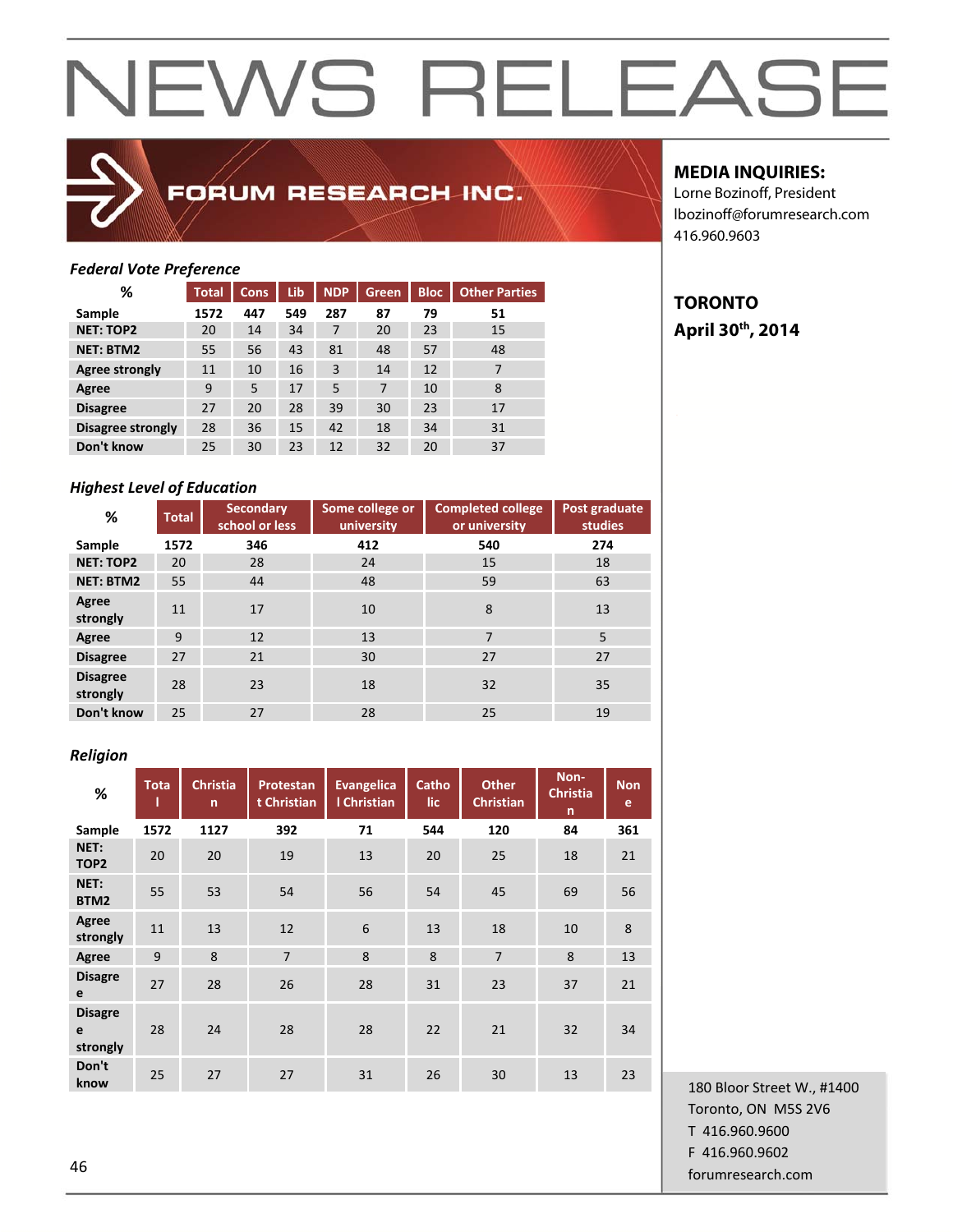# NEWS RELEASE

**FORUM RESEARCH INC.**

**MEDIA INQUIRIES:**
Lorne Bozinoff, President
lbozinoff@forumresearch.com
416.960.9603

**TORONTO**
**April 30th, 2014**

### *Federal Vote Preference*

| % | Total | Cons | Lib | NDP | Green | Bloc | Other Parties |
|---|---|---|---|---|---|---|---|
| Sample | 1572 | 447 | 549 | 287 | 87 | 79 | 51 |
| NET: TOP2 | 20 | 14 | 34 | 7 | 20 | 23 | 15 |
| NET: BTM2 | 55 | 56 | 43 | 81 | 48 | 57 | 48 |
| Agree strongly | 11 | 10 | 16 | 3 | 14 | 12 | 7 |
| Agree | 9 | 5 | 17 | 5 | 7 | 10 | 8 |
| Disagree | 27 | 20 | 28 | 39 | 30 | 23 | 17 |
| Disagree strongly | 28 | 36 | 15 | 42 | 18 | 34 | 31 |
| Don't know | 25 | 30 | 23 | 12 | 32 | 20 | 37 |

### *Highest Level of Education*

| % | Total | Secondary school or less | Some college or university | Completed college or university | Post graduate studies |
|---|---|---|---|---|---|
| Sample | 1572 | 346 | 412 | 540 | 274 |
| NET: TOP2 | 20 | 28 | 24 | 15 | 18 |
| NET: BTM2 | 55 | 44 | 48 | 59 | 63 |
| Agree strongly | 11 | 17 | 10 | 8 | 13 |
| Agree | 9 | 12 | 13 | 7 | 5 |
| Disagree | 27 | 21 | 30 | 27 | 27 |
| Disagree strongly | 28 | 23 | 18 | 32 | 35 |
| Don't know | 25 | 27 | 28 | 25 | 19 |

### *Religion*

| % | Total | Christian | Protestant Christian | Evangelical Christian | Catholic | Other Christian | Non-Christian | None |
|---|---|---|---|---|---|---|---|---|
| Sample | 1572 | 1127 | 392 | 71 | 544 | 120 | 84 | 361 |
| NET: TOP2 | 20 | 20 | 19 | 13 | 20 | 25 | 18 | 21 |
| NET: BTM2 | 55 | 53 | 54 | 56 | 54 | 45 | 69 | 56 |
| Agree strongly | 11 | 13 | 12 | 6 | 13 | 18 | 10 | 8 |
| Agree | 9 | 8 | 7 | 8 | 8 | 7 | 8 | 13 |
| Disagree | 27 | 28 | 26 | 28 | 31 | 23 | 37 | 21 |
| Disagree strongly | 28 | 24 | 28 | 28 | 22 | 21 | 32 | 34 |
| Don't know | 25 | 27 | 27 | 31 | 26 | 30 | 13 | 23 |

180 Bloor Street W., #1400
Toronto, ON M5S 2V6
T 416.960.9600
F 416.960.9602
forumresearch.com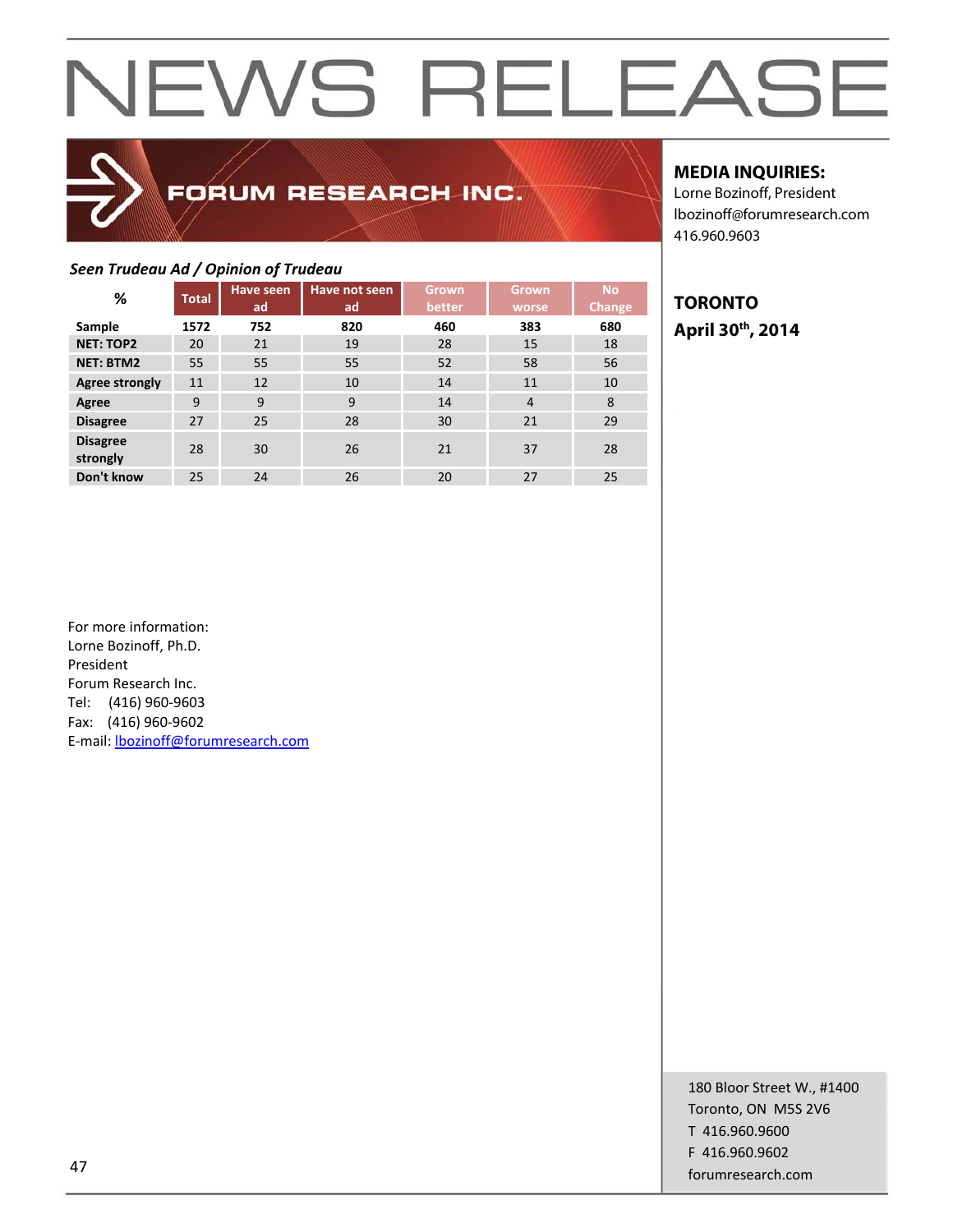# NEWS RELEASE

FORUM RESEARCH INC.

**MEDIA INQUIRIES:**
Lorne Bozinoff, President
lbozinoff@forumresearch.com
416.960.9603

**TORONTO**
**April 30th, 2014**

***Seen Trudeau Ad / Opinion of Trudeau***

| % | Total | Have seen ad | Have not seen ad | Grown better | Grown worse | No Change |
|---|---|---|---|---|---|---|
| **Sample** | **1572** | **752** | **820** | **460** | **383** | **680** |
| **NET: TOP2** | 20 | 21 | 19 | 28 | 15 | 18 |
| **NET: BTM2** | 55 | 55 | 55 | 52 | 58 | 56 |
| **Agree strongly** | 11 | 12 | 10 | 14 | 11 | 10 |
| **Agree** | 9 | 9 | 9 | 14 | 4 | 8 |
| **Disagree** | 27 | 25 | 28 | 30 | 21 | 29 |
| **Disagree strongly** | 28 | 30 | 26 | 21 | 37 | 28 |
| **Don't know** | 25 | 24 | 26 | 20 | 27 | 25 |

For more information:
Lorne Bozinoff, Ph.D.
President
Forum Research Inc.
Tel: (416) 960-9603
Fax: (416) 960-9602
E-mail: lbozinoff@forumresearch.com

180 Bloor Street W., #1400
Toronto, ON M5S 2V6
T 416.960.9600
F 416.960.9602
forumresearch.com